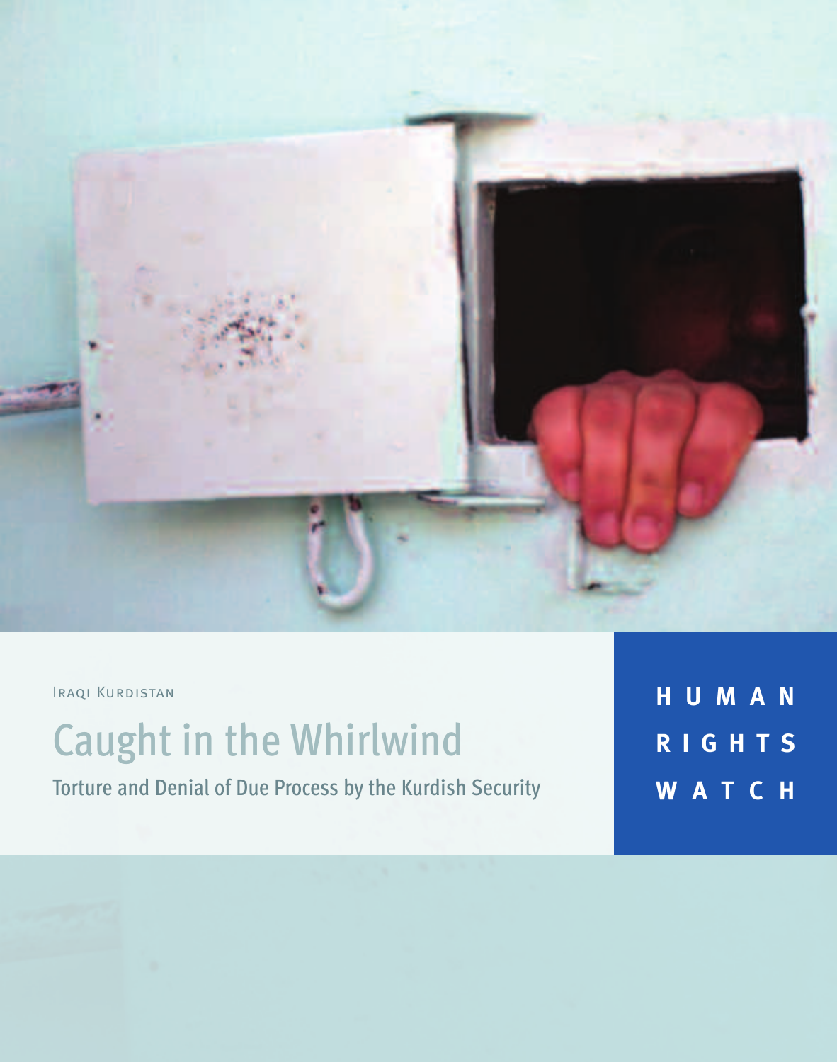Iraqi Kurdistan

# Caught in the Whirlwind

## Torture and Denial of Due Process by the Kurdish Security

**HUMAN RIGHTS WATCH**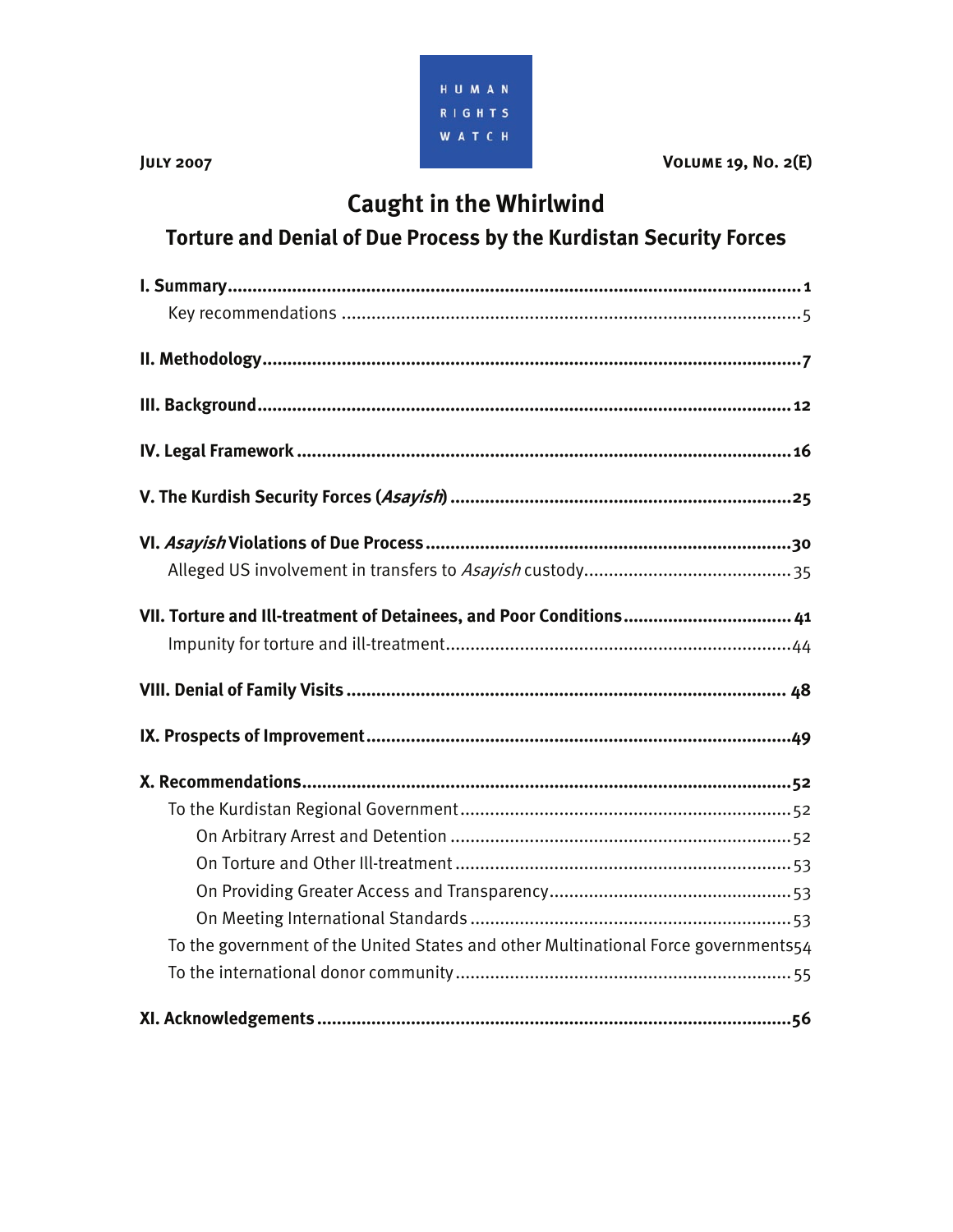HUMAN RIGHTS WATCH

July 2007 Volume 19, No. 2(E)

# Caught in the Whirlwind

## Torture and Denial of Due Process by the Kurdistan Security Forces

**I. Summary** 1

Key recommendations 5

**II. Methodology** 7

**III. Background** 12

**IV. Legal Framework** 16

**V. The Kurdish Security Forces (*Asayish*)** 25

**VI. *Asayish* Violations of Due Process** 30

Alleged US involvement in transfers to *Asayish* custody 35

**VII. Torture and Ill-treatment of Detainees, and Poor Conditions** 41

Impunity for torture and ill-treatment 44

**VIII. Denial of Family Visits** 48

**IX. Prospects of Improvement** 49

**X. Recommendations** 52

To the Kurdistan Regional Government 52

On Arbitrary Arrest and Detention 52

On Torture and Other Ill-treatment 53

On Providing Greater Access and Transparency 53

On Meeting International Standards 53

To the government of the United States and other Multinational Force governments 54

To the international donor community 55

**XI. Acknowledgements** 56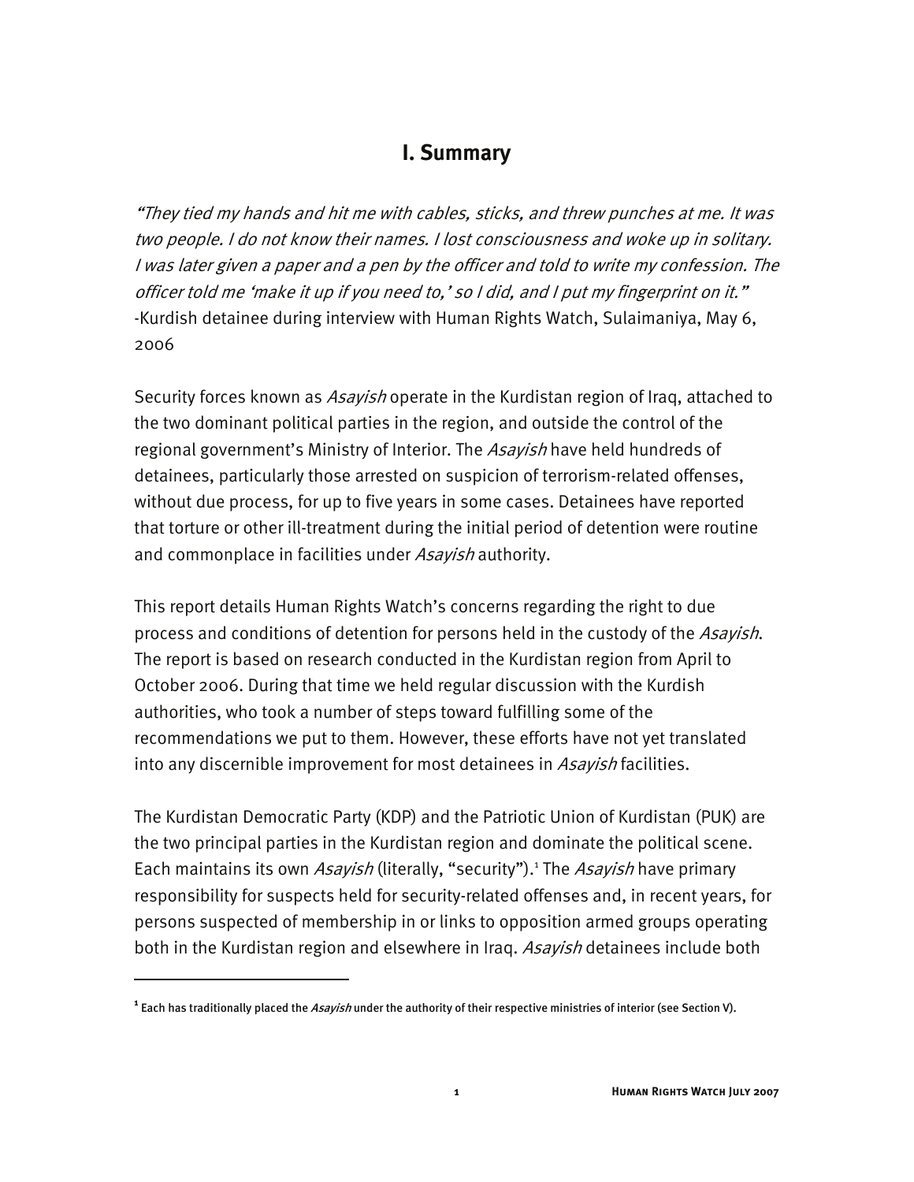# I. Summary

*"They tied my hands and hit me with cables, sticks, and threw punches at me. It was two people. I do not know their names. I lost consciousness and woke up in solitary. I was later given a paper and a pen by the officer and told to write my confession. The officer told me 'make it up if you need to,' so I did, and I put my fingerprint on it."*
-Kurdish detainee during interview with Human Rights Watch, Sulaimaniya, May 6, 2006

Security forces known as *Asayish* operate in the Kurdistan region of Iraq, attached to the two dominant political parties in the region, and outside the control of the regional government's Ministry of Interior. The *Asayish* have held hundreds of detainees, particularly those arrested on suspicion of terrorism-related offenses, without due process, for up to five years in some cases. Detainees have reported that torture or other ill-treatment during the initial period of detention were routine and commonplace in facilities under *Asayish* authority.

This report details Human Rights Watch's concerns regarding the right to due process and conditions of detention for persons held in the custody of the *Asayish*. The report is based on research conducted in the Kurdistan region from April to October 2006. During that time we held regular discussion with the Kurdish authorities, who took a number of steps toward fulfilling some of the recommendations we put to them. However, these efforts have not yet translated into any discernible improvement for most detainees in *Asayish* facilities.

The Kurdistan Democratic Party (KDP) and the Patriotic Union of Kurdistan (PUK) are the two principal parties in the Kurdistan region and dominate the political scene. Each maintains its own *Asayish* (literally, "security").[1] The *Asayish* have primary responsibility for suspects held for security-related offenses and, in recent years, for persons suspected of membership in or links to opposition armed groups operating both in the Kurdistan region and elsewhere in Iraq. *Asayish* detainees include both

[1] Each has traditionally placed the *Asayish* under the authority of their respective ministries of interior (see Section V).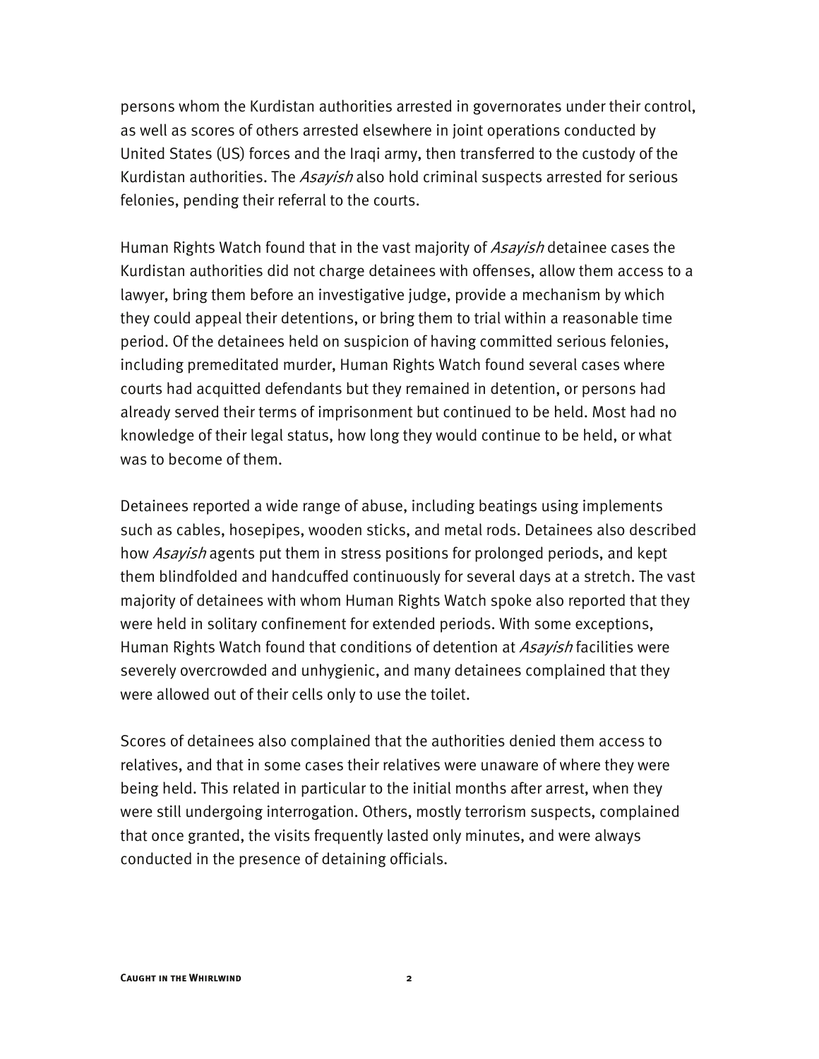persons whom the Kurdistan authorities arrested in governorates under their control, as well as scores of others arrested elsewhere in joint operations conducted by United States (US) forces and the Iraqi army, then transferred to the custody of the Kurdistan authorities. The *Asayish* also hold criminal suspects arrested for serious felonies, pending their referral to the courts.

Human Rights Watch found that in the vast majority of *Asayish* detainee cases the Kurdistan authorities did not charge detainees with offenses, allow them access to a lawyer, bring them before an investigative judge, provide a mechanism by which they could appeal their detentions, or bring them to trial within a reasonable time period. Of the detainees held on suspicion of having committed serious felonies, including premeditated murder, Human Rights Watch found several cases where courts had acquitted defendants but they remained in detention, or persons had already served their terms of imprisonment but continued to be held. Most had no knowledge of their legal status, how long they would continue to be held, or what was to become of them.

Detainees reported a wide range of abuse, including beatings using implements such as cables, hosepipes, wooden sticks, and metal rods. Detainees also described how *Asayish* agents put them in stress positions for prolonged periods, and kept them blindfolded and handcuffed continuously for several days at a stretch. The vast majority of detainees with whom Human Rights Watch spoke also reported that they were held in solitary confinement for extended periods. With some exceptions, Human Rights Watch found that conditions of detention at *Asayish* facilities were severely overcrowded and unhygienic, and many detainees complained that they were allowed out of their cells only to use the toilet.

Scores of detainees also complained that the authorities denied them access to relatives, and that in some cases their relatives were unaware of where they were being held. This related in particular to the initial months after arrest, when they were still undergoing interrogation. Others, mostly terrorism suspects, complained that once granted, the visits frequently lasted only minutes, and were always conducted in the presence of detaining officials.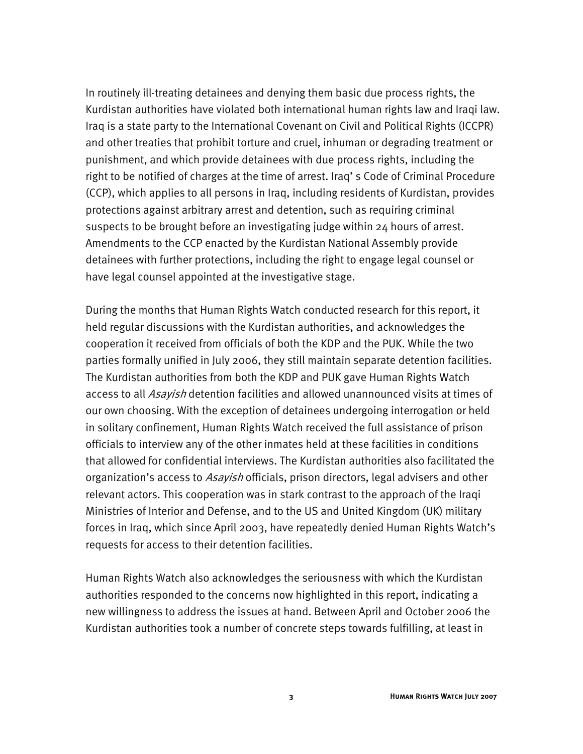In routinely ill-treating detainees and denying them basic due process rights, the Kurdistan authorities have violated both international human rights law and Iraqi law. Iraq is a state party to the International Covenant on Civil and Political Rights (ICCPR) and other treaties that prohibit torture and cruel, inhuman or degrading treatment or punishment, and which provide detainees with due process rights, including the right to be notified of charges at the time of arrest. Iraq' s Code of Criminal Procedure (CCP), which applies to all persons in Iraq, including residents of Kurdistan, provides protections against arbitrary arrest and detention, such as requiring criminal suspects to be brought before an investigating judge within 24 hours of arrest. Amendments to the CCP enacted by the Kurdistan National Assembly provide detainees with further protections, including the right to engage legal counsel or have legal counsel appointed at the investigative stage.

During the months that Human Rights Watch conducted research for this report, it held regular discussions with the Kurdistan authorities, and acknowledges the cooperation it received from officials of both the KDP and the PUK. While the two parties formally unified in July 2006, they still maintain separate detention facilities. The Kurdistan authorities from both the KDP and PUK gave Human Rights Watch access to all *Asayish* detention facilities and allowed unannounced visits at times of our own choosing. With the exception of detainees undergoing interrogation or held in solitary confinement, Human Rights Watch received the full assistance of prison officials to interview any of the other inmates held at these facilities in conditions that allowed for confidential interviews. The Kurdistan authorities also facilitated the organization's access to *Asayish* officials, prison directors, legal advisers and other relevant actors. This cooperation was in stark contrast to the approach of the Iraqi Ministries of Interior and Defense, and to the US and United Kingdom (UK) military forces in Iraq, which since April 2003, have repeatedly denied Human Rights Watch's requests for access to their detention facilities.

Human Rights Watch also acknowledges the seriousness with which the Kurdistan authorities responded to the concerns now highlighted in this report, indicating a new willingness to address the issues at hand. Between April and October 2006 the Kurdistan authorities took a number of concrete steps towards fulfilling, at least in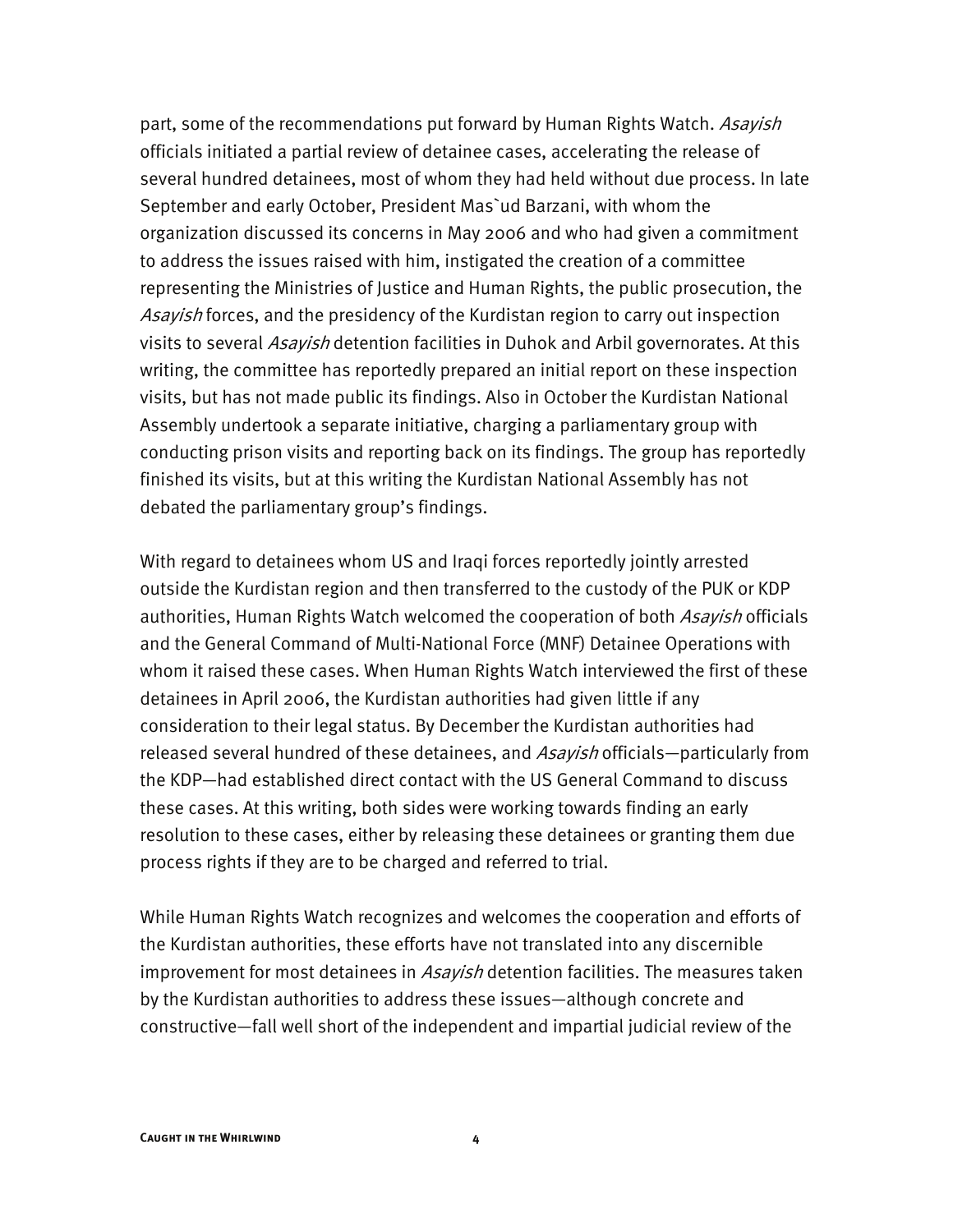part, some of the recommendations put forward by Human Rights Watch. *Asayish* officials initiated a partial review of detainee cases, accelerating the release of several hundred detainees, most of whom they had held without due process. In late September and early October, President Mas`ud Barzani, with whom the organization discussed its concerns in May 2006 and who had given a commitment to address the issues raised with him, instigated the creation of a committee representing the Ministries of Justice and Human Rights, the public prosecution, the *Asayish* forces, and the presidency of the Kurdistan region to carry out inspection visits to several *Asayish* detention facilities in Duhok and Arbil governorates. At this writing, the committee has reportedly prepared an initial report on these inspection visits, but has not made public its findings. Also in October the Kurdistan National Assembly undertook a separate initiative, charging a parliamentary group with conducting prison visits and reporting back on its findings. The group has reportedly finished its visits, but at this writing the Kurdistan National Assembly has not debated the parliamentary group's findings.

With regard to detainees whom US and Iraqi forces reportedly jointly arrested outside the Kurdistan region and then transferred to the custody of the PUK or KDP authorities, Human Rights Watch welcomed the cooperation of both *Asayish* officials and the General Command of Multi-National Force (MNF) Detainee Operations with whom it raised these cases. When Human Rights Watch interviewed the first of these detainees in April 2006, the Kurdistan authorities had given little if any consideration to their legal status. By December the Kurdistan authorities had released several hundred of these detainees, and *Asayish* officials—particularly from the KDP—had established direct contact with the US General Command to discuss these cases. At this writing, both sides were working towards finding an early resolution to these cases, either by releasing these detainees or granting them due process rights if they are to be charged and referred to trial.

While Human Rights Watch recognizes and welcomes the cooperation and efforts of the Kurdistan authorities, these efforts have not translated into any discernible improvement for most detainees in *Asayish* detention facilities. The measures taken by the Kurdistan authorities to address these issues—although concrete and constructive—fall well short of the independent and impartial judicial review of the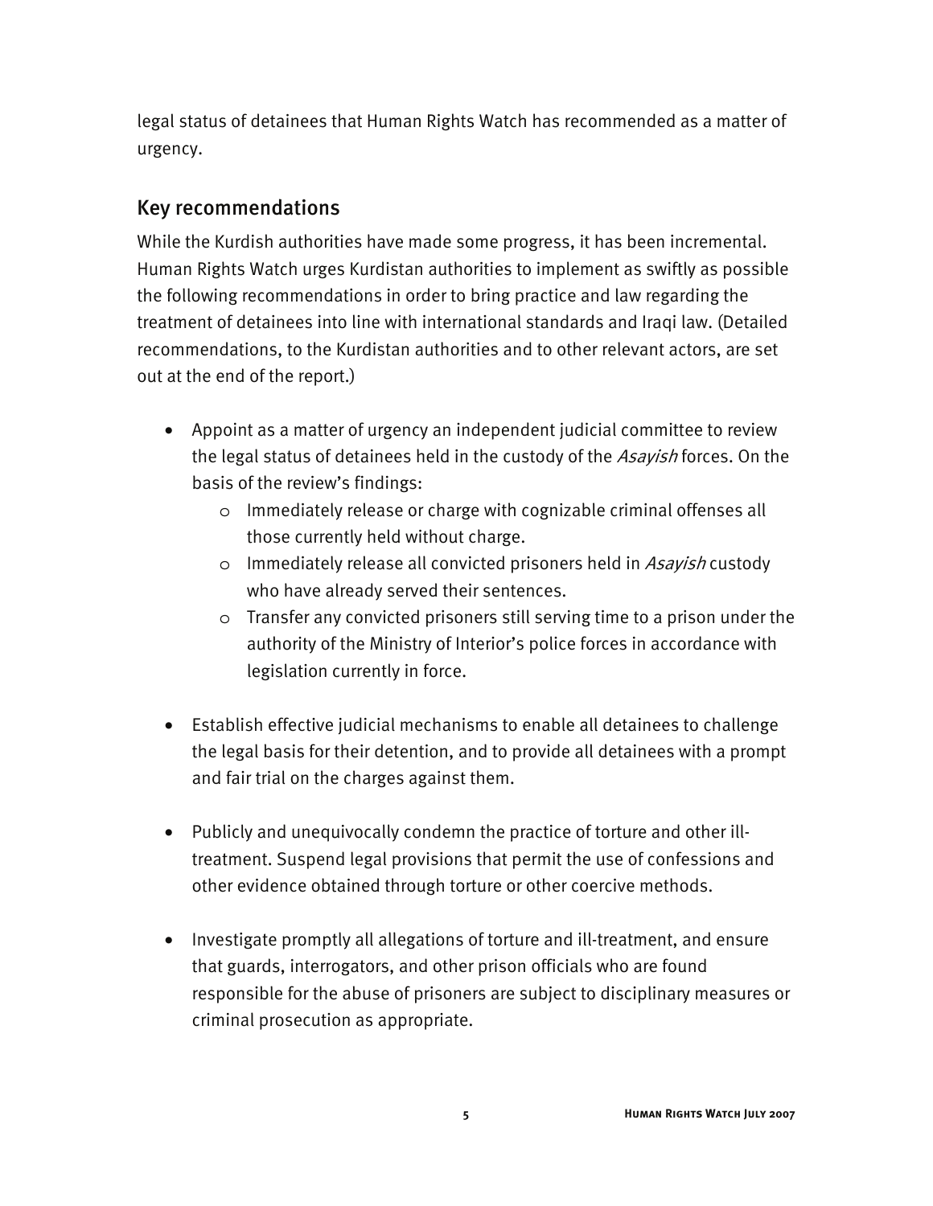legal status of detainees that Human Rights Watch has recommended as a matter of urgency.

## Key recommendations

While the Kurdish authorities have made some progress, it has been incremental. Human Rights Watch urges Kurdistan authorities to implement as swiftly as possible the following recommendations in order to bring practice and law regarding the treatment of detainees into line with international standards and Iraqi law. (Detailed recommendations, to the Kurdistan authorities and to other relevant actors, are set out at the end of the report.)

- Appoint as a matter of urgency an independent judicial committee to review the legal status of detainees held in the custody of the *Asayish* forces. On the basis of the review's findings:
  - Immediately release or charge with cognizable criminal offenses all those currently held without charge.
  - Immediately release all convicted prisoners held in *Asayish* custody who have already served their sentences.
  - Transfer any convicted prisoners still serving time to a prison under the authority of the Ministry of Interior's police forces in accordance with legislation currently in force.

- Establish effective judicial mechanisms to enable all detainees to challenge the legal basis for their detention, and to provide all detainees with a prompt and fair trial on the charges against them.

- Publicly and unequivocally condemn the practice of torture and other ill-treatment. Suspend legal provisions that permit the use of confessions and other evidence obtained through torture or other coercive methods.

- Investigate promptly all allegations of torture and ill-treatment, and ensure that guards, interrogators, and other prison officials who are found responsible for the abuse of prisoners are subject to disciplinary measures or criminal prosecution as appropriate.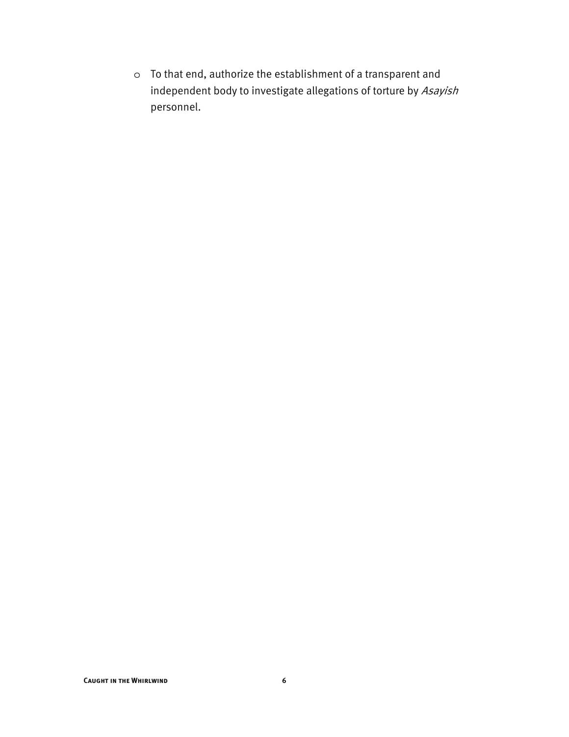- To that end, authorize the establishment of a transparent and independent body to investigate allegations of torture by *Asayish* personnel.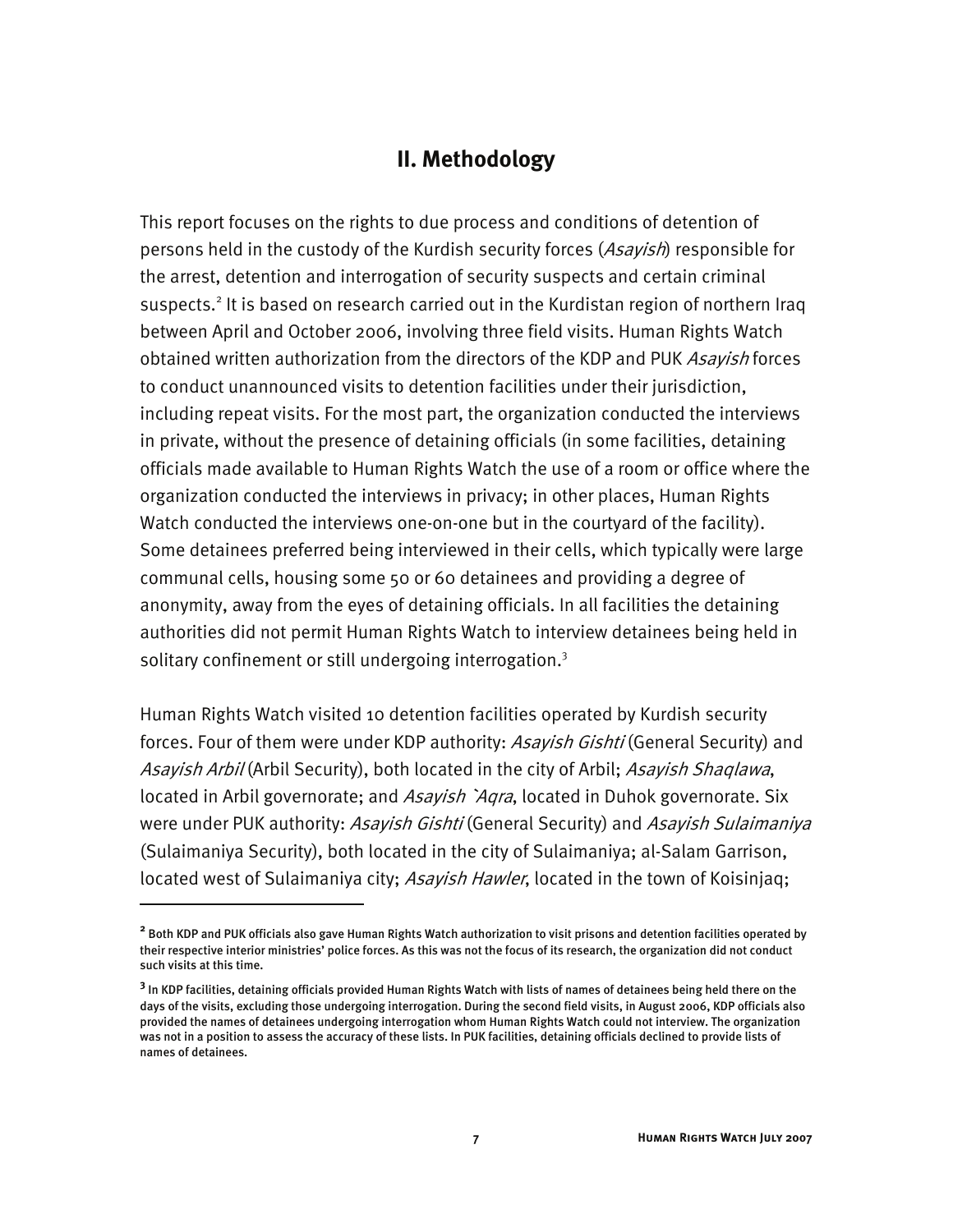## II. Methodology

This report focuses on the rights to due process and conditions of detention of persons held in the custody of the Kurdish security forces (*Asayish*) responsible for the arrest, detention and interrogation of security suspects and certain criminal suspects.[2] It is based on research carried out in the Kurdistan region of northern Iraq between April and October 2006, involving three field visits. Human Rights Watch obtained written authorization from the directors of the KDP and PUK *Asayish* forces to conduct unannounced visits to detention facilities under their jurisdiction, including repeat visits. For the most part, the organization conducted the interviews in private, without the presence of detaining officials (in some facilities, detaining officials made available to Human Rights Watch the use of a room or office where the organization conducted the interviews in privacy; in other places, Human Rights Watch conducted the interviews one-on-one but in the courtyard of the facility). Some detainees preferred being interviewed in their cells, which typically were large communal cells, housing some 50 or 60 detainees and providing a degree of anonymity, away from the eyes of detaining officials. In all facilities the detaining authorities did not permit Human Rights Watch to interview detainees being held in solitary confinement or still undergoing interrogation.[3]

Human Rights Watch visited 10 detention facilities operated by Kurdish security forces. Four of them were under KDP authority: *Asayish Gishti* (General Security) and *Asayish Arbil* (Arbil Security), both located in the city of Arbil; *Asayish Shaqlawa*, located in Arbil governorate; and *Asayish `Aqra*, located in Duhok governorate. Six were under PUK authority: *Asayish Gishti* (General Security) and *Asayish Sulaimaniya* (Sulaimaniya Security), both located in the city of Sulaimaniya; al-Salam Garrison, located west of Sulaimaniya city; *Asayish Hawler*, located in the town of Koisinjaq;

---

**2** Both KDP and PUK officials also gave Human Rights Watch authorization to visit prisons and detention facilities operated by their respective interior ministries' police forces. As this was not the focus of its research, the organization did not conduct such visits at this time.

**3** In KDP facilities, detaining officials provided Human Rights Watch with lists of names of detainees being held there on the days of the visits, excluding those undergoing interrogation. During the second field visits, in August 2006, KDP officials also provided the names of detainees undergoing interrogation whom Human Rights Watch could not interview. The organization was not in a position to assess the accuracy of these lists. In PUK facilities, detaining officials declined to provide lists of names of detainees.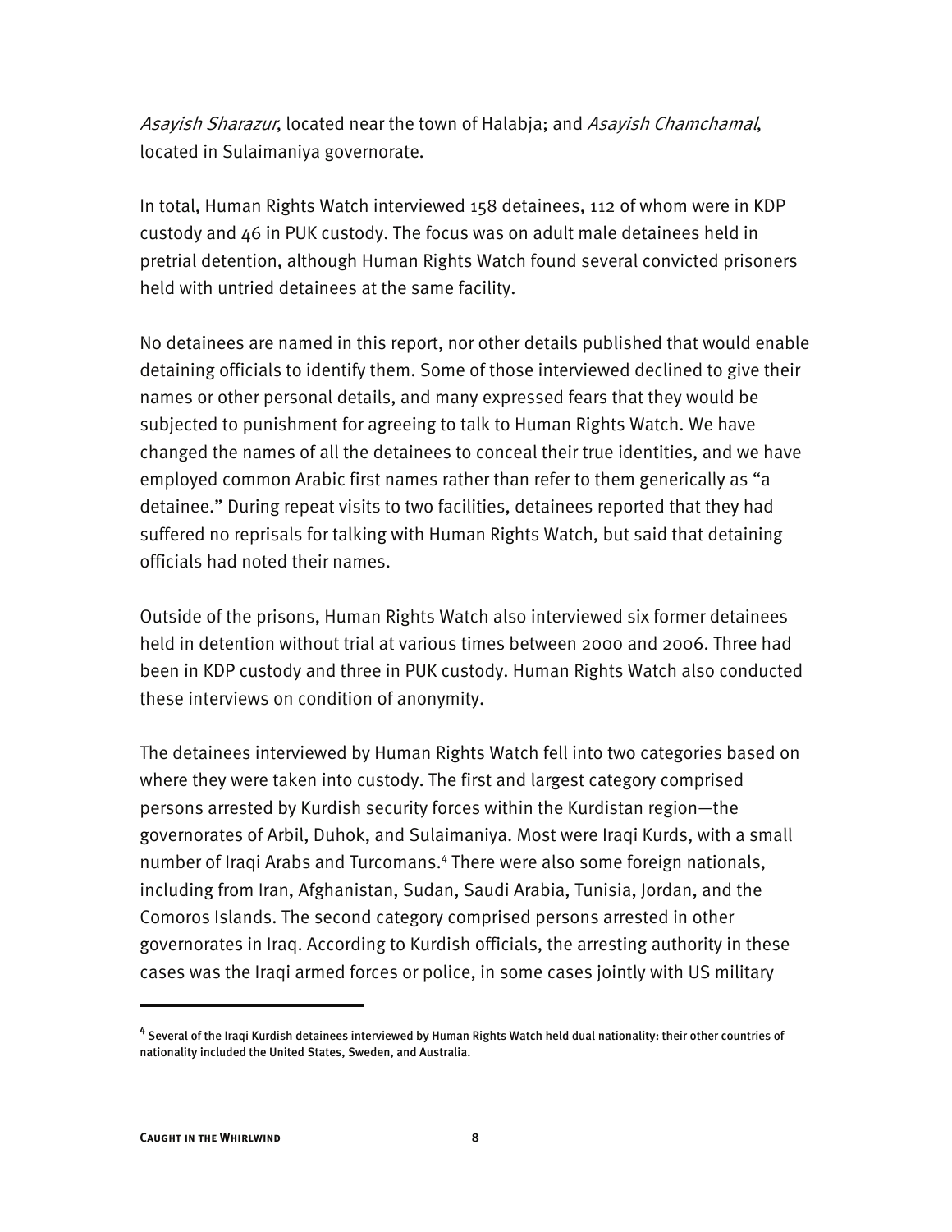*Asayish Sharazur*, located near the town of Halabja; and *Asayish Chamchamal*, located in Sulaimaniya governorate.

In total, Human Rights Watch interviewed 158 detainees, 112 of whom were in KDP custody and 46 in PUK custody. The focus was on adult male detainees held in pretrial detention, although Human Rights Watch found several convicted prisoners held with untried detainees at the same facility.

No detainees are named in this report, nor other details published that would enable detaining officials to identify them. Some of those interviewed declined to give their names or other personal details, and many expressed fears that they would be subjected to punishment for agreeing to talk to Human Rights Watch. We have changed the names of all the detainees to conceal their true identities, and we have employed common Arabic first names rather than refer to them generically as "a detainee." During repeat visits to two facilities, detainees reported that they had suffered no reprisals for talking with Human Rights Watch, but said that detaining officials had noted their names.

Outside of the prisons, Human Rights Watch also interviewed six former detainees held in detention without trial at various times between 2000 and 2006. Three had been in KDP custody and three in PUK custody. Human Rights Watch also conducted these interviews on condition of anonymity.

The detainees interviewed by Human Rights Watch fell into two categories based on where they were taken into custody. The first and largest category comprised persons arrested by Kurdish security forces within the Kurdistan region—the governorates of Arbil, Duhok, and Sulaimaniya. Most were Iraqi Kurds, with a small number of Iraqi Arabs and Turcomans.[4] There were also some foreign nationals, including from Iran, Afghanistan, Sudan, Saudi Arabia, Tunisia, Jordan, and the Comoros Islands. The second category comprised persons arrested in other governorates in Iraq. According to Kurdish officials, the arresting authority in these cases was the Iraqi armed forces or police, in some cases jointly with US military

---

[4] Several of the Iraqi Kurdish detainees interviewed by Human Rights Watch held dual nationality: their other countries of nationality included the United States, Sweden, and Australia.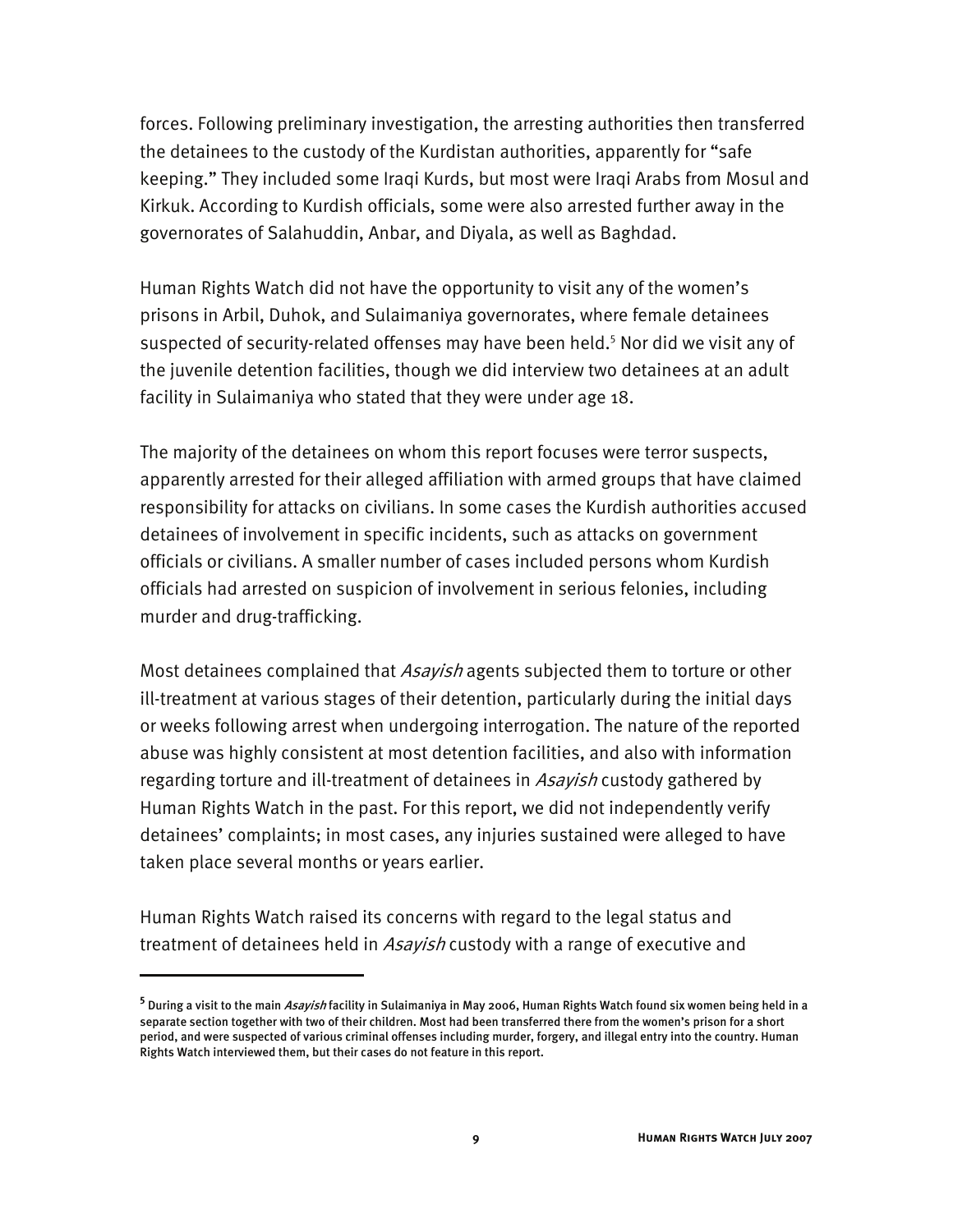forces. Following preliminary investigation, the arresting authorities then transferred the detainees to the custody of the Kurdistan authorities, apparently for "safe keeping." They included some Iraqi Kurds, but most were Iraqi Arabs from Mosul and Kirkuk. According to Kurdish officials, some were also arrested further away in the governorates of Salahuddin, Anbar, and Diyala, as well as Baghdad.

Human Rights Watch did not have the opportunity to visit any of the women's prisons in Arbil, Duhok, and Sulaimaniya governorates, where female detainees suspected of security-related offenses may have been held.[5] Nor did we visit any of the juvenile detention facilities, though we did interview two detainees at an adult facility in Sulaimaniya who stated that they were under age 18.

The majority of the detainees on whom this report focuses were terror suspects, apparently arrested for their alleged affiliation with armed groups that have claimed responsibility for attacks on civilians. In some cases the Kurdish authorities accused detainees of involvement in specific incidents, such as attacks on government officials or civilians. A smaller number of cases included persons whom Kurdish officials had arrested on suspicion of involvement in serious felonies, including murder and drug-trafficking.

Most detainees complained that *Asayish* agents subjected them to torture or other ill-treatment at various stages of their detention, particularly during the initial days or weeks following arrest when undergoing interrogation. The nature of the reported abuse was highly consistent at most detention facilities, and also with information regarding torture and ill-treatment of detainees in *Asayish* custody gathered by Human Rights Watch in the past. For this report, we did not independently verify detainees' complaints; in most cases, any injuries sustained were alleged to have taken place several months or years earlier.

Human Rights Watch raised its concerns with regard to the legal status and treatment of detainees held in *Asayish* custody with a range of executive and

---

[5] During a visit to the main *Asayish* facility in Sulaimaniya in May 2006, Human Rights Watch found six women being held in a separate section together with two of their children. Most had been transferred there from the women's prison for a short period, and were suspected of various criminal offenses including murder, forgery, and illegal entry into the country. Human Rights Watch interviewed them, but their cases do not feature in this report.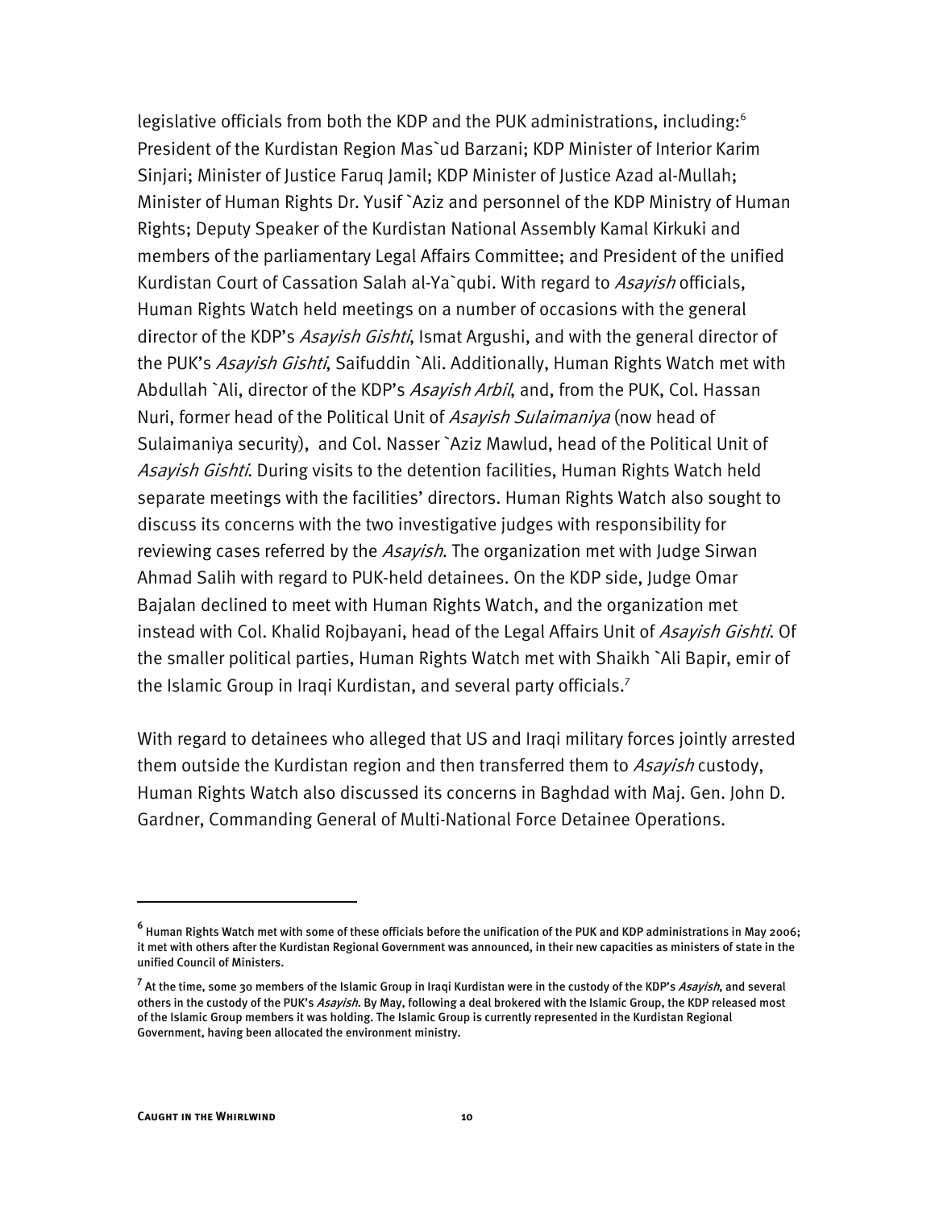legislative officials from both the KDP and the PUK administrations, including:[6] President of the Kurdistan Region Mas`ud Barzani; KDP Minister of Interior Karim Sinjari; Minister of Justice Faruq Jamil; KDP Minister of Justice Azad al-Mullah; Minister of Human Rights Dr. Yusif `Aziz and personnel of the KDP Ministry of Human Rights; Deputy Speaker of the Kurdistan National Assembly Kamal Kirkuki and members of the parliamentary Legal Affairs Committee; and President of the unified Kurdistan Court of Cassation Salah al-Ya`qubi. With regard to *Asayish* officials, Human Rights Watch held meetings on a number of occasions with the general director of the KDP's *Asayish Gishti*, Ismat Argushi, and with the general director of the PUK's *Asayish Gishti*, Saifuddin `Ali. Additionally, Human Rights Watch met with Abdullah `Ali, director of the KDP's *Asayish Arbil*, and, from the PUK, Col. Hassan Nuri, former head of the Political Unit of *Asayish Sulaimaniya* (now head of Sulaimaniya security), and Col. Nasser `Aziz Mawlud, head of the Political Unit of *Asayish Gishti*. During visits to the detention facilities, Human Rights Watch held separate meetings with the facilities' directors. Human Rights Watch also sought to discuss its concerns with the two investigative judges with responsibility for reviewing cases referred by the *Asayish*. The organization met with Judge Sirwan Ahmad Salih with regard to PUK-held detainees. On the KDP side, Judge Omar Bajalan declined to meet with Human Rights Watch, and the organization met instead with Col. Khalid Rojbayani, head of the Legal Affairs Unit of *Asayish Gishti*. Of the smaller political parties, Human Rights Watch met with Shaikh `Ali Bapir, emir of the Islamic Group in Iraqi Kurdistan, and several party officials.[7]

With regard to detainees who alleged that US and Iraqi military forces jointly arrested them outside the Kurdistan region and then transferred them to *Asayish* custody, Human Rights Watch also discussed its concerns in Baghdad with Maj. Gen. John D. Gardner, Commanding General of Multi-National Force Detainee Operations.

---

[6] Human Rights Watch met with some of these officials before the unification of the PUK and KDP administrations in May 2006; it met with others after the Kurdistan Regional Government was announced, in their new capacities as ministers of state in the unified Council of Ministers.

[7] At the time, some 30 members of the Islamic Group in Iraqi Kurdistan were in the custody of the KDP's *Asayish*, and several others in the custody of the PUK's *Asayish*. By May, following a deal brokered with the Islamic Group, the KDP released most of the Islamic Group members it was holding. The Islamic Group is currently represented in the Kurdistan Regional Government, having been allocated the environment ministry.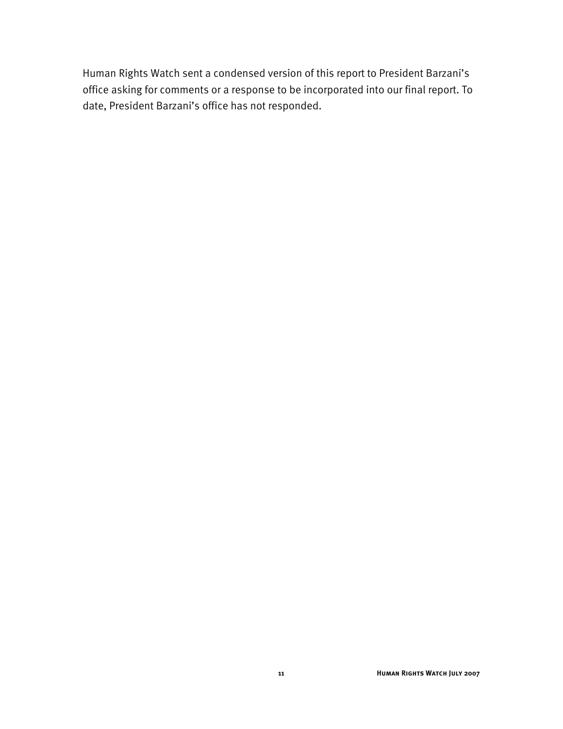Human Rights Watch sent a condensed version of this report to President Barzani's office asking for comments or a response to be incorporated into our final report. To date, President Barzani's office has not responded.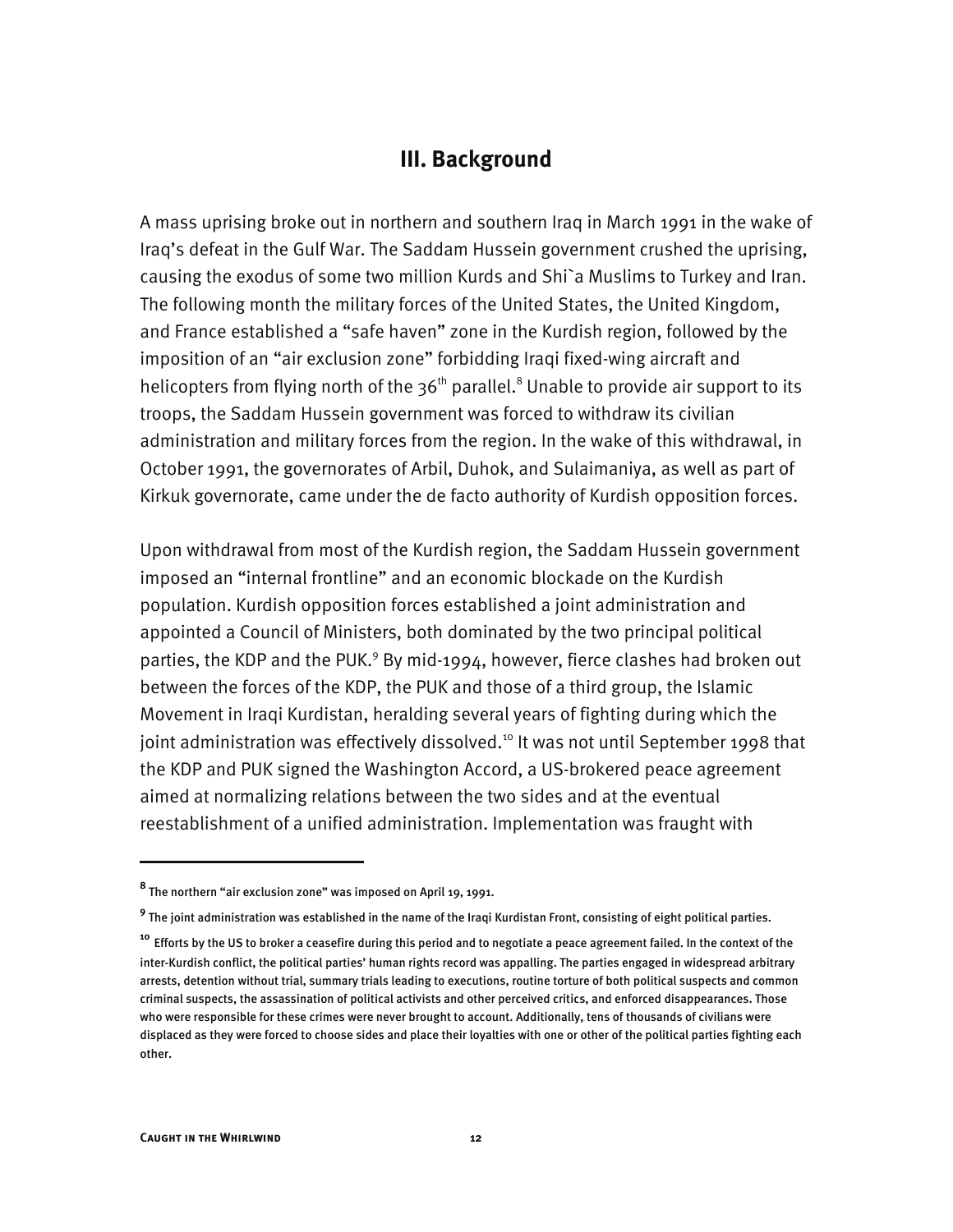## III. Background

A mass uprising broke out in northern and southern Iraq in March 1991 in the wake of Iraq's defeat in the Gulf War. The Saddam Hussein government crushed the uprising, causing the exodus of some two million Kurds and Shi`a Muslims to Turkey and Iran. The following month the military forces of the United States, the United Kingdom, and France established a "safe haven" zone in the Kurdish region, followed by the imposition of an "air exclusion zone" forbidding Iraqi fixed-wing aircraft and helicopters from flying north of the 36th parallel.[8] Unable to provide air support to its troops, the Saddam Hussein government was forced to withdraw its civilian administration and military forces from the region. In the wake of this withdrawal, in October 1991, the governorates of Arbil, Duhok, and Sulaimaniya, as well as part of Kirkuk governorate, came under the de facto authority of Kurdish opposition forces.

Upon withdrawal from most of the Kurdish region, the Saddam Hussein government imposed an "internal frontline" and an economic blockade on the Kurdish population. Kurdish opposition forces established a joint administration and appointed a Council of Ministers, both dominated by the two principal political parties, the KDP and the PUK.[9] By mid-1994, however, fierce clashes had broken out between the forces of the KDP, the PUK and those of a third group, the Islamic Movement in Iraqi Kurdistan, heralding several years of fighting during which the joint administration was effectively dissolved.[10] It was not until September 1998 that the KDP and PUK signed the Washington Accord, a US-brokered peace agreement aimed at normalizing relations between the two sides and at the eventual reestablishment of a unified administration. Implementation was fraught with

---

[8] The northern "air exclusion zone" was imposed on April 19, 1991.

[9] The joint administration was established in the name of the Iraqi Kurdistan Front, consisting of eight political parties.

[10] Efforts by the US to broker a ceasefire during this period and to negotiate a peace agreement failed. In the context of the inter-Kurdish conflict, the political parties' human rights record was appalling. The parties engaged in widespread arbitrary arrests, detention without trial, summary trials leading to executions, routine torture of both political suspects and common criminal suspects, the assassination of political activists and other perceived critics, and enforced disappearances. Those who were responsible for these crimes were never brought to account. Additionally, tens of thousands of civilians were displaced as they were forced to choose sides and place their loyalties with one or other of the political parties fighting each other.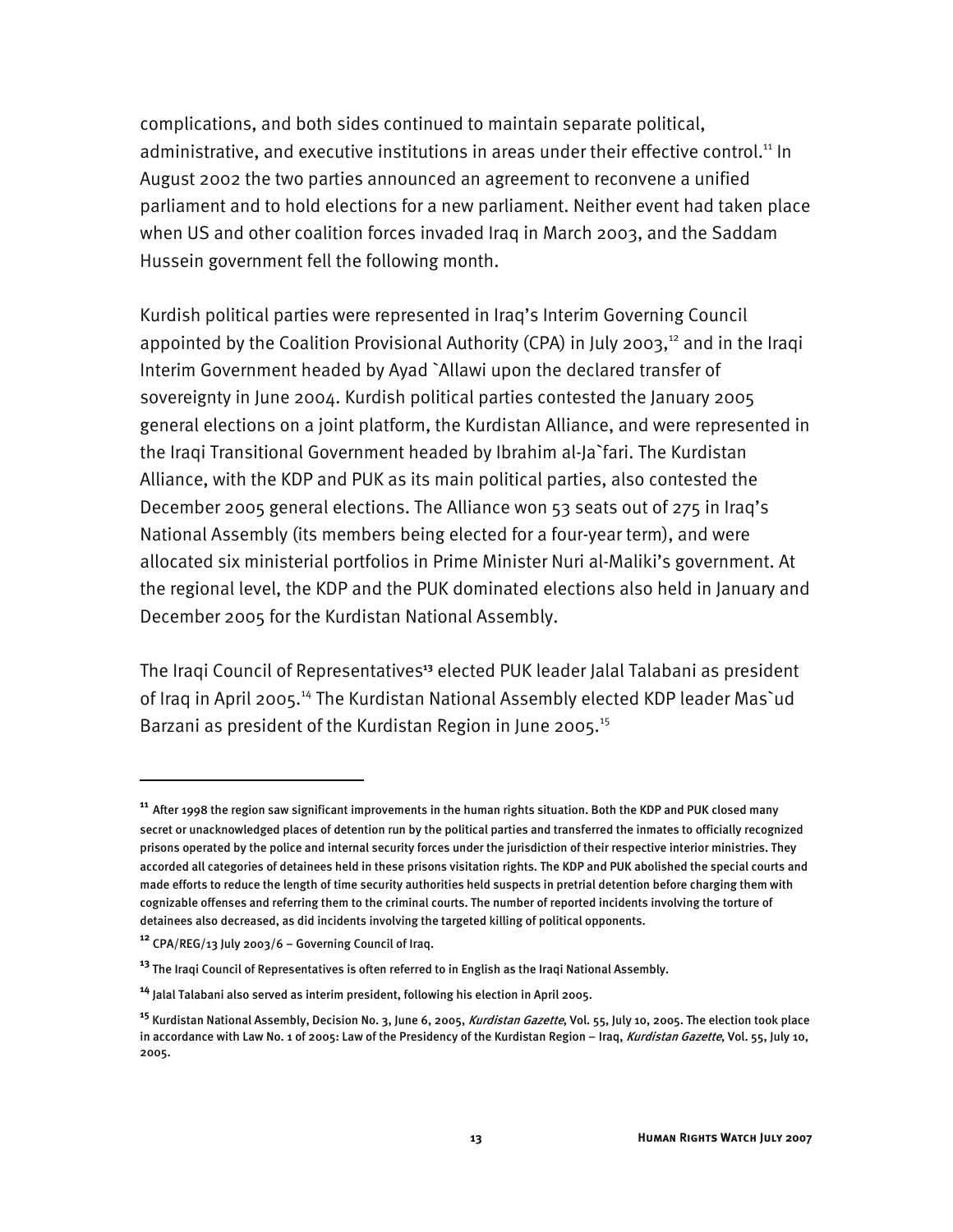complications, and both sides continued to maintain separate political, administrative, and executive institutions in areas under their effective control.[11] In August 2002 the two parties announced an agreement to reconvene a unified parliament and to hold elections for a new parliament. Neither event had taken place when US and other coalition forces invaded Iraq in March 2003, and the Saddam Hussein government fell the following month.

Kurdish political parties were represented in Iraq's Interim Governing Council appointed by the Coalition Provisional Authority (CPA) in July 2003,[12] and in the Iraqi Interim Government headed by Ayad `Allawi upon the declared transfer of sovereignty in June 2004. Kurdish political parties contested the January 2005 general elections on a joint platform, the Kurdistan Alliance, and were represented in the Iraqi Transitional Government headed by Ibrahim al-Ja`fari. The Kurdistan Alliance, with the KDP and PUK as its main political parties, also contested the December 2005 general elections. The Alliance won 53 seats out of 275 in Iraq's National Assembly (its members being elected for a four-year term), and were allocated six ministerial portfolios in Prime Minister Nuri al-Maliki's government. At the regional level, the KDP and the PUK dominated elections also held in January and December 2005 for the Kurdistan National Assembly.

The Iraqi Council of Representatives[13] elected PUK leader Jalal Talabani as president of Iraq in April 2005.[14] The Kurdistan National Assembly elected KDP leader Mas`ud Barzani as president of the Kurdistan Region in June 2005.[15]

---

[11] After 1998 the region saw significant improvements in the human rights situation. Both the KDP and PUK closed many secret or unacknowledged places of detention run by the political parties and transferred the inmates to officially recognized prisons operated by the police and internal security forces under the jurisdiction of their respective interior ministries. They accorded all categories of detainees held in these prisons visitation rights. The KDP and PUK abolished the special courts and made efforts to reduce the length of time security authorities held suspects in pretrial detention before charging them with cognizable offenses and referring them to the criminal courts. The number of reported incidents involving the torture of detainees also decreased, as did incidents involving the targeted killing of political opponents.

[12] CPA/REG/13 July 2003/6 – Governing Council of Iraq.

[13] The Iraqi Council of Representatives is often referred to in English as the Iraqi National Assembly.

[14] Jalal Talabani also served as interim president, following his election in April 2005.

[15] Kurdistan National Assembly, Decision No. 3, June 6, 2005, *Kurdistan Gazette*, Vol. 55, July 10, 2005. The election took place in accordance with Law No. 1 of 2005: Law of the Presidency of the Kurdistan Region – Iraq, *Kurdistan Gazette*, Vol. 55, July 10, 2005.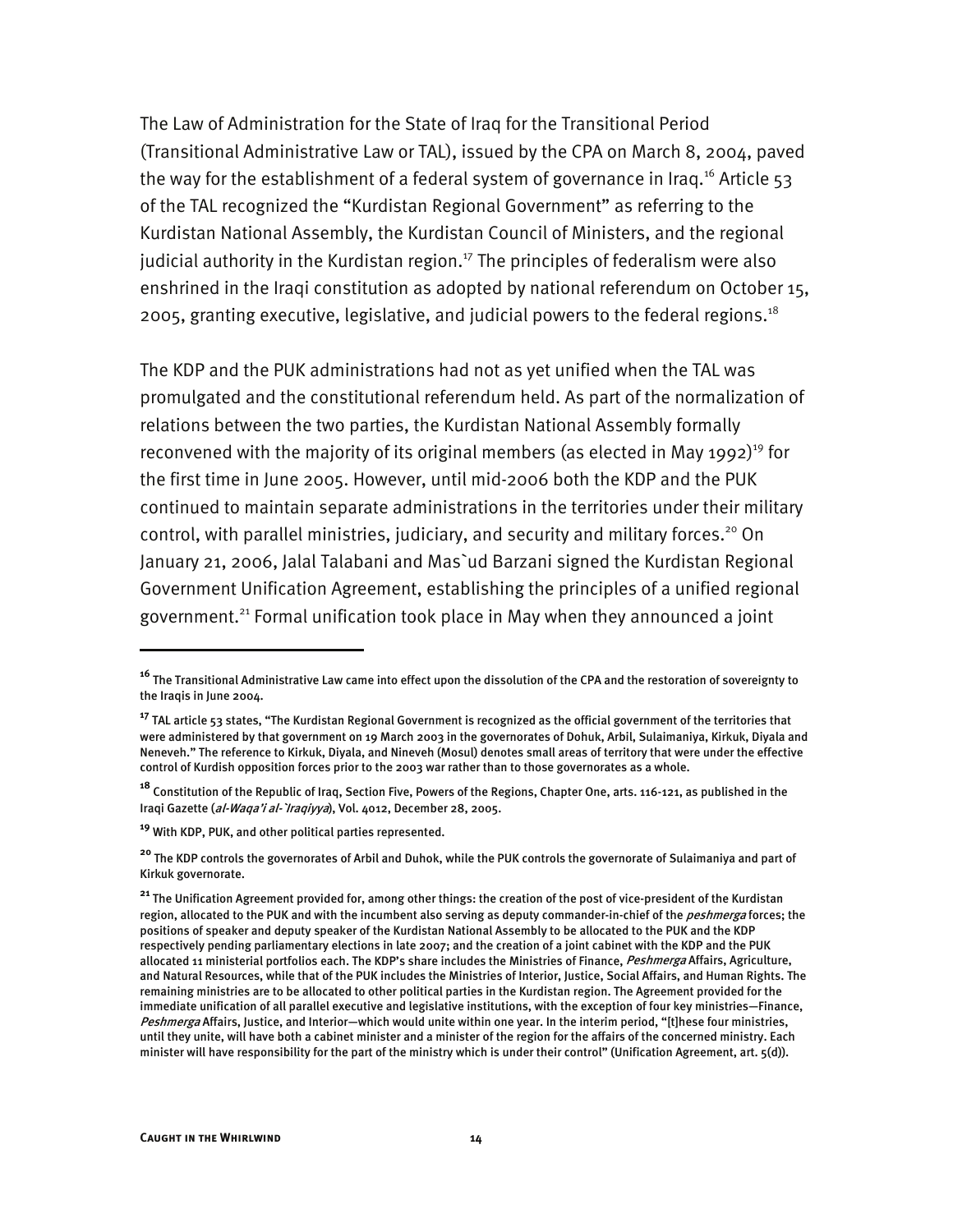The Law of Administration for the State of Iraq for the Transitional Period (Transitional Administrative Law or TAL), issued by the CPA on March 8, 2004, paved the way for the establishment of a federal system of governance in Iraq.[16] Article 53 of the TAL recognized the "Kurdistan Regional Government" as referring to the Kurdistan National Assembly, the Kurdistan Council of Ministers, and the regional judicial authority in the Kurdistan region.[17] The principles of federalism were also enshrined in the Iraqi constitution as adopted by national referendum on October 15, 2005, granting executive, legislative, and judicial powers to the federal regions.[18]

The KDP and the PUK administrations had not as yet unified when the TAL was promulgated and the constitutional referendum held. As part of the normalization of relations between the two parties, the Kurdistan National Assembly formally reconvened with the majority of its original members (as elected in May 1992)[19] for the first time in June 2005. However, until mid-2006 both the KDP and the PUK continued to maintain separate administrations in the territories under their military control, with parallel ministries, judiciary, and security and military forces.[20] On January 21, 2006, Jalal Talabani and Mas`ud Barzani signed the Kurdistan Regional Government Unification Agreement, establishing the principles of a unified regional government.[21] Formal unification took place in May when they announced a joint

---

[16] The Transitional Administrative Law came into effect upon the dissolution of the CPA and the restoration of sovereignty to the Iraqis in June 2004.

[17] TAL article 53 states, "The Kurdistan Regional Government is recognized as the official government of the territories that were administered by that government on 19 March 2003 in the governorates of Dohuk, Arbil, Sulaimaniya, Kirkuk, Diyala and Neneveh." The reference to Kirkuk, Diyala, and Nineveh (Mosul) denotes small areas of territory that were under the effective control of Kurdish opposition forces prior to the 2003 war rather than to those governorates as a whole.

[18] Constitution of the Republic of Iraq, Section Five, Powers of the Regions, Chapter One, arts. 116-121, as published in the Iraqi Gazette (*al-Waqa'i al-`Iraqiyya*), Vol. 4012, December 28, 2005.

[19] With KDP, PUK, and other political parties represented.

[20] The KDP controls the governorates of Arbil and Duhok, while the PUK controls the governorate of Sulaimaniya and part of Kirkuk governorate.

[21] The Unification Agreement provided for, among other things: the creation of the post of vice-president of the Kurdistan region, allocated to the PUK and with the incumbent also serving as deputy commander-in-chief of the *peshmerga* forces; the positions of speaker and deputy speaker of the Kurdistan National Assembly to be allocated to the PUK and the KDP respectively pending parliamentary elections in late 2007; and the creation of a joint cabinet with the KDP and the PUK allocated 11 ministerial portfolios each. The KDP's share includes the Ministries of Finance, *Peshmerga* Affairs, Agriculture, and Natural Resources, while that of the PUK includes the Ministries of Interior, Justice, Social Affairs, and Human Rights. The remaining ministries are to be allocated to other political parties in the Kurdistan region. The Agreement provided for the immediate unification of all parallel executive and legislative institutions, with the exception of four key ministries—Finance, *Peshmerga* Affairs, Justice, and Interior—which would unite within one year. In the interim period, "[t]hese four ministries, until they unite, will have both a cabinet minister and a minister of the region for the affairs of the concerned ministry. Each minister will have responsibility for the part of the ministry which is under their control" (Unification Agreement, art. 5(d)).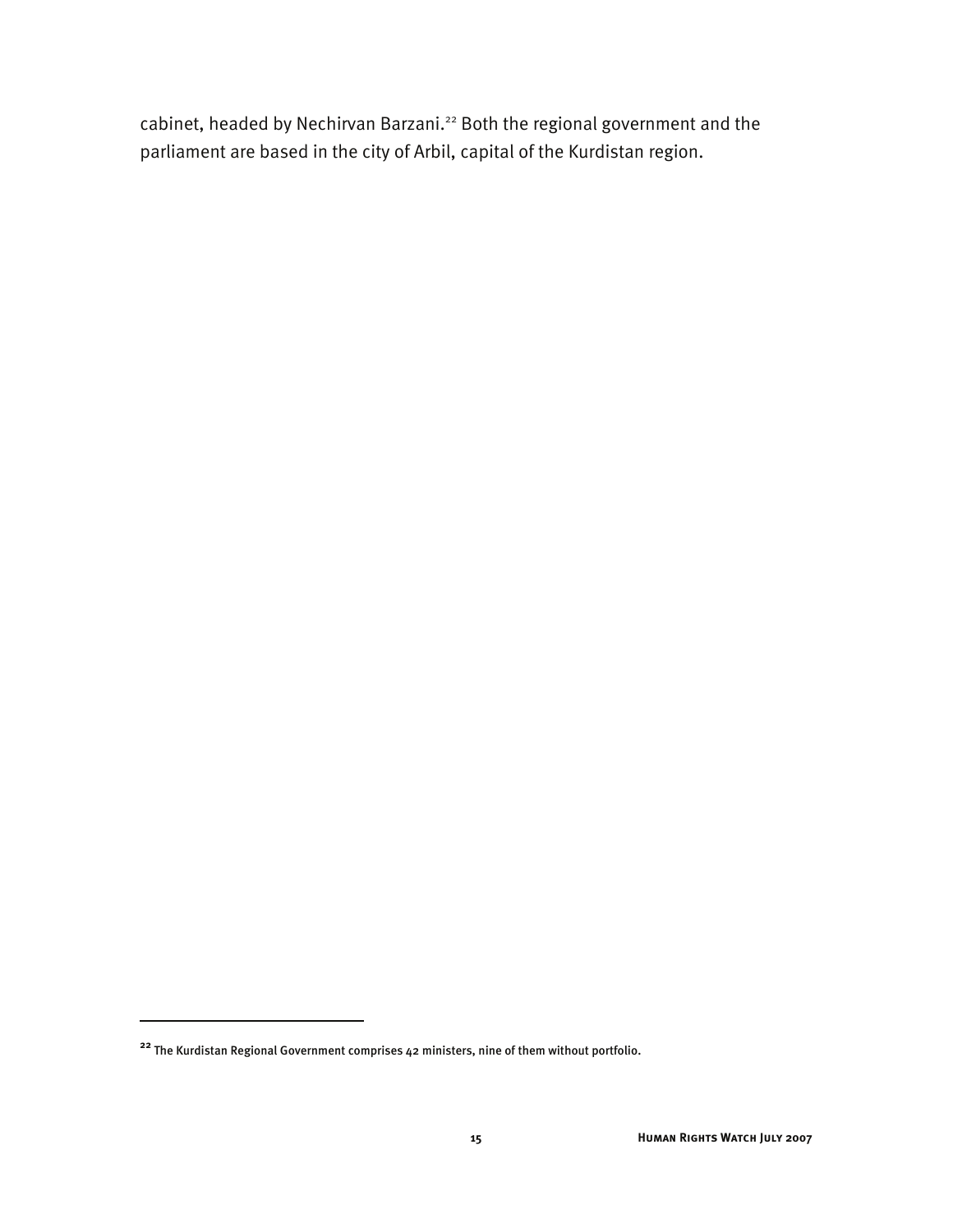cabinet, headed by Nechirvan Barzani.[22] Both the regional government and the parliament are based in the city of Arbil, capital of the Kurdistan region.

---

[22] The Kurdistan Regional Government comprises 42 ministers, nine of them without portfolio.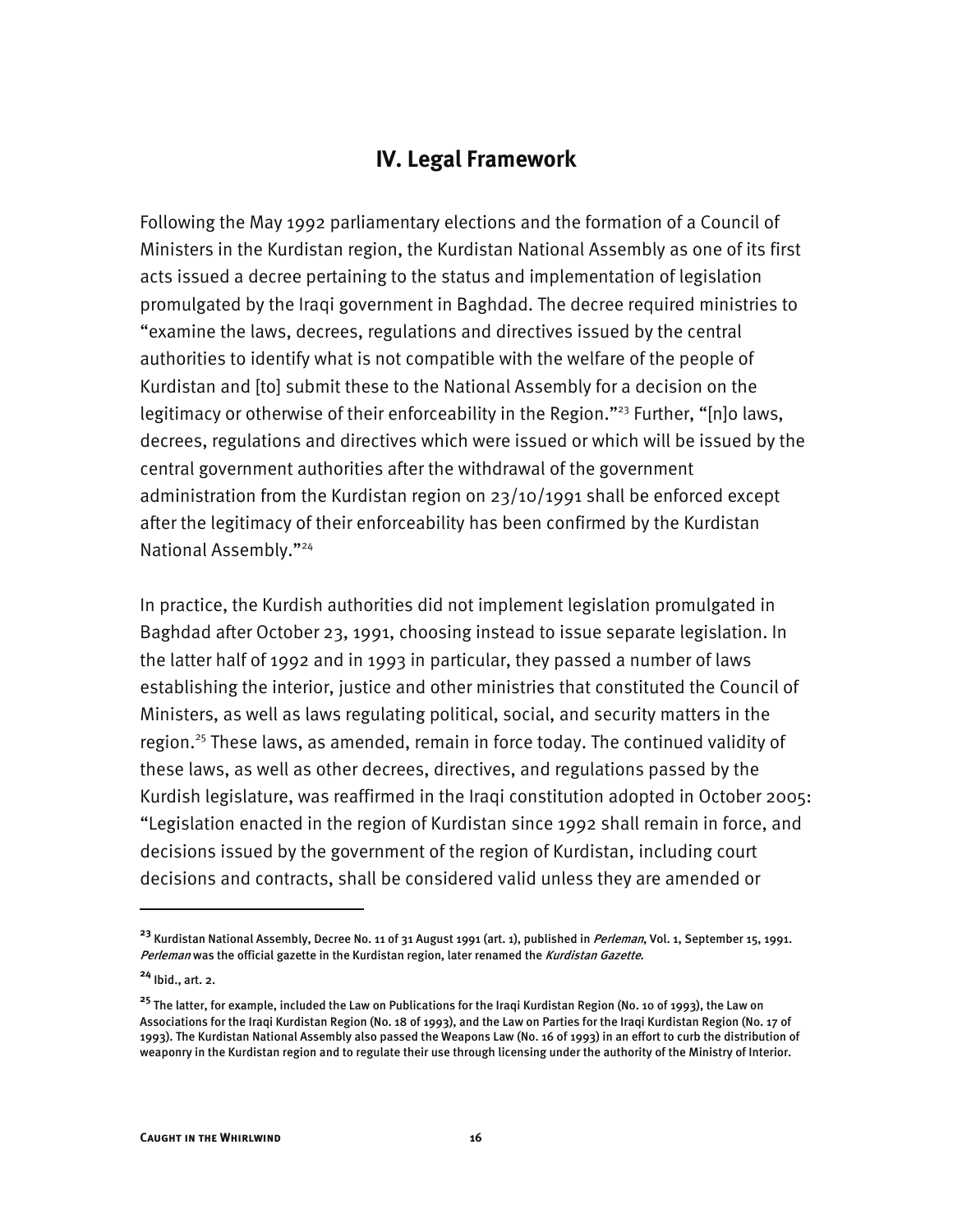## IV. Legal Framework

Following the May 1992 parliamentary elections and the formation of a Council of Ministers in the Kurdistan region, the Kurdistan National Assembly as one of its first acts issued a decree pertaining to the status and implementation of legislation promulgated by the Iraqi government in Baghdad. The decree required ministries to "examine the laws, decrees, regulations and directives issued by the central authorities to identify what is not compatible with the welfare of the people of Kurdistan and [to] submit these to the National Assembly for a decision on the legitimacy or otherwise of their enforceability in the Region."[23] Further, "[n]o laws, decrees, regulations and directives which were issued or which will be issued by the central government authorities after the withdrawal of the government administration from the Kurdistan region on 23/10/1991 shall be enforced except after the legitimacy of their enforceability has been confirmed by the Kurdistan National Assembly."[24]

In practice, the Kurdish authorities did not implement legislation promulgated in Baghdad after October 23, 1991, choosing instead to issue separate legislation. In the latter half of 1992 and in 1993 in particular, they passed a number of laws establishing the interior, justice and other ministries that constituted the Council of Ministers, as well as laws regulating political, social, and security matters in the region.[25] These laws, as amended, remain in force today. The continued validity of these laws, as well as other decrees, directives, and regulations passed by the Kurdish legislature, was reaffirmed in the Iraqi constitution adopted in October 2005: "Legislation enacted in the region of Kurdistan since 1992 shall remain in force, and decisions issued by the government of the region of Kurdistan, including court decisions and contracts, shall be considered valid unless they are amended or

---

[23] Kurdistan National Assembly, Decree No. 11 of 31 August 1991 (art. 1), published in *Perleman*, Vol. 1, September 15, 1991. *Perleman* was the official gazette in the Kurdistan region, later renamed the *Kurdistan Gazette*.

[24] Ibid., art. 2.

[25] The latter, for example, included the Law on Publications for the Iraqi Kurdistan Region (No. 10 of 1993), the Law on Associations for the Iraqi Kurdistan Region (No. 18 of 1993), and the Law on Parties for the Iraqi Kurdistan Region (No. 17 of 1993). The Kurdistan National Assembly also passed the Weapons Law (No. 16 of 1993) in an effort to curb the distribution of weaponry in the Kurdistan region and to regulate their use through licensing under the authority of the Ministry of Interior.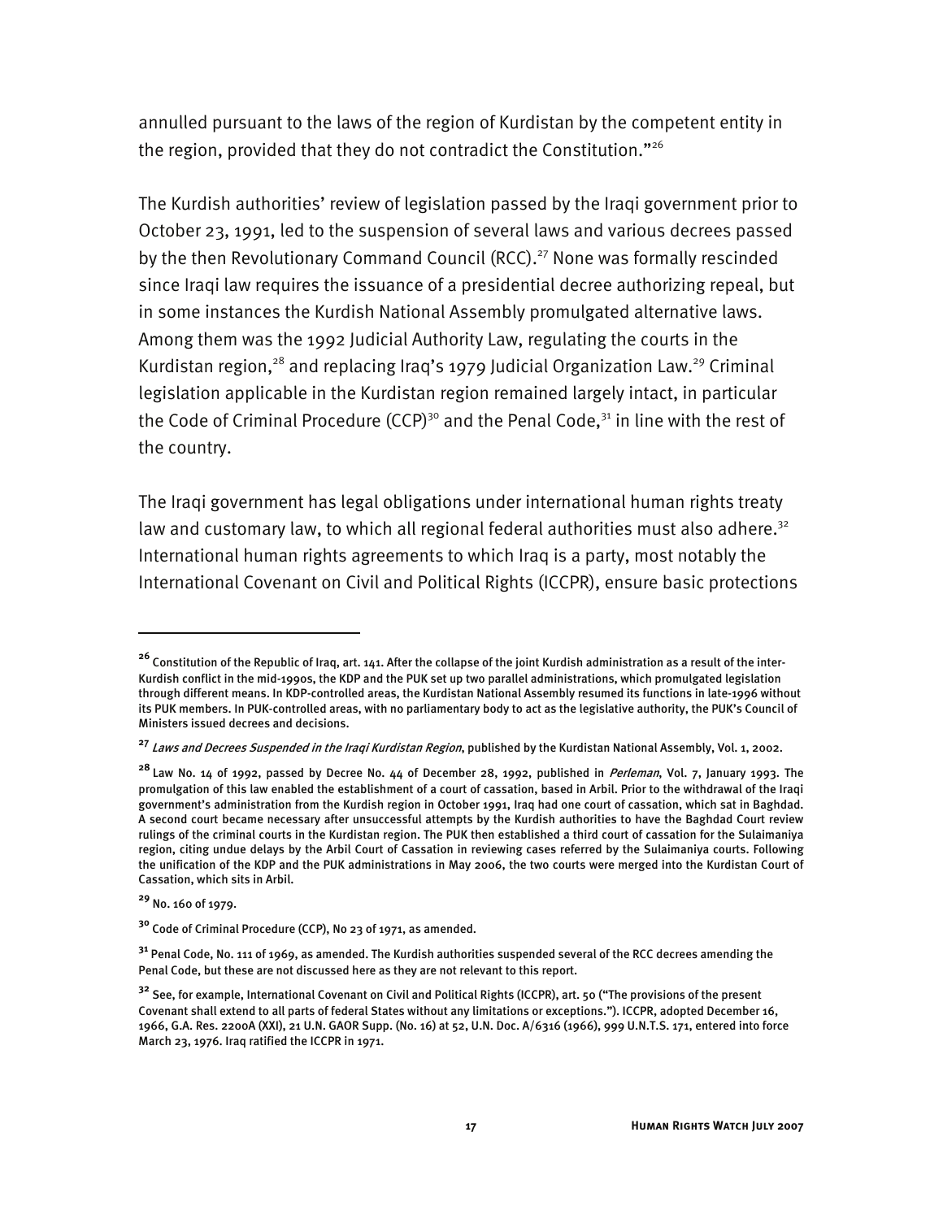annulled pursuant to the laws of the region of Kurdistan by the competent entity in the region, provided that they do not contradict the Constitution."[26]

The Kurdish authorities' review of legislation passed by the Iraqi government prior to October 23, 1991, led to the suspension of several laws and various decrees passed by the then Revolutionary Command Council (RCC).[27] None was formally rescinded since Iraqi law requires the issuance of a presidential decree authorizing repeal, but in some instances the Kurdish National Assembly promulgated alternative laws. Among them was the 1992 Judicial Authority Law, regulating the courts in the Kurdistan region,[28] and replacing Iraq's 1979 Judicial Organization Law.[29] Criminal legislation applicable in the Kurdistan region remained largely intact, in particular the Code of Criminal Procedure (CCP)[30] and the Penal Code,[31] in line with the rest of the country.

The Iraqi government has legal obligations under international human rights treaty law and customary law, to which all regional federal authorities must also adhere.[32] International human rights agreements to which Iraq is a party, most notably the International Covenant on Civil and Political Rights (ICCPR), ensure basic protections

---

[26] Constitution of the Republic of Iraq, art. 141. After the collapse of the joint Kurdish administration as a result of the inter-Kurdish conflict in the mid-1990s, the KDP and the PUK set up two parallel administrations, which promulgated legislation through different means. In KDP-controlled areas, the Kurdistan National Assembly resumed its functions in late-1996 without its PUK members. In PUK-controlled areas, with no parliamentary body to act as the legislative authority, the PUK's Council of Ministers issued decrees and decisions.

[27] *Laws and Decrees Suspended in the Iraqi Kurdistan Region*, published by the Kurdistan National Assembly, Vol. 1, 2002.

[28] Law No. 14 of 1992, passed by Decree No. 44 of December 28, 1992, published in *Perleman*, Vol. 7, January 1993. The promulgation of this law enabled the establishment of a court of cassation, based in Arbil. Prior to the withdrawal of the Iraqi government's administration from the Kurdish region in October 1991, Iraq had one court of cassation, which sat in Baghdad. A second court became necessary after unsuccessful attempts by the Kurdish authorities to have the Baghdad Court review rulings of the criminal courts in the Kurdistan region. The PUK then established a third court of cassation for the Sulaimaniya region, citing undue delays by the Arbil Court of Cassation in reviewing cases referred by the Sulaimaniya courts. Following the unification of the KDP and the PUK administrations in May 2006, the two courts were merged into the Kurdistan Court of Cassation, which sits in Arbil.

[29] No. 160 of 1979.

[30] Code of Criminal Procedure (CCP), No 23 of 1971, as amended.

[31] Penal Code, No. 111 of 1969, as amended. The Kurdish authorities suspended several of the RCC decrees amending the Penal Code, but these are not discussed here as they are not relevant to this report.

[32] See, for example, International Covenant on Civil and Political Rights (ICCPR), art. 50 ("The provisions of the present Covenant shall extend to all parts of federal States without any limitations or exceptions."). ICCPR, adopted December 16, 1966, G.A. Res. 2200A (XXI), 21 U.N. GAOR Supp. (No. 16) at 52, U.N. Doc. A/6316 (1966), 999 U.N.T.S. 171, entered into force March 23, 1976. Iraq ratified the ICCPR in 1971.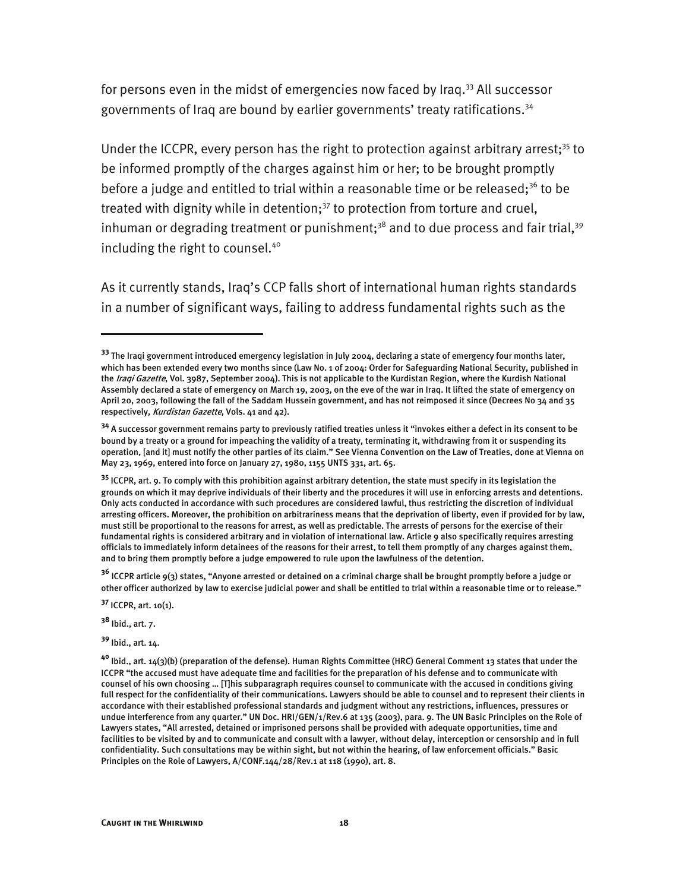for persons even in the midst of emergencies now faced by Iraq.[33] All successor governments of Iraq are bound by earlier governments' treaty ratifications.[34]

Under the ICCPR, every person has the right to protection against arbitrary arrest;[35] to be informed promptly of the charges against him or her; to be brought promptly before a judge and entitled to trial within a reasonable time or be released;[36] to be treated with dignity while in detention;[37] to protection from torture and cruel, inhuman or degrading treatment or punishment;[38] and to due process and fair trial,[39] including the right to counsel.[40]

As it currently stands, Iraq's CCP falls short of international human rights standards in a number of significant ways, failing to address fundamental rights such as the

---

[33] The Iraqi government introduced emergency legislation in July 2004, declaring a state of emergency four months later, which has been extended every two months since (Law No. 1 of 2004: Order for Safeguarding National Security, published in the *Iraqi Gazette*, Vol. 3987, September 2004). This is not applicable to the Kurdistan Region, where the Kurdish National Assembly declared a state of emergency on March 19, 2003, on the eve of the war in Iraq. It lifted the state of emergency on April 20, 2003, following the fall of the Saddam Hussein government, and has not reimposed it since (Decrees No 34 and 35 respectively, *Kurdistan Gazette*, Vols. 41 and 42).

[34] A successor government remains party to previously ratified treaties unless it "invokes either a defect in its consent to be bound by a treaty or a ground for impeaching the validity of a treaty, terminating it, withdrawing from it or suspending its operation, [and it] must notify the other parties of its claim." See Vienna Convention on the Law of Treaties, done at Vienna on May 23, 1969, entered into force on January 27, 1980, 1155 UNTS 331, art. 65.

[35] ICCPR, art. 9. To comply with this prohibition against arbitrary detention, the state must specify in its legislation the grounds on which it may deprive individuals of their liberty and the procedures it will use in enforcing arrests and detentions. Only acts conducted in accordance with such procedures are considered lawful, thus restricting the discretion of individual arresting officers. Moreover, the prohibition on arbitrariness means that the deprivation of liberty, even if provided for by law, must still be proportional to the reasons for arrest, as well as predictable. The arrests of persons for the exercise of their fundamental rights is considered arbitrary and in violation of international law. Article 9 also specifically requires arresting officials to immediately inform detainees of the reasons for their arrest, to tell them promptly of any charges against them, and to bring them promptly before a judge empowered to rule upon the lawfulness of the detention.

[36] ICCPR article 9(3) states, "Anyone arrested or detained on a criminal charge shall be brought promptly before a judge or other officer authorized by law to exercise judicial power and shall be entitled to trial within a reasonable time or to release."

[37] ICCPR, art. 10(1).

[38] Ibid., art. 7.

[39] Ibid., art. 14.

[40] Ibid., art. 14(3)(b) (preparation of the defense). Human Rights Committee (HRC) General Comment 13 states that under the ICCPR "the accused must have adequate time and facilities for the preparation of his defense and to communicate with counsel of his own choosing … [T]his subparagraph requires counsel to communicate with the accused in conditions giving full respect for the confidentiality of their communications. Lawyers should be able to counsel and to represent their clients in accordance with their established professional standards and judgment without any restrictions, influences, pressures or undue interference from any quarter." UN Doc. HRI/GEN/1/Rev.6 at 135 (2003), para. 9. The UN Basic Principles on the Role of Lawyers states, "All arrested, detained or imprisoned persons shall be provided with adequate opportunities, time and facilities to be visited by and to communicate and consult with a lawyer, without delay, interception or censorship and in full confidentiality. Such consultations may be within sight, but not within the hearing, of law enforcement officials." Basic Principles on the Role of Lawyers, A/CONF.144/28/Rev.1 at 118 (1990), art. 8.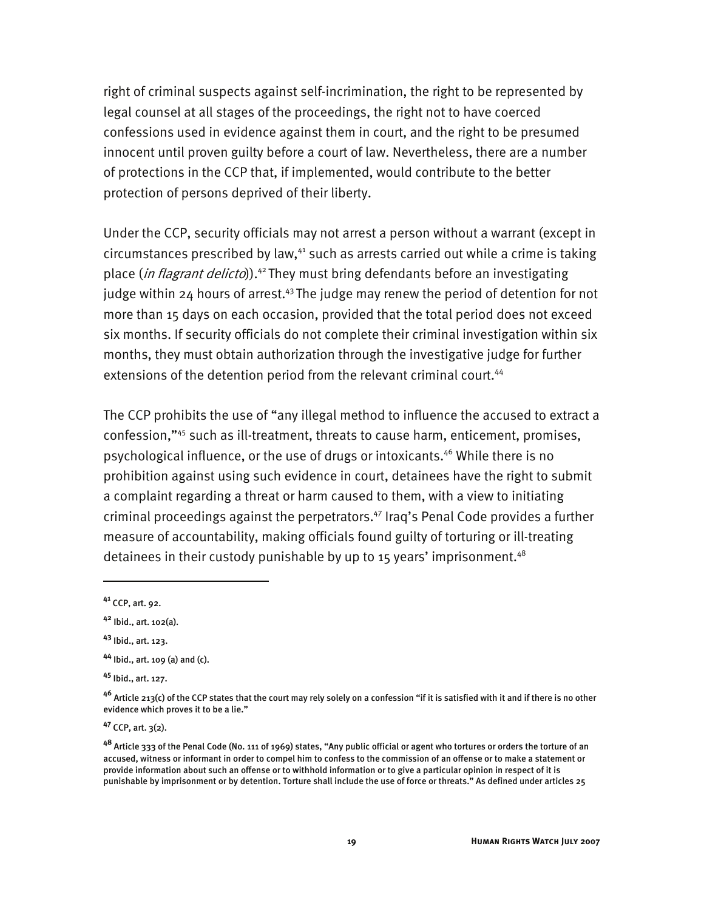right of criminal suspects against self-incrimination, the right to be represented by legal counsel at all stages of the proceedings, the right not to have coerced confessions used in evidence against them in court, and the right to be presumed innocent until proven guilty before a court of law. Nevertheless, there are a number of protections in the CCP that, if implemented, would contribute to the better protection of persons deprived of their liberty.

Under the CCP, security officials may not arrest a person without a warrant (except in circumstances prescribed by law,[41] such as arrests carried out while a crime is taking place (*in flagrant delicto*)).[42] They must bring defendants before an investigating judge within 24 hours of arrest.[43] The judge may renew the period of detention for not more than 15 days on each occasion, provided that the total period does not exceed six months. If security officials do not complete their criminal investigation within six months, they must obtain authorization through the investigative judge for further extensions of the detention period from the relevant criminal court.[44]

The CCP prohibits the use of "any illegal method to influence the accused to extract a confession,"[45] such as ill-treatment, threats to cause harm, enticement, promises, psychological influence, or the use of drugs or intoxicants.[46] While there is no prohibition against using such evidence in court, detainees have the right to submit a complaint regarding a threat or harm caused to them, with a view to initiating criminal proceedings against the perpetrators.[47] Iraq's Penal Code provides a further measure of accountability, making officials found guilty of torturing or ill-treating detainees in their custody punishable by up to 15 years' imprisonment.[48]

---

[41] CCP, art. 92.

[42] Ibid., art. 102(a).

[43] Ibid., art. 123.

[44] Ibid., art. 109 (a) and (c).

[45] Ibid., art. 127.

[46] Article 213(c) of the CCP states that the court may rely solely on a confession "if it is satisfied with it and if there is no other evidence which proves it to be a lie."

[47] CCP, art. 3(2).

[48] Article 333 of the Penal Code (No. 111 of 1969) states, "Any public official or agent who tortures or orders the torture of an accused, witness or informant in order to compel him to confess to the commission of an offense or to make a statement or provide information about such an offense or to withhold information or to give a particular opinion in respect of it is punishable by imprisonment or by detention. Torture shall include the use of force or threats." As defined under articles 25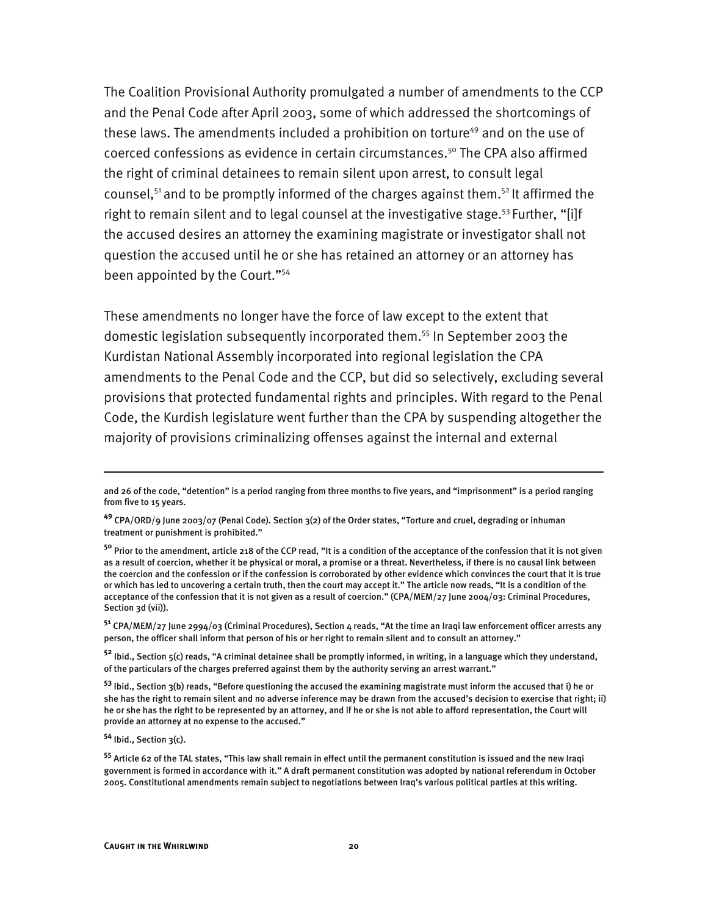The Coalition Provisional Authority promulgated a number of amendments to the CCP and the Penal Code after April 2003, some of which addressed the shortcomings of these laws. The amendments included a prohibition on torture[49] and on the use of coerced confessions as evidence in certain circumstances.[50] The CPA also affirmed the right of criminal detainees to remain silent upon arrest, to consult legal counsel,[51] and to be promptly informed of the charges against them.[52] It affirmed the right to remain silent and to legal counsel at the investigative stage.[53] Further, "[i]f the accused desires an attorney the examining magistrate or investigator shall not question the accused until he or she has retained an attorney or an attorney has been appointed by the Court."[54]

These amendments no longer have the force of law except to the extent that domestic legislation subsequently incorporated them.[55] In September 2003 the Kurdistan National Assembly incorporated into regional legislation the CPA amendments to the Penal Code and the CCP, but did so selectively, excluding several provisions that protected fundamental rights and principles. With regard to the Penal Code, the Kurdish legislature went further than the CPA by suspending altogether the majority of provisions criminalizing offenses against the internal and external

---

and 26 of the code, "detention" is a period ranging from three months to five years, and "imprisonment" is a period ranging from five to 15 years.

[49] CPA/ORD/9 June 2003/07 (Penal Code). Section 3(2) of the Order states, "Torture and cruel, degrading or inhuman treatment or punishment is prohibited."

[50] Prior to the amendment, article 218 of the CCP read, "It is a condition of the acceptance of the confession that it is not given as a result of coercion, whether it be physical or moral, a promise or a threat. Nevertheless, if there is no causal link between the coercion and the confession or if the confession is corroborated by other evidence which convinces the court that it is true or which has led to uncovering a certain truth, then the court may accept it." The article now reads, "It is a condition of the acceptance of the confession that it is not given as a result of coercion." (CPA/MEM/27 June 2004/03: Criminal Procedures, Section 3d (vii)).

[51] CPA/MEM/27 June 2994/03 (Criminal Procedures), Section 4 reads, "At the time an Iraqi law enforcement officer arrests any person, the officer shall inform that person of his or her right to remain silent and to consult an attorney."

[52] Ibid., Section 5(c) reads, "A criminal detainee shall be promptly informed, in writing, in a language which they understand, of the particulars of the charges preferred against them by the authority serving an arrest warrant."

[53] Ibid., Section 3(b) reads, "Before questioning the accused the examining magistrate must inform the accused that i) he or she has the right to remain silent and no adverse inference may be drawn from the accused's decision to exercise that right; ii) he or she has the right to be represented by an attorney, and if he or she is not able to afford representation, the Court will provide an attorney at no expense to the accused."

[54] Ibid., Section 3(c).

[55] Article 62 of the TAL states, "This law shall remain in effect until the permanent constitution is issued and the new Iraqi government is formed in accordance with it." A draft permanent constitution was adopted by national referendum in October 2005. Constitutional amendments remain subject to negotiations between Iraq's various political parties at this writing.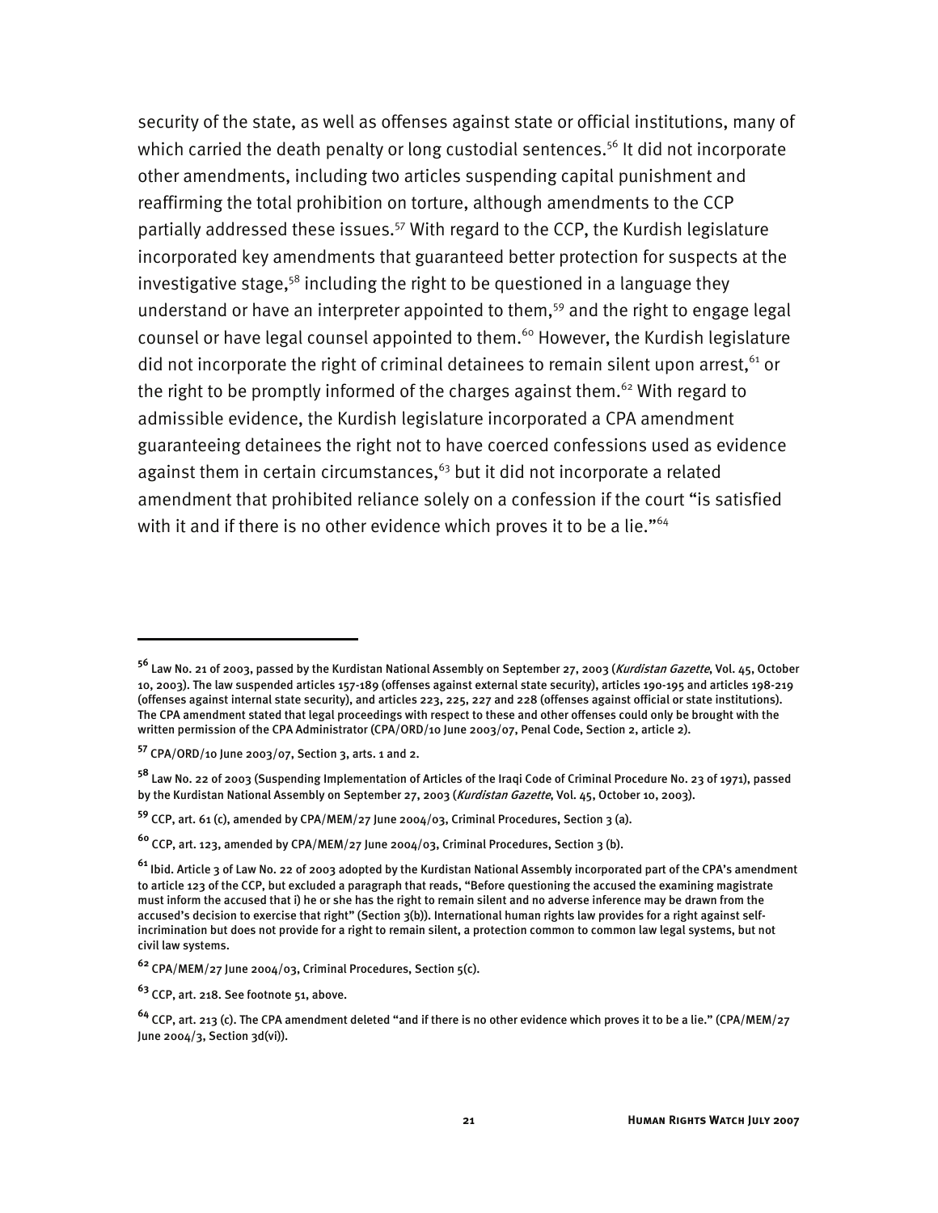security of the state, as well as offenses against state or official institutions, many of which carried the death penalty or long custodial sentences.[56] It did not incorporate other amendments, including two articles suspending capital punishment and reaffirming the total prohibition on torture, although amendments to the CCP partially addressed these issues.[57] With regard to the CCP, the Kurdish legislature incorporated key amendments that guaranteed better protection for suspects at the investigative stage,[58] including the right to be questioned in a language they understand or have an interpreter appointed to them,[59] and the right to engage legal counsel or have legal counsel appointed to them.[60] However, the Kurdish legislature did not incorporate the right of criminal detainees to remain silent upon arrest,[61] or the right to be promptly informed of the charges against them.[62] With regard to admissible evidence, the Kurdish legislature incorporated a CPA amendment guaranteeing detainees the right not to have coerced confessions used as evidence against them in certain circumstances,[63] but it did not incorporate a related amendment that prohibited reliance solely on a confession if the court "is satisfied with it and if there is no other evidence which proves it to be a lie."[64]

---

[56] Law No. 21 of 2003, passed by the Kurdistan National Assembly on September 27, 2003 (*Kurdistan Gazette*, Vol. 45, October 10, 2003). The law suspended articles 157-189 (offenses against external state security), articles 190-195 and articles 198-219 (offenses against internal state security), and articles 223, 225, 227 and 228 (offenses against official or state institutions). The CPA amendment stated that legal proceedings with respect to these and other offenses could only be brought with the written permission of the CPA Administrator (CPA/ORD/10 June 2003/07, Penal Code, Section 2, article 2).

[57] CPA/ORD/10 June 2003/07, Section 3, arts. 1 and 2.

[58] Law No. 22 of 2003 (Suspending Implementation of Articles of the Iraqi Code of Criminal Procedure No. 23 of 1971), passed by the Kurdistan National Assembly on September 27, 2003 (*Kurdistan Gazette*, Vol. 45, October 10, 2003).

[59] CCP, art. 61 (c), amended by CPA/MEM/27 June 2004/03, Criminal Procedures, Section 3 (a).

[60] CCP, art. 123, amended by CPA/MEM/27 June 2004/03, Criminal Procedures, Section 3 (b).

[61] Ibid. Article 3 of Law No. 22 of 2003 adopted by the Kurdistan National Assembly incorporated part of the CPA's amendment to article 123 of the CCP, but excluded a paragraph that reads, "Before questioning the accused the examining magistrate must inform the accused that i) he or she has the right to remain silent and no adverse inference may be drawn from the accused's decision to exercise that right" (Section 3(b)). International human rights law provides for a right against self-incrimination but does not provide for a right to remain silent, a protection common to common law legal systems, but not civil law systems.

[62] CPA/MEM/27 June 2004/03, Criminal Procedures, Section 5(c).

[63] CCP, art. 218. See footnote 51, above.

[64] CCP, art. 213 (c). The CPA amendment deleted "and if there is no other evidence which proves it to be a lie." (CPA/MEM/27 June 2004/3, Section 3d(vi)).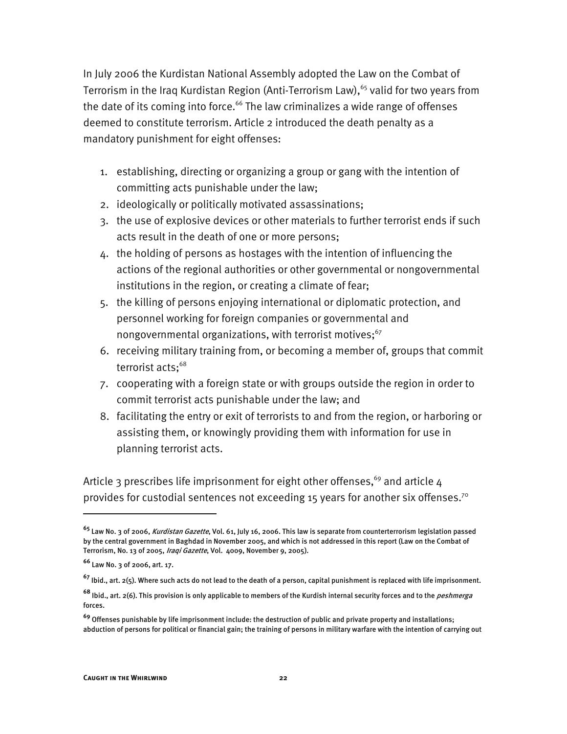In July 2006 the Kurdistan National Assembly adopted the Law on the Combat of Terrorism in the Iraq Kurdistan Region (Anti-Terrorism Law),[65] valid for two years from the date of its coming into force.[66] The law criminalizes a wide range of offenses deemed to constitute terrorism. Article 2 introduced the death penalty as a mandatory punishment for eight offenses:

1. establishing, directing or organizing a group or gang with the intention of committing acts punishable under the law;
2. ideologically or politically motivated assassinations;
3. the use of explosive devices or other materials to further terrorist ends if such acts result in the death of one or more persons;
4. the holding of persons as hostages with the intention of influencing the actions of the regional authorities or other governmental or nongovernmental institutions in the region, or creating a climate of fear;
5. the killing of persons enjoying international or diplomatic protection, and personnel working for foreign companies or governmental and nongovernmental organizations, with terrorist motives;[67]
6. receiving military training from, or becoming a member of, groups that commit terrorist acts;[68]
7. cooperating with a foreign state or with groups outside the region in order to commit terrorist acts punishable under the law; and
8. facilitating the entry or exit of terrorists to and from the region, or harboring or assisting them, or knowingly providing them with information for use in planning terrorist acts.

Article 3 prescribes life imprisonment for eight other offenses,[69] and article 4 provides for custodial sentences not exceeding 15 years for another six offenses.[70]

---

[65] Law No. 3 of 2006, *Kurdistan Gazette*, Vol. 61, July 16, 2006. This law is separate from counterterrorism legislation passed by the central government in Baghdad in November 2005, and which is not addressed in this report (Law on the Combat of Terrorism, No. 13 of 2005, *Iraqi Gazette*, Vol. 4009, November 9, 2005).

[66] Law No. 3 of 2006, art. 17.

[67] Ibid., art. 2(5). Where such acts do not lead to the death of a person, capital punishment is replaced with life imprisonment.

[68] Ibid., art. 2(6). This provision is only applicable to members of the Kurdish internal security forces and to the *peshmerga* forces.

[69] Offenses punishable by life imprisonment include: the destruction of public and private property and installations; abduction of persons for political or financial gain; the training of persons in military warfare with the intention of carrying out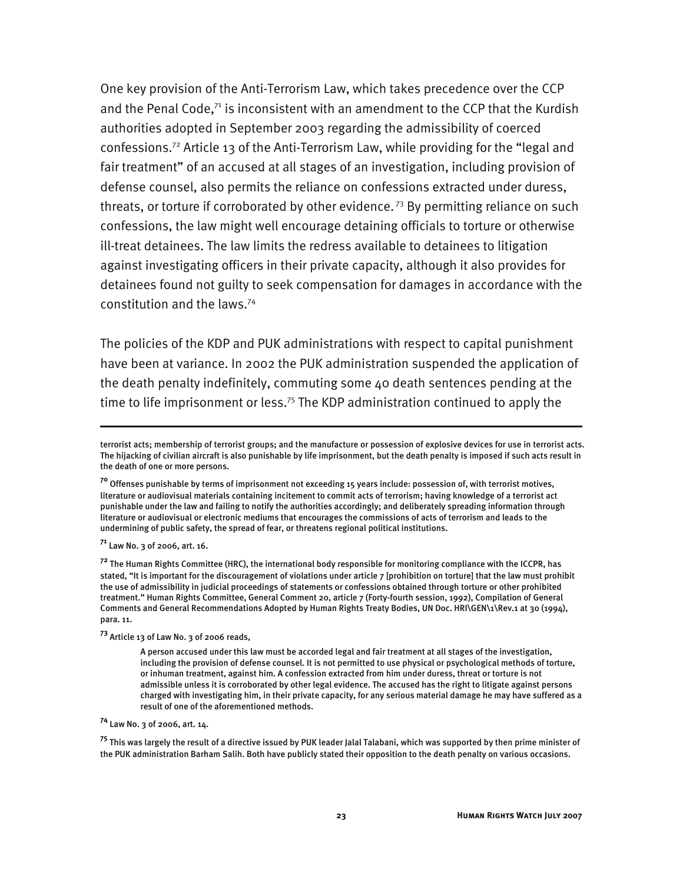One key provision of the Anti-Terrorism Law, which takes precedence over the CCP and the Penal Code,[71] is inconsistent with an amendment to the CCP that the Kurdish authorities adopted in September 2003 regarding the admissibility of coerced confessions.[72] Article 13 of the Anti-Terrorism Law, while providing for the "legal and fair treatment" of an accused at all stages of an investigation, including provision of defense counsel, also permits the reliance on confessions extracted under duress, threats, or torture if corroborated by other evidence.[73] By permitting reliance on such confessions, the law might well encourage detaining officials to torture or otherwise ill-treat detainees. The law limits the redress available to detainees to litigation against investigating officers in their private capacity, although it also provides for detainees found not guilty to seek compensation for damages in accordance with the constitution and the laws.[74]

The policies of the KDP and PUK administrations with respect to capital punishment have been at variance. In 2002 the PUK administration suspended the application of the death penalty indefinitely, commuting some 40 death sentences pending at the time to life imprisonment or less.[75] The KDP administration continued to apply the

---

terrorist acts; membership of terrorist groups; and the manufacture or possession of explosive devices for use in terrorist acts. The hijacking of civilian aircraft is also punishable by life imprisonment, but the death penalty is imposed if such acts result in the death of one or more persons.

[70] Offenses punishable by terms of imprisonment not exceeding 15 years include: possession of, with terrorist motives, literature or audiovisual materials containing incitement to commit acts of terrorism; having knowledge of a terrorist act punishable under the law and failing to notify the authorities accordingly; and deliberately spreading information through literature or audiovisual or electronic mediums that encourages the commissions of acts of terrorism and leads to the undermining of public safety, the spread of fear, or threatens regional political institutions.

[71] Law No. 3 of 2006, art. 16.

[72] The Human Rights Committee (HRC), the international body responsible for monitoring compliance with the ICCPR, has stated, "It is important for the discouragement of violations under article 7 [prohibition on torture] that the law must prohibit the use of admissibility in judicial proceedings of statements or confessions obtained through torture or other prohibited treatment." Human Rights Committee, General Comment 20, article 7 (Forty-fourth session, 1992), Compilation of General Comments and General Recommendations Adopted by Human Rights Treaty Bodies, UN Doc. HRI\GEN\1\Rev.1 at 30 (1994), para. 11.

[73] Article 13 of Law No. 3 of 2006 reads,

> A person accused under this law must be accorded legal and fair treatment at all stages of the investigation, including the provision of defense counsel. It is not permitted to use physical or psychological methods of torture, or inhuman treatment, against him. A confession extracted from him under duress, threat or torture is not admissible unless it is corroborated by other legal evidence. The accused has the right to litigate against persons charged with investigating him, in their private capacity, for any serious material damage he may have suffered as a result of one of the aforementioned methods.

[74] Law No. 3 of 2006, art. 14.

[75] This was largely the result of a directive issued by PUK leader Jalal Talabani, which was supported by then prime minister of the PUK administration Barham Salih. Both have publicly stated their opposition to the death penalty on various occasions.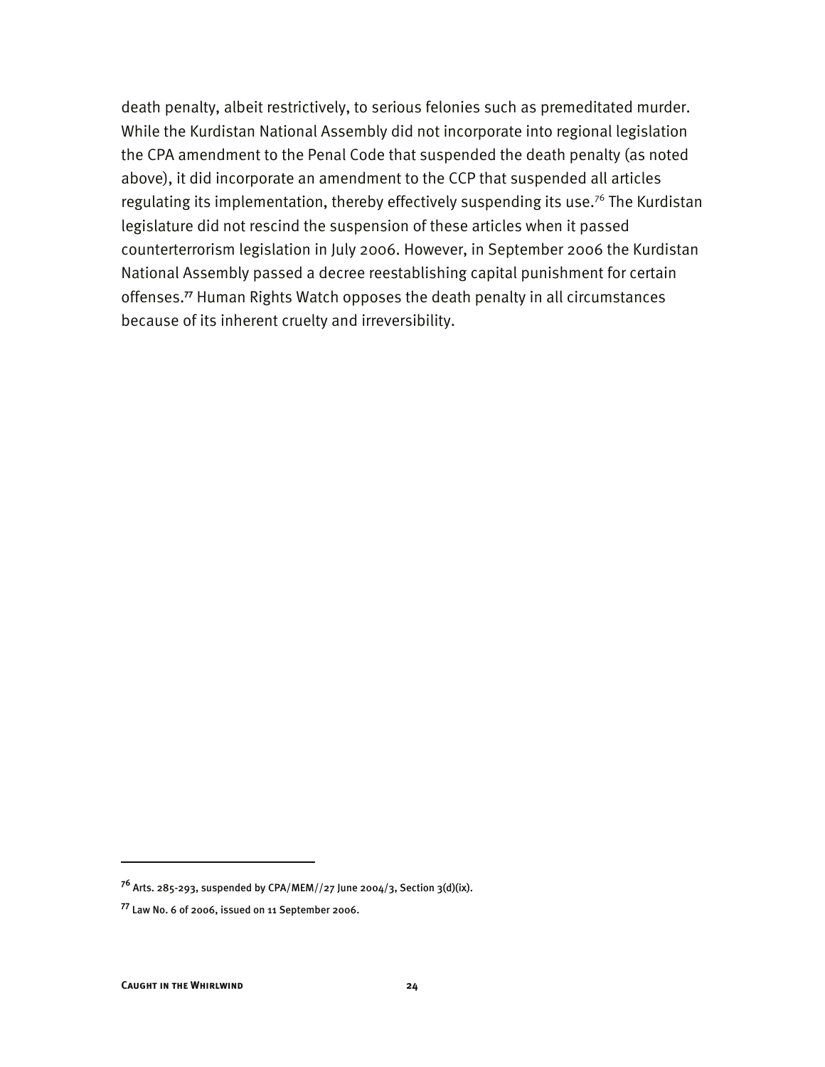death penalty, albeit restrictively, to serious felonies such as premeditated murder. While the Kurdistan National Assembly did not incorporate into regional legislation the CPA amendment to the Penal Code that suspended the death penalty (as noted above), it did incorporate an amendment to the CCP that suspended all articles regulating its implementation, thereby effectively suspending its use.[76] The Kurdistan legislature did not rescind the suspension of these articles when it passed counterterrorism legislation in July 2006. However, in September 2006 the Kurdistan National Assembly passed a decree reestablishing capital punishment for certain offenses.[77] Human Rights Watch opposes the death penalty in all circumstances because of its inherent cruelty and irreversibility.

---

[76] Arts. 285-293, suspended by CPA/MEM//27 June 2004/3, Section 3(d)(ix).

[77] Law No. 6 of 2006, issued on 11 September 2006.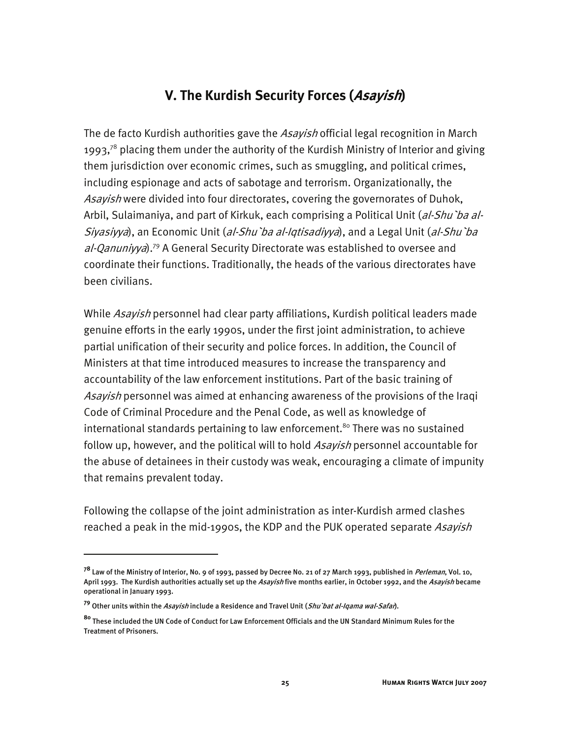## V. The Kurdish Security Forces (*Asayish*)

The de facto Kurdish authorities gave the *Asayish* official legal recognition in March 1993,[78] placing them under the authority of the Kurdish Ministry of Interior and giving them jurisdiction over economic crimes, such as smuggling, and political crimes, including espionage and acts of sabotage and terrorism. Organizationally, the *Asayish* were divided into four directorates, covering the governorates of Duhok, Arbil, Sulaimaniya, and part of Kirkuk, each comprising a Political Unit (*al-Shu`ba al-Siyasiyya*), an Economic Unit (*al-Shu`ba al-Iqtisadiyya*), and a Legal Unit (*al-Shu`ba al-Qanuniyya*).[79] A General Security Directorate was established to oversee and coordinate their functions. Traditionally, the heads of the various directorates have been civilians.

While *Asayish* personnel had clear party affiliations, Kurdish political leaders made genuine efforts in the early 1990s, under the first joint administration, to achieve partial unification of their security and police forces. In addition, the Council of Ministers at that time introduced measures to increase the transparency and accountability of the law enforcement institutions. Part of the basic training of *Asayish* personnel was aimed at enhancing awareness of the provisions of the Iraqi Code of Criminal Procedure and the Penal Code, as well as knowledge of international standards pertaining to law enforcement.[80] There was no sustained follow up, however, and the political will to hold *Asayish* personnel accountable for the abuse of detainees in their custody was weak, encouraging a climate of impunity that remains prevalent today.

Following the collapse of the joint administration as inter-Kurdish armed clashes reached a peak in the mid-1990s, the KDP and the PUK operated separate *Asayish*

---

**[78]** Law of the Ministry of Interior, No. 9 of 1993, passed by Decree No. 21 of 27 March 1993, published in *Perleman*, Vol. 10, April 1993. The Kurdish authorities actually set up the *Asayish* five months earlier, in October 1992, and the *Asayish* became operational in January 1993.

**[79]** Other units within the *Asayish* include a Residence and Travel Unit (*Shu`bat al-Iqama wal-Safar*).

**[80]** These included the UN Code of Conduct for Law Enforcement Officials and the UN Standard Minimum Rules for the Treatment of Prisoners.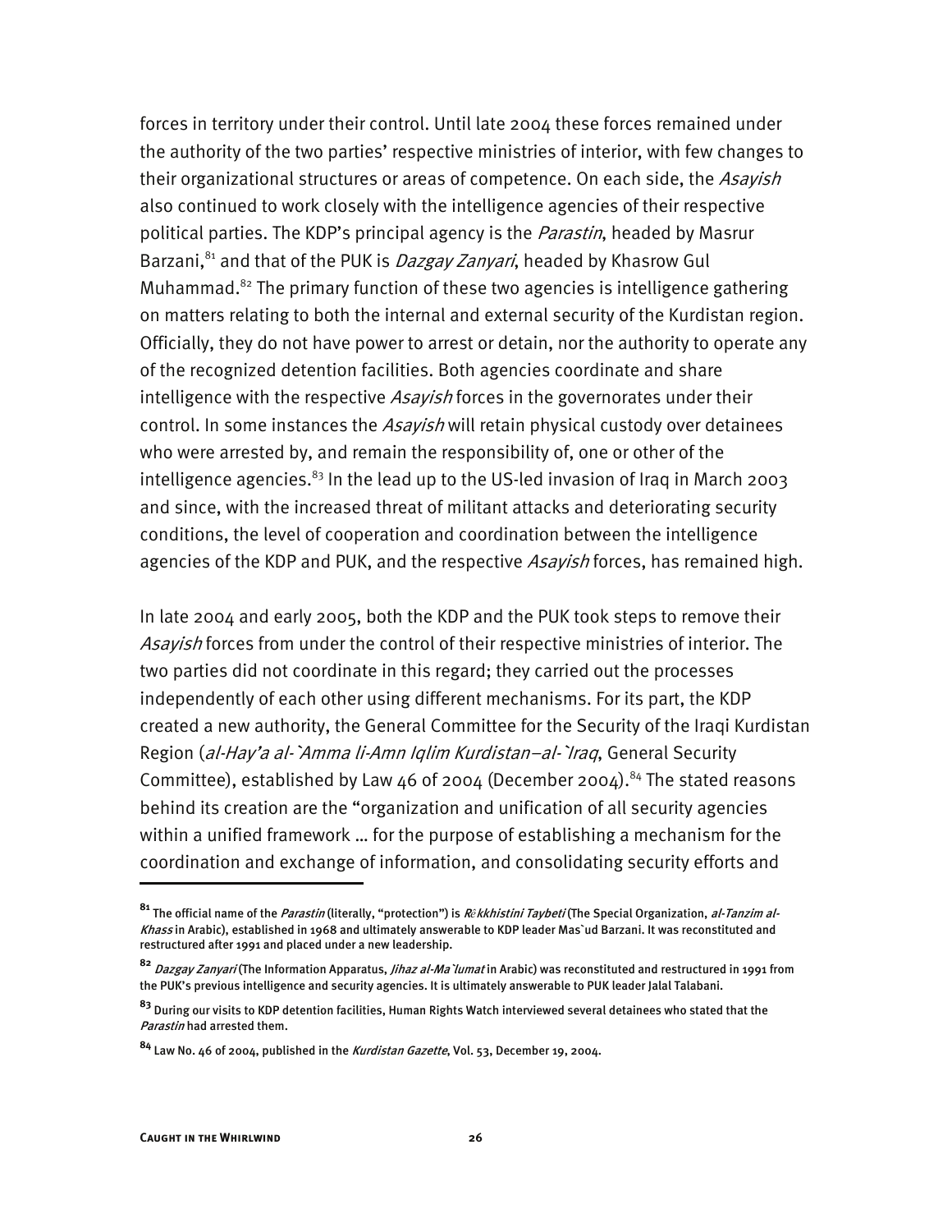forces in territory under their control. Until late 2004 these forces remained under the authority of the two parties' respective ministries of interior, with few changes to their organizational structures or areas of competence. On each side, the *Asayish* also continued to work closely with the intelligence agencies of their respective political parties. The KDP's principal agency is the *Parastin*, headed by Masrur Barzani,[81] and that of the PUK is *Dazgay Zanyari*, headed by Khasrow Gul Muhammad.[82] The primary function of these two agencies is intelligence gathering on matters relating to both the internal and external security of the Kurdistan region. Officially, they do not have power to arrest or detain, nor the authority to operate any of the recognized detention facilities. Both agencies coordinate and share intelligence with the respective *Asayish* forces in the governorates under their control. In some instances the *Asayish* will retain physical custody over detainees who were arrested by, and remain the responsibility of, one or other of the intelligence agencies.[83] In the lead up to the US-led invasion of Iraq in March 2003 and since, with the increased threat of militant attacks and deteriorating security conditions, the level of cooperation and coordination between the intelligence agencies of the KDP and PUK, and the respective *Asayish* forces, has remained high.

In late 2004 and early 2005, both the KDP and the PUK took steps to remove their *Asayish* forces from under the control of their respective ministries of interior. The two parties did not coordinate in this regard; they carried out the processes independently of each other using different mechanisms. For its part, the KDP created a new authority, the General Committee for the Security of the Iraqi Kurdistan Region (*al-Hay'a al-`Amma li-Amn Iqlim Kurdistan–al-`Iraq*, General Security Committee), established by Law 46 of 2004 (December 2004).[84] The stated reasons behind its creation are the "organization and unification of all security agencies within a unified framework … for the purpose of establishing a mechanism for the coordination and exchange of information, and consolidating security efforts and

---

**81** The official name of the *Parastin* (literally, "protection") is *Rêkkhistini Taybeti* (The Special Organization, *al-Tanzim al-Khass* in Arabic), established in 1968 and ultimately answerable to KDP leader Mas`ud Barzani. It was reconstituted and restructured after 1991 and placed under a new leadership.

**82** *Dazgay Zanyari* (The Information Apparatus, *Jihaz al-Ma`lumat* in Arabic) was reconstituted and restructured in 1991 from the PUK's previous intelligence and security agencies. It is ultimately answerable to PUK leader Jalal Talabani.

**83** During our visits to KDP detention facilities, Human Rights Watch interviewed several detainees who stated that the *Parastin* had arrested them.

**84** Law No. 46 of 2004, published in the *Kurdistan Gazette*, Vol. 53, December 19, 2004.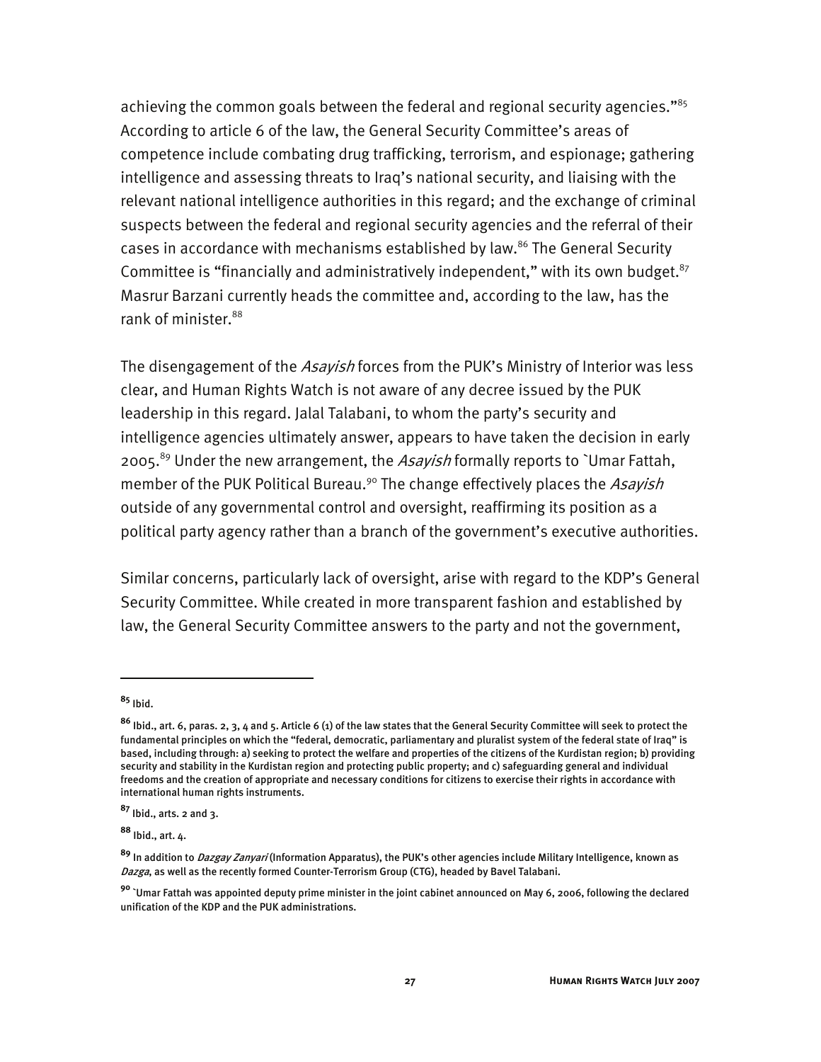achieving the common goals between the federal and regional security agencies."[85] According to article 6 of the law, the General Security Committee's areas of competence include combating drug trafficking, terrorism, and espionage; gathering intelligence and assessing threats to Iraq's national security, and liaising with the relevant national intelligence authorities in this regard; and the exchange of criminal suspects between the federal and regional security agencies and the referral of their cases in accordance with mechanisms established by law.[86] The General Security Committee is "financially and administratively independent," with its own budget.[87] Masrur Barzani currently heads the committee and, according to the law, has the rank of minister.[88]

The disengagement of the *Asayish* forces from the PUK's Ministry of Interior was less clear, and Human Rights Watch is not aware of any decree issued by the PUK leadership in this regard. Jalal Talabani, to whom the party's security and intelligence agencies ultimately answer, appears to have taken the decision in early 2005.[89] Under the new arrangement, the *Asayish* formally reports to `Umar Fattah, member of the PUK Political Bureau.[90] The change effectively places the *Asayish* outside of any governmental control and oversight, reaffirming its position as a political party agency rather than a branch of the government's executive authorities.

Similar concerns, particularly lack of oversight, arise with regard to the KDP's General Security Committee. While created in more transparent fashion and established by law, the General Security Committee answers to the party and not the government,

---

**85** Ibid.

**86** Ibid., art. 6, paras. 2, 3, 4 and 5. Article 6 (1) of the law states that the General Security Committee will seek to protect the fundamental principles on which the "federal, democratic, parliamentary and pluralist system of the federal state of Iraq" is based, including through: a) seeking to protect the welfare and properties of the citizens of the Kurdistan region; b) providing security and stability in the Kurdistan region and protecting public property; and c) safeguarding general and individual freedoms and the creation of appropriate and necessary conditions for citizens to exercise their rights in accordance with international human rights instruments.

**87** Ibid., arts. 2 and 3.

**88** Ibid., art. 4.

**89** In addition to *Dazgay Zanyari* (Information Apparatus), the PUK's other agencies include Military Intelligence, known as *Dazga*, as well as the recently formed Counter-Terrorism Group (CTG), headed by Bavel Talabani.

**90** `Umar Fattah was appointed deputy prime minister in the joint cabinet announced on May 6, 2006, following the declared unification of the KDP and the PUK administrations.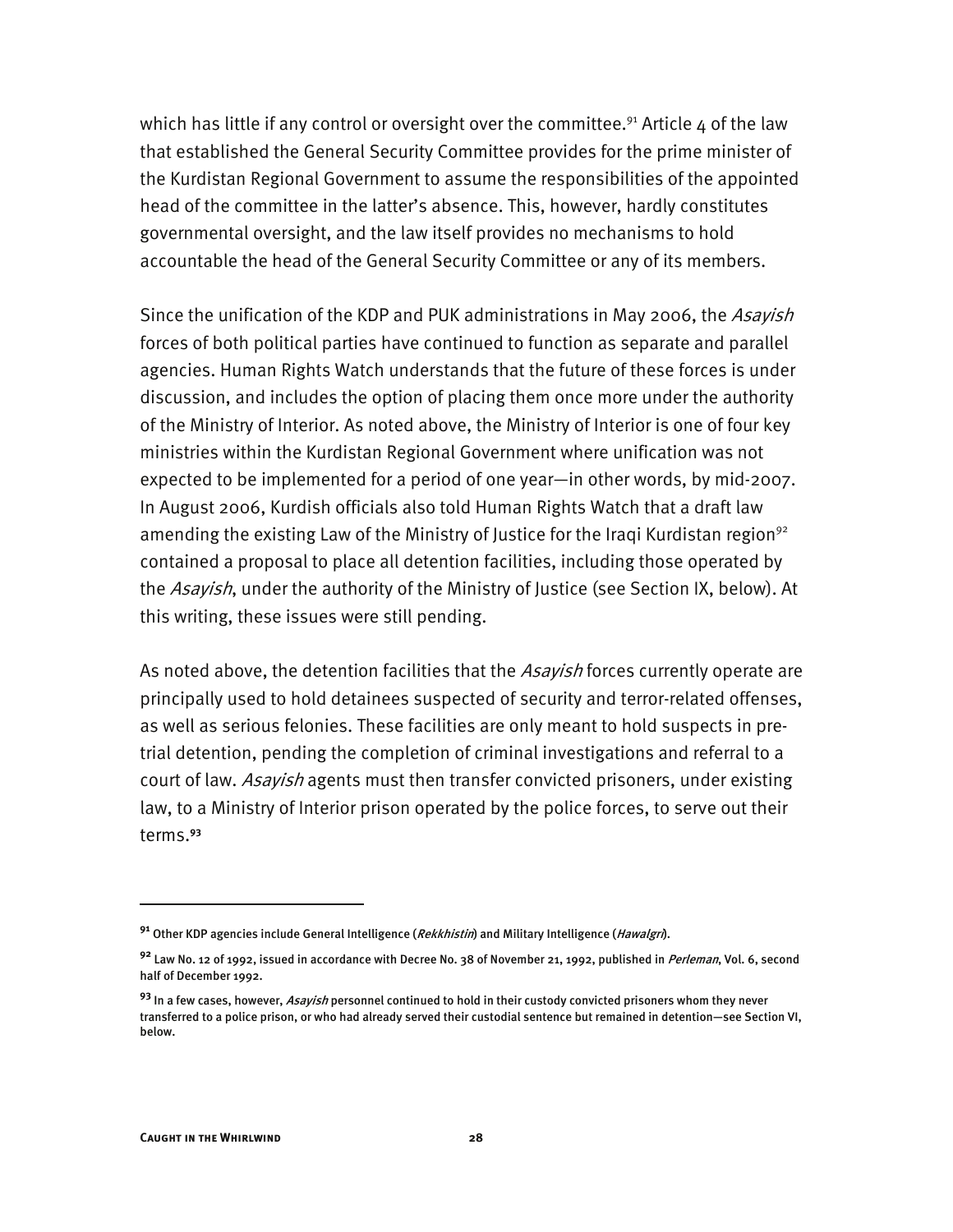which has little if any control or oversight over the committee.[91] Article 4 of the law that established the General Security Committee provides for the prime minister of the Kurdistan Regional Government to assume the responsibilities of the appointed head of the committee in the latter's absence. This, however, hardly constitutes governmental oversight, and the law itself provides no mechanisms to hold accountable the head of the General Security Committee or any of its members.

Since the unification of the KDP and PUK administrations in May 2006, the *Asayish* forces of both political parties have continued to function as separate and parallel agencies. Human Rights Watch understands that the future of these forces is under discussion, and includes the option of placing them once more under the authority of the Ministry of Interior. As noted above, the Ministry of Interior is one of four key ministries within the Kurdistan Regional Government where unification was not expected to be implemented for a period of one year—in other words, by mid-2007. In August 2006, Kurdish officials also told Human Rights Watch that a draft law amending the existing Law of the Ministry of Justice for the Iraqi Kurdistan region[92] contained a proposal to place all detention facilities, including those operated by the *Asayish*, under the authority of the Ministry of Justice (see Section IX, below). At this writing, these issues were still pending.

As noted above, the detention facilities that the *Asayish* forces currently operate are principally used to hold detainees suspected of security and terror-related offenses, as well as serious felonies. These facilities are only meant to hold suspects in pre-trial detention, pending the completion of criminal investigations and referral to a court of law. *Asayish* agents must then transfer convicted prisoners, under existing law, to a Ministry of Interior prison operated by the police forces, to serve out their terms.[93]

---

[91] Other KDP agencies include General Intelligence (*Rekkhistin*) and Military Intelligence (*Hawalgri*).

[92] Law No. 12 of 1992, issued in accordance with Decree No. 38 of November 21, 1992, published in *Perleman*, Vol. 6, second half of December 1992.

[93] In a few cases, however, *Asayish* personnel continued to hold in their custody convicted prisoners whom they never transferred to a police prison, or who had already served their custodial sentence but remained in detention—see Section VI, below.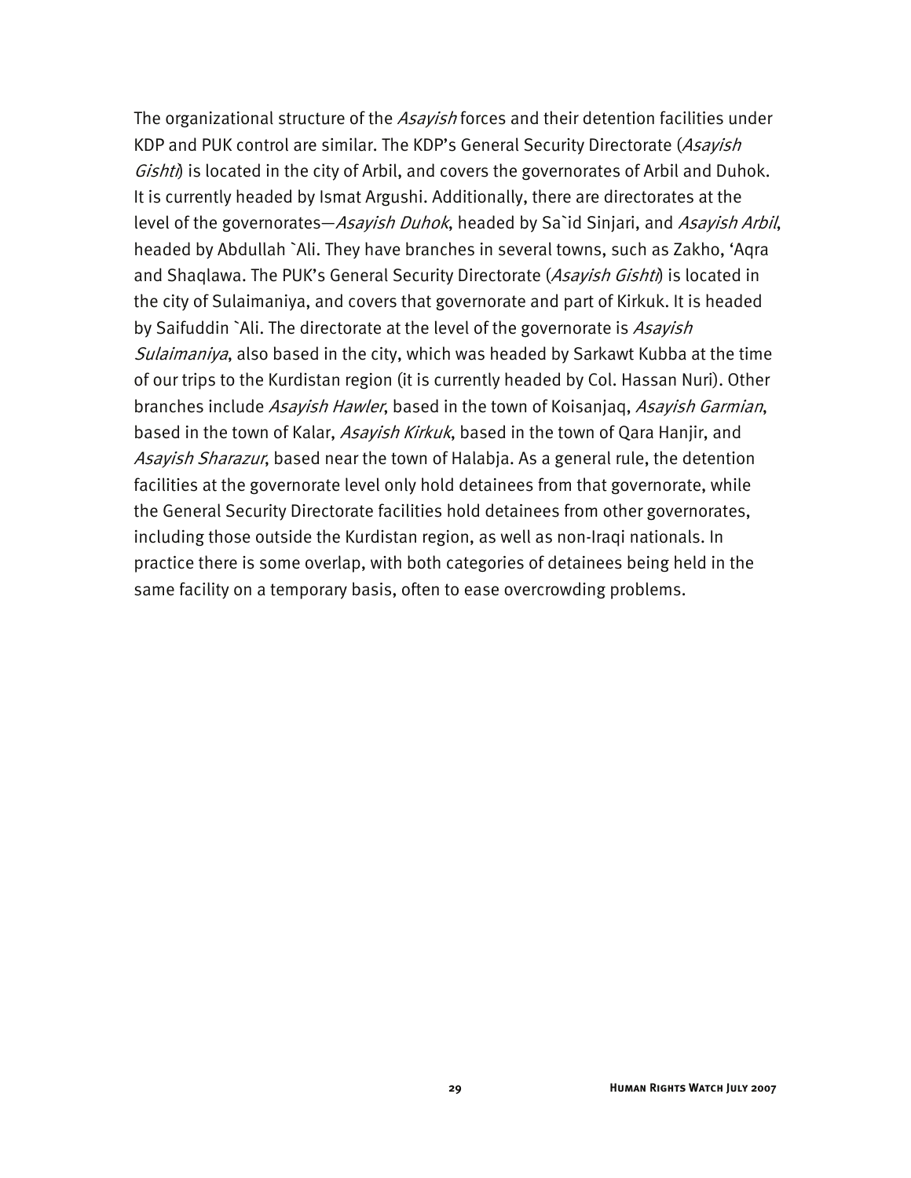The organizational structure of the *Asayish* forces and their detention facilities under KDP and PUK control are similar. The KDP's General Security Directorate (*Asayish Gishti*) is located in the city of Arbil, and covers the governorates of Arbil and Duhok. It is currently headed by Ismat Argushi. Additionally, there are directorates at the level of the governorates—*Asayish Duhok*, headed by Sa`id Sinjari, and *Asayish Arbil*, headed by Abdullah `Ali. They have branches in several towns, such as Zakho, 'Aqra and Shaqlawa. The PUK's General Security Directorate (*Asayish Gishti*) is located in the city of Sulaimaniya, and covers that governorate and part of Kirkuk. It is headed by Saifuddin `Ali. The directorate at the level of the governorate is *Asayish Sulaimaniya*, also based in the city, which was headed by Sarkawt Kubba at the time of our trips to the Kurdistan region (it is currently headed by Col. Hassan Nuri). Other branches include *Asayish Hawler*, based in the town of Koisanjaq, *Asayish Garmian*, based in the town of Kalar, *Asayish Kirkuk*, based in the town of Qara Hanjir, and *Asayish Sharazur*, based near the town of Halabja. As a general rule, the detention facilities at the governorate level only hold detainees from that governorate, while the General Security Directorate facilities hold detainees from other governorates, including those outside the Kurdistan region, as well as non-Iraqi nationals. In practice there is some overlap, with both categories of detainees being held in the same facility on a temporary basis, often to ease overcrowding problems.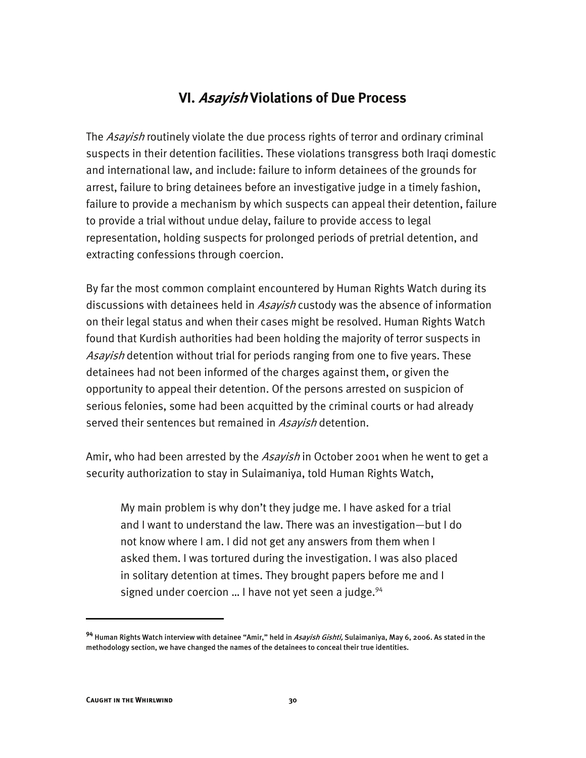## VI. *Asayish* Violations of Due Process

The *Asayish* routinely violate the due process rights of terror and ordinary criminal suspects in their detention facilities. These violations transgress both Iraqi domestic and international law, and include: failure to inform detainees of the grounds for arrest, failure to bring detainees before an investigative judge in a timely fashion, failure to provide a mechanism by which suspects can appeal their detention, failure to provide a trial without undue delay, failure to provide access to legal representation, holding suspects for prolonged periods of pretrial detention, and extracting confessions through coercion.

By far the most common complaint encountered by Human Rights Watch during its discussions with detainees held in *Asayish* custody was the absence of information on their legal status and when their cases might be resolved. Human Rights Watch found that Kurdish authorities had been holding the majority of terror suspects in *Asayish* detention without trial for periods ranging from one to five years. These detainees had not been informed of the charges against them, or given the opportunity to appeal their detention. Of the persons arrested on suspicion of serious felonies, some had been acquitted by the criminal courts or had already served their sentences but remained in *Asayish* detention.

Amir, who had been arrested by the *Asayish* in October 2001 when he went to get a security authorization to stay in Sulaimaniya, told Human Rights Watch,

> My main problem is why don't they judge me. I have asked for a trial and I want to understand the law. There was an investigation—but I do not know where I am. I did not get any answers from them when I asked them. I was tortured during the investigation. I was also placed in solitary detention at times. They brought papers before me and I signed under coercion … I have not yet seen a judge.[94]

---

**[94]** Human Rights Watch interview with detainee "Amir," held in *Asayish Gishti,* Sulaimaniya, May 6, 2006. As stated in the methodology section, we have changed the names of the detainees to conceal their true identities.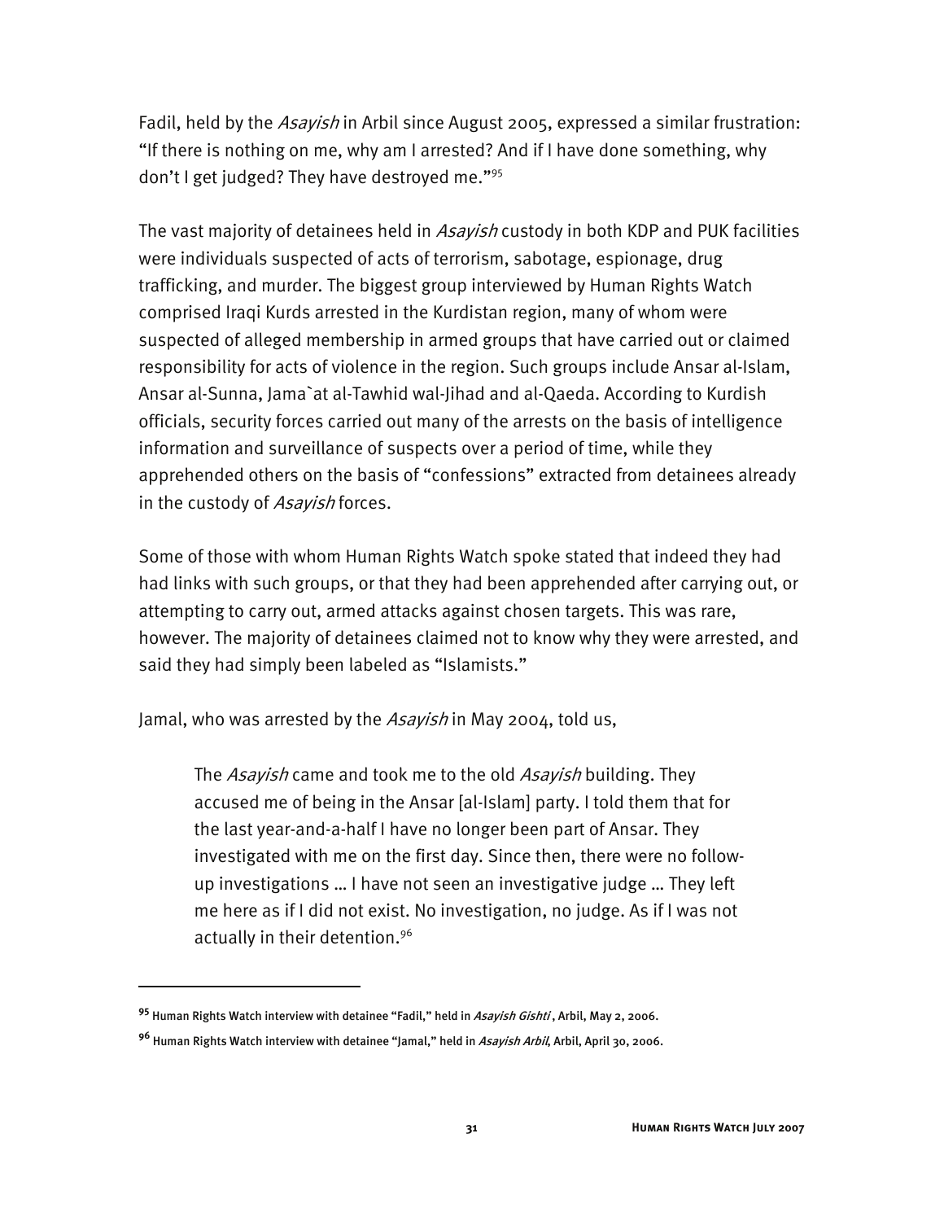Fadil, held by the *Asayish* in Arbil since August 2005, expressed a similar frustration: "If there is nothing on me, why am I arrested? And if I have done something, why don't I get judged? They have destroyed me."[95]

The vast majority of detainees held in *Asayish* custody in both KDP and PUK facilities were individuals suspected of acts of terrorism, sabotage, espionage, drug trafficking, and murder. The biggest group interviewed by Human Rights Watch comprised Iraqi Kurds arrested in the Kurdistan region, many of whom were suspected of alleged membership in armed groups that have carried out or claimed responsibility for acts of violence in the region. Such groups include Ansar al-Islam, Ansar al-Sunna, Jama`at al-Tawhid wal-Jihad and al-Qaeda. According to Kurdish officials, security forces carried out many of the arrests on the basis of intelligence information and surveillance of suspects over a period of time, while they apprehended others on the basis of "confessions" extracted from detainees already in the custody of *Asayish* forces.

Some of those with whom Human Rights Watch spoke stated that indeed they had had links with such groups, or that they had been apprehended after carrying out, or attempting to carry out, armed attacks against chosen targets. This was rare, however. The majority of detainees claimed not to know why they were arrested, and said they had simply been labeled as "Islamists."

Jamal, who was arrested by the *Asayish* in May 2004, told us,

> The *Asayish* came and took me to the old *Asayish* building. They accused me of being in the Ansar [al-Islam] party. I told them that for the last year-and-a-half I have no longer been part of Ansar. They investigated with me on the first day. Since then, there were no follow-up investigations … I have not seen an investigative judge … They left me here as if I did not exist. No investigation, no judge. As if I was not actually in their detention.[96]

---

[95] Human Rights Watch interview with detainee "Fadil," held in *Asayish Gishti*, Arbil, May 2, 2006.

[96] Human Rights Watch interview with detainee "Jamal," held in *Asayish Arbil*, Arbil, April 30, 2006.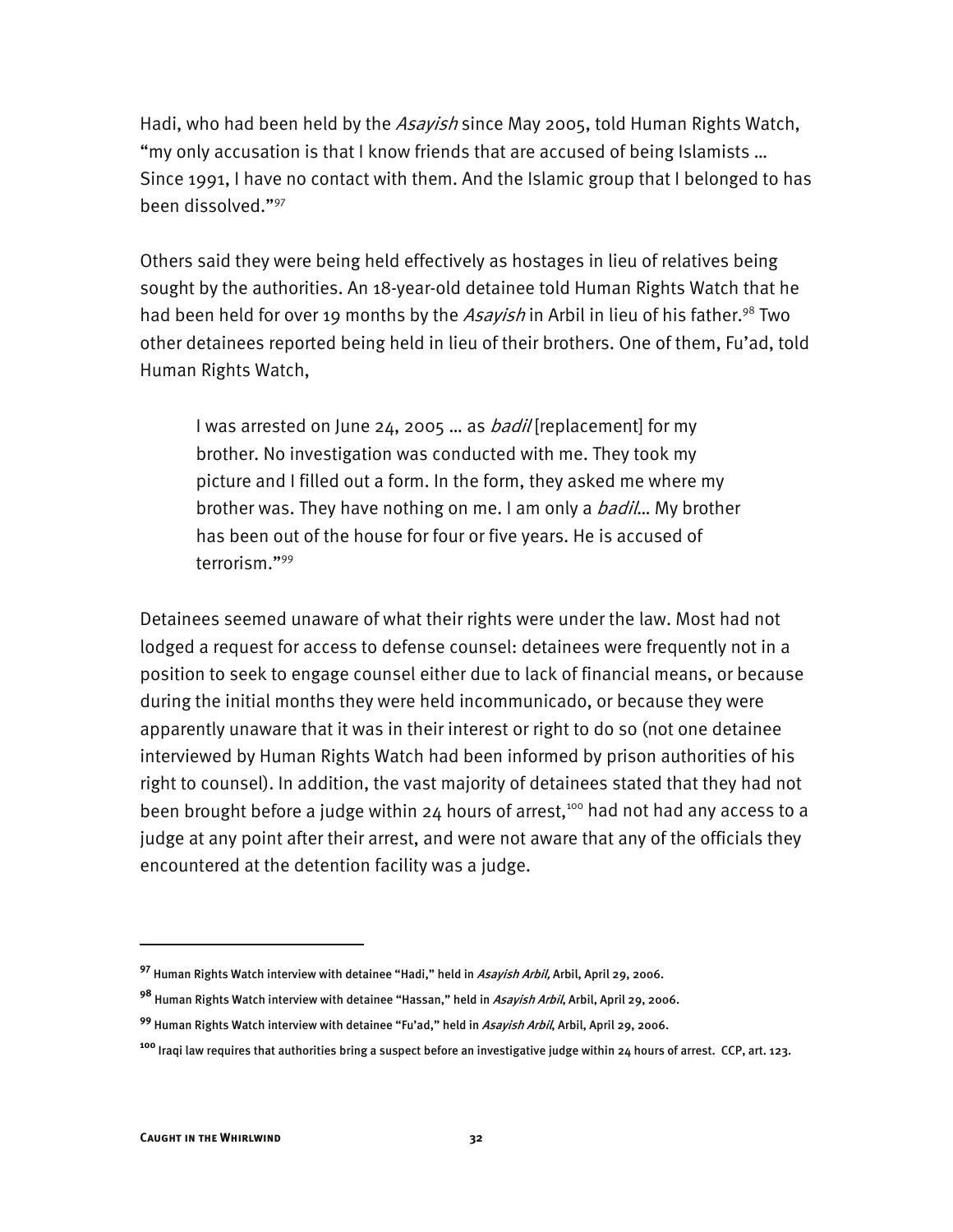Hadi, who had been held by the *Asayish* since May 2005, told Human Rights Watch, "my only accusation is that I know friends that are accused of being Islamists … Since 1991, I have no contact with them. And the Islamic group that I belonged to has been dissolved."[97]

Others said they were being held effectively as hostages in lieu of relatives being sought by the authorities. An 18-year-old detainee told Human Rights Watch that he had been held for over 19 months by the *Asayish* in Arbil in lieu of his father.[98] Two other detainees reported being held in lieu of their brothers. One of them, Fu'ad, told Human Rights Watch,

> I was arrested on June 24, 2005 … as *badil* [replacement] for my brother. No investigation was conducted with me. They took my picture and I filled out a form. In the form, they asked me where my brother was. They have nothing on me. I am only a *badil*… My brother has been out of the house for four or five years. He is accused of terrorism."[99]

Detainees seemed unaware of what their rights were under the law. Most had not lodged a request for access to defense counsel: detainees were frequently not in a position to seek to engage counsel either due to lack of financial means, or because during the initial months they were held incommunicado, or because they were apparently unaware that it was in their interest or right to do so (not one detainee interviewed by Human Rights Watch had been informed by prison authorities of his right to counsel). In addition, the vast majority of detainees stated that they had not been brought before a judge within 24 hours of arrest,[100] had not had any access to a judge at any point after their arrest, and were not aware that any of the officials they encountered at the detention facility was a judge.

---

[97] Human Rights Watch interview with detainee "Hadi," held in *Asayish Arbil,* Arbil, April 29, 2006.

[98] Human Rights Watch interview with detainee "Hassan," held in *Asayish Arbil*, Arbil, April 29, 2006.

[99] Human Rights Watch interview with detainee "Fu'ad," held in *Asayish Arbil*, Arbil, April 29, 2006.

[100] Iraqi law requires that authorities bring a suspect before an investigative judge within 24 hours of arrest. CCP, art. 123.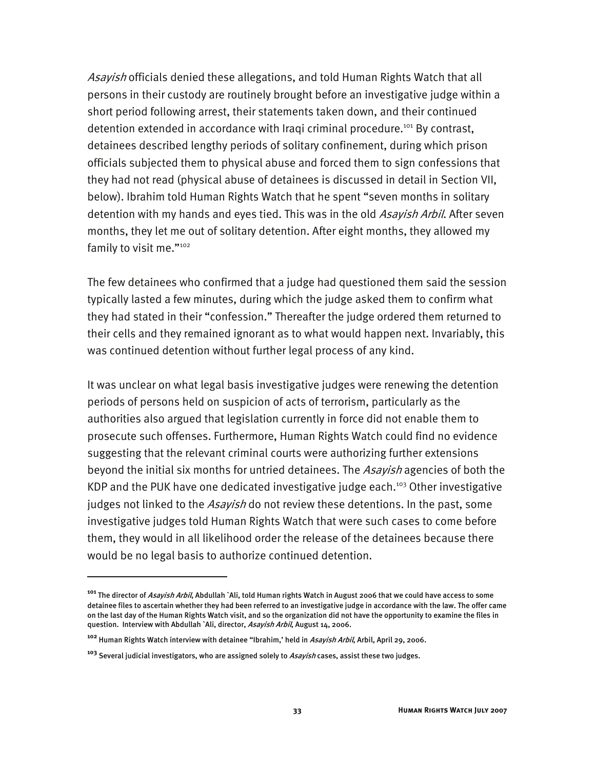*Asayish* officials denied these allegations, and told Human Rights Watch that all persons in their custody are routinely brought before an investigative judge within a short period following arrest, their statements taken down, and their continued detention extended in accordance with Iraqi criminal procedure.[101] By contrast, detainees described lengthy periods of solitary confinement, during which prison officials subjected them to physical abuse and forced them to sign confessions that they had not read (physical abuse of detainees is discussed in detail in Section VII, below). Ibrahim told Human Rights Watch that he spent "seven months in solitary detention with my hands and eyes tied. This was in the old *Asayish Arbil*. After seven months, they let me out of solitary detention. After eight months, they allowed my family to visit me."[102]

The few detainees who confirmed that a judge had questioned them said the session typically lasted a few minutes, during which the judge asked them to confirm what they had stated in their "confession." Thereafter the judge ordered them returned to their cells and they remained ignorant as to what would happen next. Invariably, this was continued detention without further legal process of any kind.

It was unclear on what legal basis investigative judges were renewing the detention periods of persons held on suspicion of acts of terrorism, particularly as the authorities also argued that legislation currently in force did not enable them to prosecute such offenses. Furthermore, Human Rights Watch could find no evidence suggesting that the relevant criminal courts were authorizing further extensions beyond the initial six months for untried detainees. The *Asayish* agencies of both the KDP and the PUK have one dedicated investigative judge each.[103] Other investigative judges not linked to the *Asayish* do not review these detentions. In the past, some investigative judges told Human Rights Watch that were such cases to come before them, they would in all likelihood order the release of the detainees because there would be no legal basis to authorize continued detention.

---

**101** The director of *Asayish Arbil*, Abdullah `Ali, told Human rights Watch in August 2006 that we could have access to some detainee files to ascertain whether they had been referred to an investigative judge in accordance with the law. The offer came on the last day of the Human Rights Watch visit, and so the organization did not have the opportunity to examine the files in question. Interview with Abdullah `Ali, director, *Asayish Arbil*, August 14, 2006.

**102** Human Rights Watch interview with detainee "Ibrahim,' held in *Asayish Arbil*, Arbil, April 29, 2006.

**103** Several judicial investigators, who are assigned solely to *Asayish* cases, assist these two judges.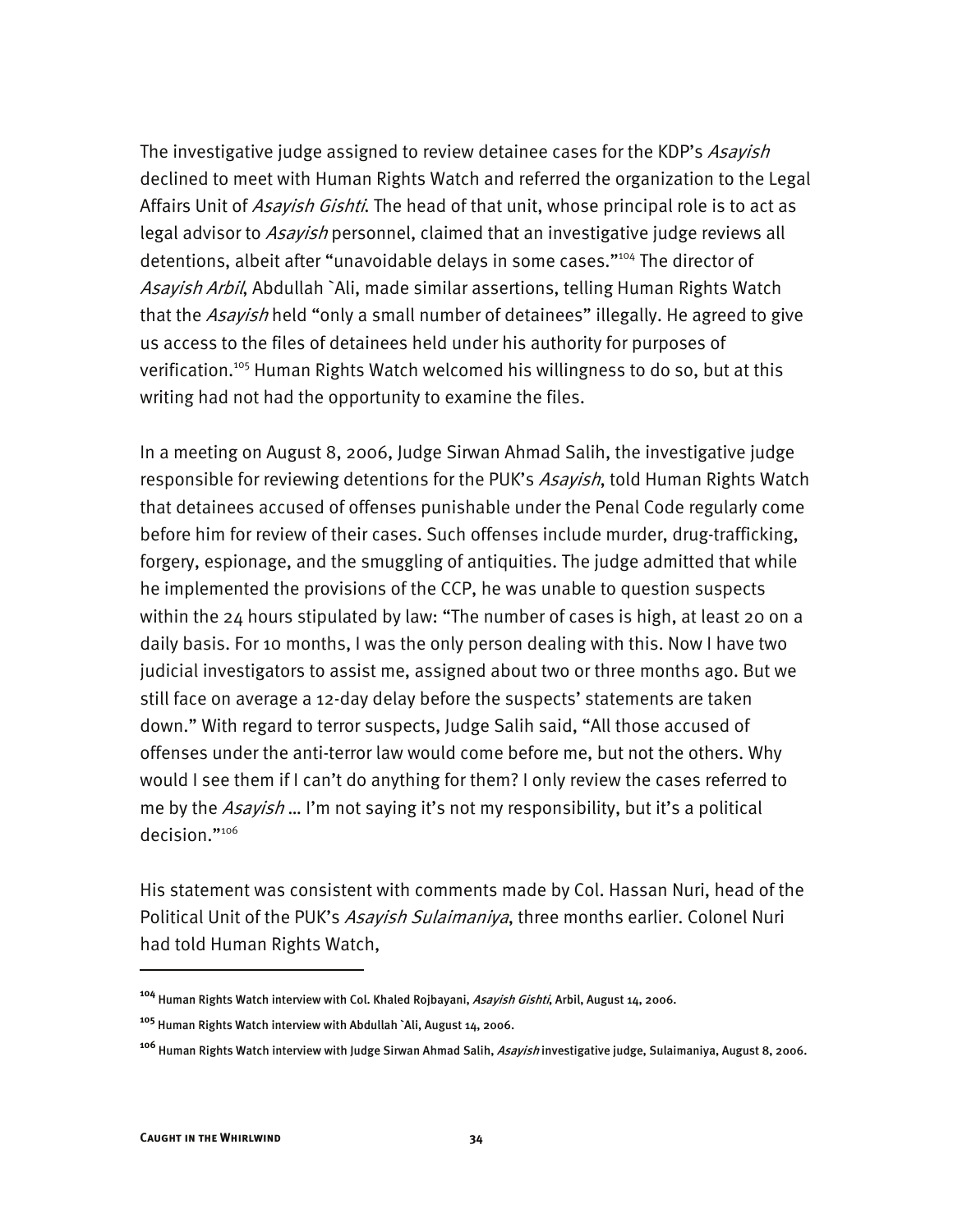The investigative judge assigned to review detainee cases for the KDP's *Asayish* declined to meet with Human Rights Watch and referred the organization to the Legal Affairs Unit of *Asayish Gishti*. The head of that unit, whose principal role is to act as legal advisor to *Asayish* personnel, claimed that an investigative judge reviews all detentions, albeit after "unavoidable delays in some cases."[104] The director of *Asayish Arbil*, Abdullah `Ali, made similar assertions, telling Human Rights Watch that the *Asayish* held "only a small number of detainees" illegally. He agreed to give us access to the files of detainees held under his authority for purposes of verification.[105] Human Rights Watch welcomed his willingness to do so, but at this writing had not had the opportunity to examine the files.

In a meeting on August 8, 2006, Judge Sirwan Ahmad Salih, the investigative judge responsible for reviewing detentions for the PUK's *Asayish*, told Human Rights Watch that detainees accused of offenses punishable under the Penal Code regularly come before him for review of their cases. Such offenses include murder, drug-trafficking, forgery, espionage, and the smuggling of antiquities. The judge admitted that while he implemented the provisions of the CCP, he was unable to question suspects within the 24 hours stipulated by law: "The number of cases is high, at least 20 on a daily basis. For 10 months, I was the only person dealing with this. Now I have two judicial investigators to assist me, assigned about two or three months ago. But we still face on average a 12-day delay before the suspects' statements are taken down." With regard to terror suspects, Judge Salih said, "All those accused of offenses under the anti-terror law would come before me, but not the others. Why would I see them if I can't do anything for them? I only review the cases referred to me by the *Asayish* … I'm not saying it's not my responsibility, but it's a political decision."[106]

His statement was consistent with comments made by Col. Hassan Nuri, head of the Political Unit of the PUK's *Asayish Sulaimaniya*, three months earlier. Colonel Nuri had told Human Rights Watch,

---

[104] Human Rights Watch interview with Col. Khaled Rojbayani, *Asayish Gishti*, Arbil, August 14, 2006.

[105] Human Rights Watch interview with Abdullah `Ali, August 14, 2006.

[106] Human Rights Watch interview with Judge Sirwan Ahmad Salih, *Asayish* investigative judge, Sulaimaniya, August 8, 2006.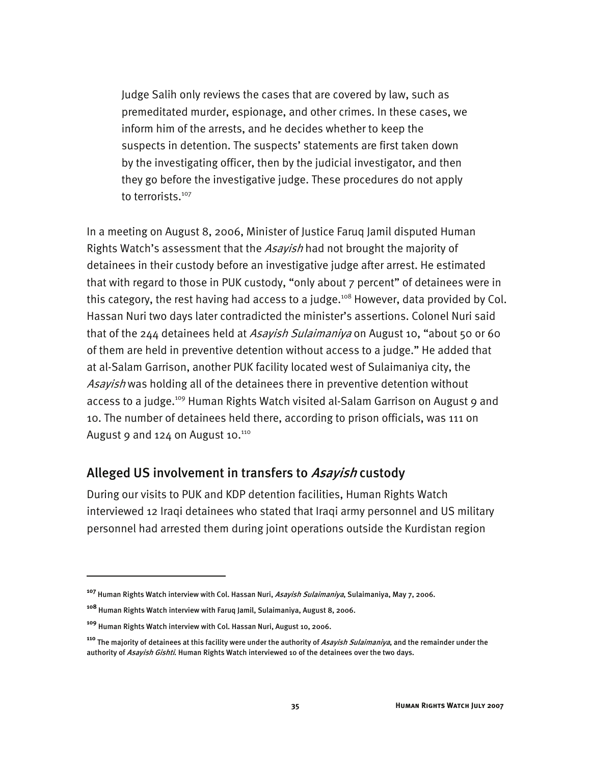> Judge Salih only reviews the cases that are covered by law, such as premeditated murder, espionage, and other crimes. In these cases, we inform him of the arrests, and he decides whether to keep the suspects in detention. The suspects' statements are first taken down by the investigating officer, then by the judicial investigator, and then they go before the investigative judge. These procedures do not apply to terrorists.[107]

In a meeting on August 8, 2006, Minister of Justice Faruq Jamil disputed Human Rights Watch's assessment that the *Asayish* had not brought the majority of detainees in their custody before an investigative judge after arrest. He estimated that with regard to those in PUK custody, "only about 7 percent" of detainees were in this category, the rest having had access to a judge.[108] However, data provided by Col. Hassan Nuri two days later contradicted the minister's assertions. Colonel Nuri said that of the 244 detainees held at *Asayish Sulaimaniya* on August 10, "about 50 or 60 of them are held in preventive detention without access to a judge." He added that at al-Salam Garrison, another PUK facility located west of Sulaimaniya city, the *Asayish* was holding all of the detainees there in preventive detention without access to a judge.[109] Human Rights Watch visited al-Salam Garrison on August 9 and 10. The number of detainees held there, according to prison officials, was 111 on August 9 and 124 on August 10.[110]

## Alleged US involvement in transfers to *Asayish* custody

During our visits to PUK and KDP detention facilities, Human Rights Watch interviewed 12 Iraqi detainees who stated that Iraqi army personnel and US military personnel had arrested them during joint operations outside the Kurdistan region

---

[107] Human Rights Watch interview with Col. Hassan Nuri, *Asayish Sulaimaniya*, Sulaimaniya, May 7, 2006.

[108] Human Rights Watch interview with Faruq Jamil, Sulaimaniya, August 8, 2006.

[109] Human Rights Watch interview with Col. Hassan Nuri, August 10, 2006.

[110] The majority of detainees at this facility were under the authority of *Asayish Sulaimaniya*, and the remainder under the authority of *Asayish Gishti*. Human Rights Watch interviewed 10 of the detainees over the two days.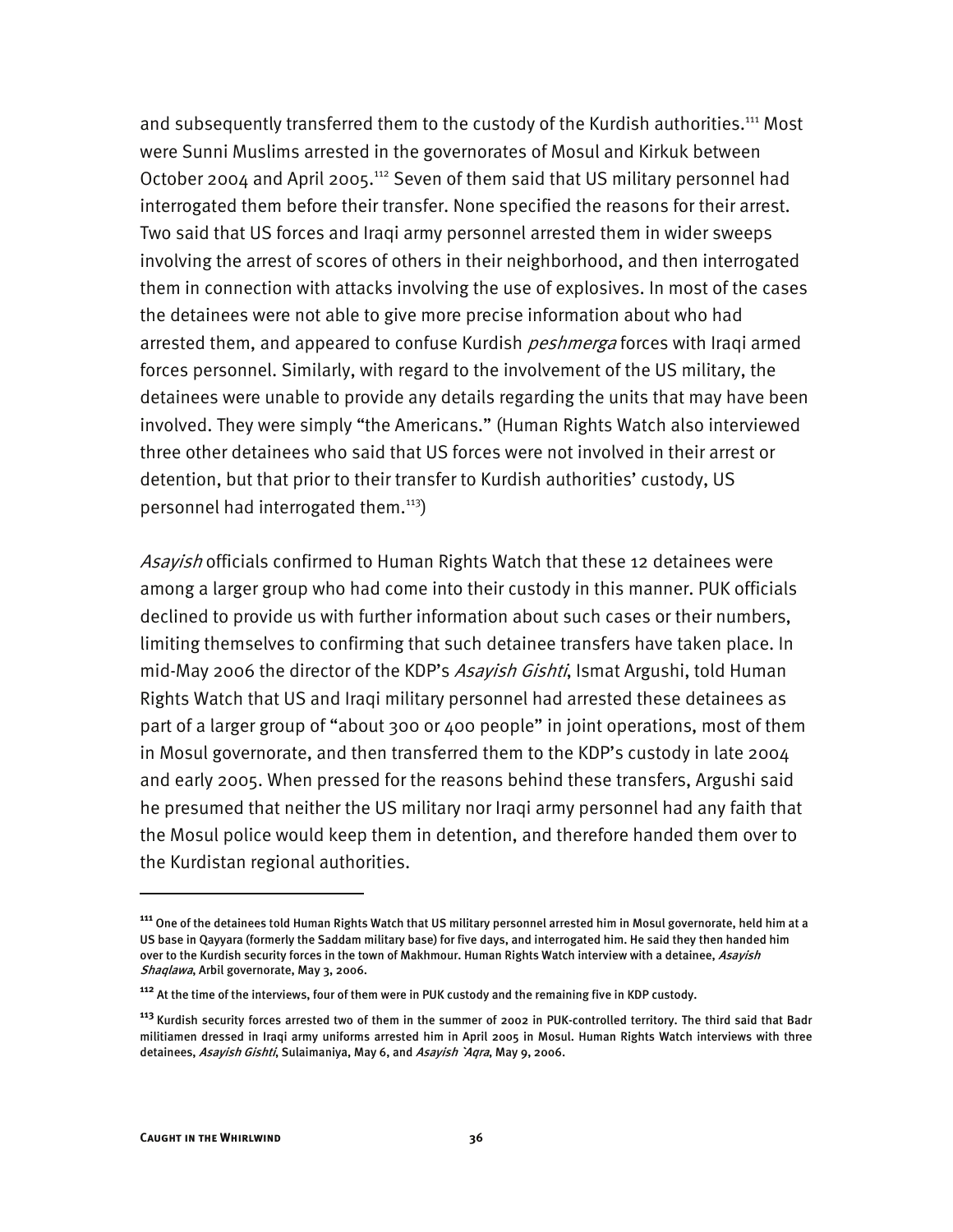and subsequently transferred them to the custody of the Kurdish authorities.[111] Most were Sunni Muslims arrested in the governorates of Mosul and Kirkuk between October 2004 and April 2005.[112] Seven of them said that US military personnel had interrogated them before their transfer. None specified the reasons for their arrest. Two said that US forces and Iraqi army personnel arrested them in wider sweeps involving the arrest of scores of others in their neighborhood, and then interrogated them in connection with attacks involving the use of explosives. In most of the cases the detainees were not able to give more precise information about who had arrested them, and appeared to confuse Kurdish *peshmerga* forces with Iraqi armed forces personnel. Similarly, with regard to the involvement of the US military, the detainees were unable to provide any details regarding the units that may have been involved. They were simply "the Americans." (Human Rights Watch also interviewed three other detainees who said that US forces were not involved in their arrest or detention, but that prior to their transfer to Kurdish authorities' custody, US personnel had interrogated them.[113])

*Asayish* officials confirmed to Human Rights Watch that these 12 detainees were among a larger group who had come into their custody in this manner. PUK officials declined to provide us with further information about such cases or their numbers, limiting themselves to confirming that such detainee transfers have taken place. In mid-May 2006 the director of the KDP's *Asayish Gishti*, Ismat Argushi, told Human Rights Watch that US and Iraqi military personnel had arrested these detainees as part of a larger group of "about 300 or 400 people" in joint operations, most of them in Mosul governorate, and then transferred them to the KDP's custody in late 2004 and early 2005. When pressed for the reasons behind these transfers, Argushi said he presumed that neither the US military nor Iraqi army personnel had any faith that the Mosul police would keep them in detention, and therefore handed them over to the Kurdistan regional authorities.

---

[111] One of the detainees told Human Rights Watch that US military personnel arrested him in Mosul governorate, held him at a US base in Qayyara (formerly the Saddam military base) for five days, and interrogated him. He said they then handed him over to the Kurdish security forces in the town of Makhmour. Human Rights Watch interview with a detainee, *Asayish Shaqlawa*, Arbil governorate, May 3, 2006.

[112] At the time of the interviews, four of them were in PUK custody and the remaining five in KDP custody.

[113] Kurdish security forces arrested two of them in the summer of 2002 in PUK-controlled territory. The third said that Badr militiamen dressed in Iraqi army uniforms arrested him in April 2005 in Mosul. Human Rights Watch interviews with three detainees, *Asayish Gishti*, Sulaimaniya, May 6, and *Asayish `Aqra*, May 9, 2006.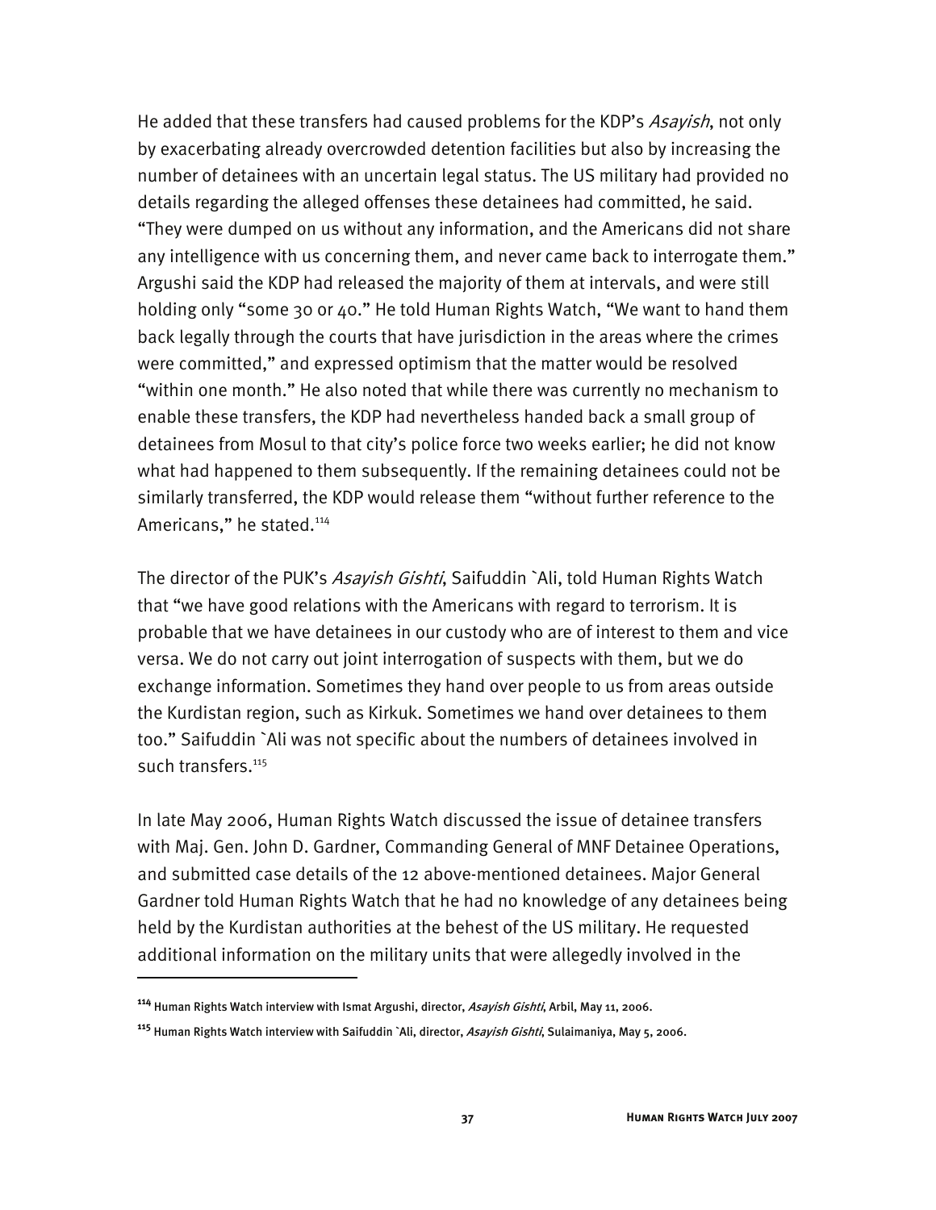He added that these transfers had caused problems for the KDP's *Asayish*, not only by exacerbating already overcrowded detention facilities but also by increasing the number of detainees with an uncertain legal status. The US military had provided no details regarding the alleged offenses these detainees had committed, he said. "They were dumped on us without any information, and the Americans did not share any intelligence with us concerning them, and never came back to interrogate them." Argushi said the KDP had released the majority of them at intervals, and were still holding only "some 30 or 40." He told Human Rights Watch, "We want to hand them back legally through the courts that have jurisdiction in the areas where the crimes were committed," and expressed optimism that the matter would be resolved "within one month." He also noted that while there was currently no mechanism to enable these transfers, the KDP had nevertheless handed back a small group of detainees from Mosul to that city's police force two weeks earlier; he did not know what had happened to them subsequently. If the remaining detainees could not be similarly transferred, the KDP would release them "without further reference to the Americans," he stated.[114]

The director of the PUK's *Asayish Gishti*, Saifuddin `Ali, told Human Rights Watch that "we have good relations with the Americans with regard to terrorism. It is probable that we have detainees in our custody who are of interest to them and vice versa. We do not carry out joint interrogation of suspects with them, but we do exchange information. Sometimes they hand over people to us from areas outside the Kurdistan region, such as Kirkuk. Sometimes we hand over detainees to them too." Saifuddin `Ali was not specific about the numbers of detainees involved in such transfers.[115]

In late May 2006, Human Rights Watch discussed the issue of detainee transfers with Maj. Gen. John D. Gardner, Commanding General of MNF Detainee Operations, and submitted case details of the 12 above-mentioned detainees. Major General Gardner told Human Rights Watch that he had no knowledge of any detainees being held by the Kurdistan authorities at the behest of the US military. He requested additional information on the military units that were allegedly involved in the

---

[114] Human Rights Watch interview with Ismat Argushi, director, *Asayish Gishti*, Arbil, May 11, 2006.

[115] Human Rights Watch interview with Saifuddin `Ali, director, *Asayish Gishti*, Sulaimaniya, May 5, 2006.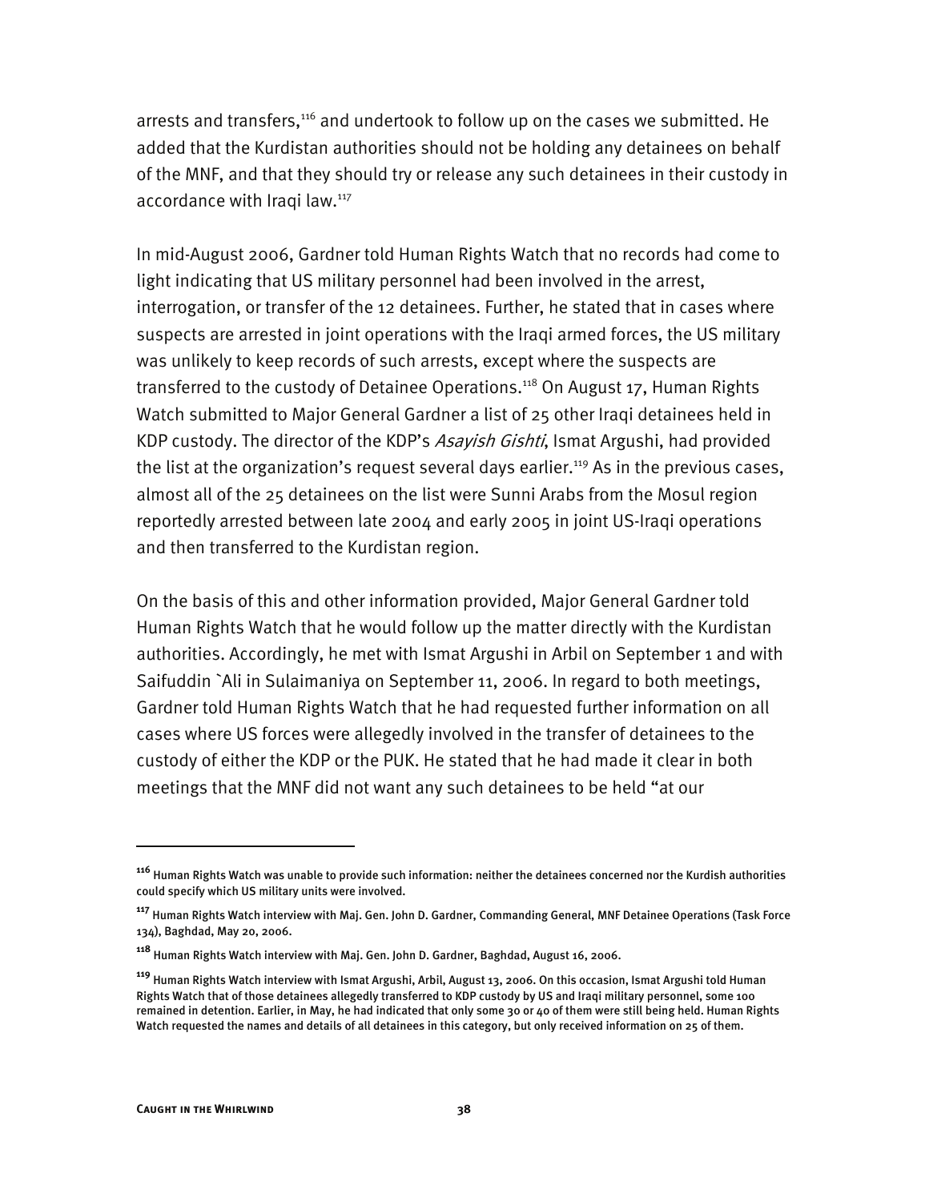arrests and transfers,[116] and undertook to follow up on the cases we submitted. He added that the Kurdistan authorities should not be holding any detainees on behalf of the MNF, and that they should try or release any such detainees in their custody in accordance with Iraqi law.[117]

In mid-August 2006, Gardner told Human Rights Watch that no records had come to light indicating that US military personnel had been involved in the arrest, interrogation, or transfer of the 12 detainees. Further, he stated that in cases where suspects are arrested in joint operations with the Iraqi armed forces, the US military was unlikely to keep records of such arrests, except where the suspects are transferred to the custody of Detainee Operations.[118] On August 17, Human Rights Watch submitted to Major General Gardner a list of 25 other Iraqi detainees held in KDP custody. The director of the KDP's *Asayish Gishti*, Ismat Argushi, had provided the list at the organization's request several days earlier.[119] As in the previous cases, almost all of the 25 detainees on the list were Sunni Arabs from the Mosul region reportedly arrested between late 2004 and early 2005 in joint US-Iraqi operations and then transferred to the Kurdistan region.

On the basis of this and other information provided, Major General Gardner told Human Rights Watch that he would follow up the matter directly with the Kurdistan authorities. Accordingly, he met with Ismat Argushi in Arbil on September 1 and with Saifuddin `Ali in Sulaimaniya on September 11, 2006. In regard to both meetings, Gardner told Human Rights Watch that he had requested further information on all cases where US forces were allegedly involved in the transfer of detainees to the custody of either the KDP or the PUK. He stated that he had made it clear in both meetings that the MNF did not want any such detainees to be held "at our

---

[116] Human Rights Watch was unable to provide such information: neither the detainees concerned nor the Kurdish authorities could specify which US military units were involved.

[117] Human Rights Watch interview with Maj. Gen. John D. Gardner, Commanding General, MNF Detainee Operations (Task Force 134), Baghdad, May 20, 2006.

[118] Human Rights Watch interview with Maj. Gen. John D. Gardner, Baghdad, August 16, 2006.

[119] Human Rights Watch interview with Ismat Argushi, Arbil, August 13, 2006. On this occasion, Ismat Argushi told Human Rights Watch that of those detainees allegedly transferred to KDP custody by US and Iraqi military personnel, some 100 remained in detention. Earlier, in May, he had indicated that only some 30 or 40 of them were still being held. Human Rights Watch requested the names and details of all detainees in this category, but only received information on 25 of them.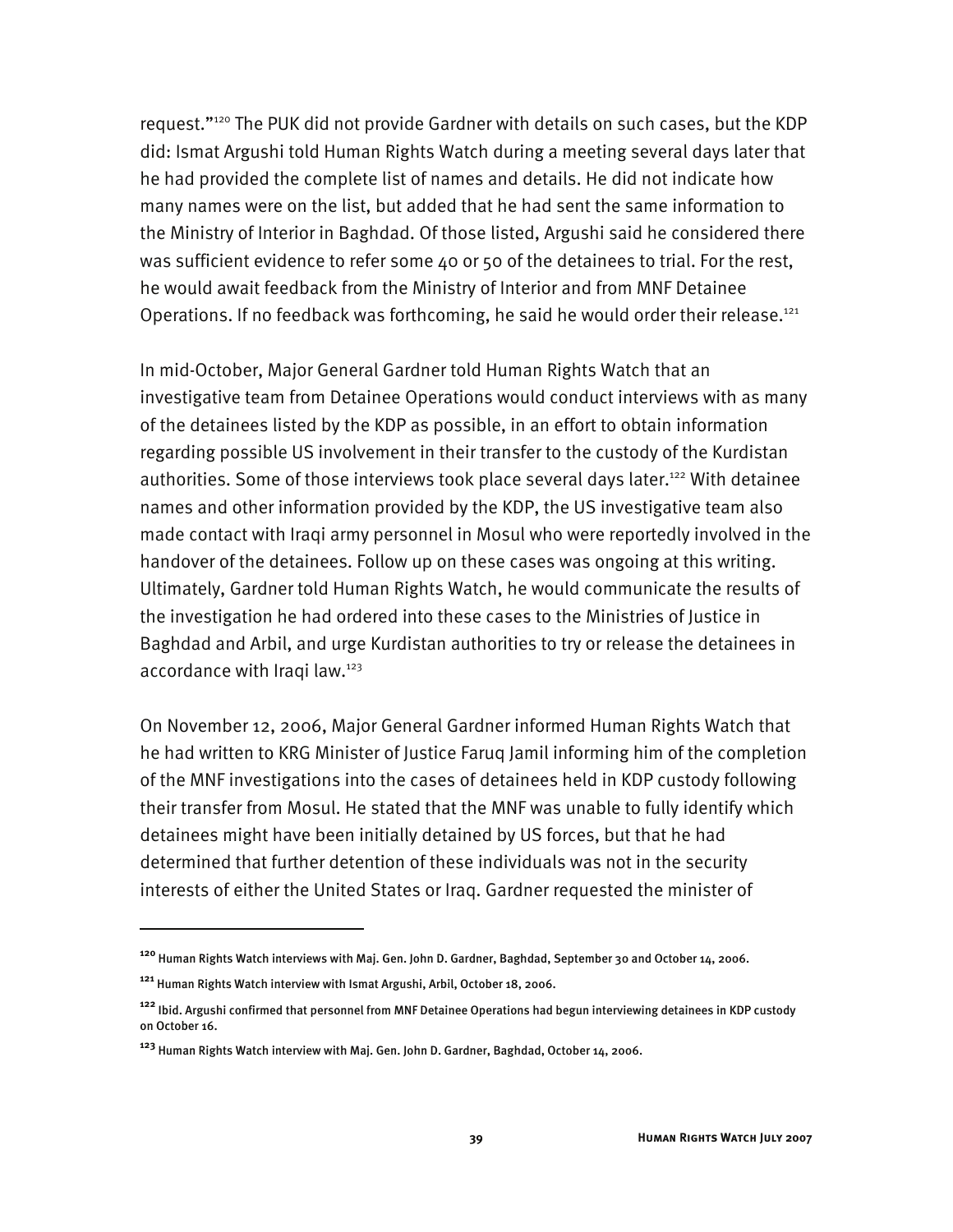request."[120] The PUK did not provide Gardner with details on such cases, but the KDP did: Ismat Argushi told Human Rights Watch during a meeting several days later that he had provided the complete list of names and details. He did not indicate how many names were on the list, but added that he had sent the same information to the Ministry of Interior in Baghdad. Of those listed, Argushi said he considered there was sufficient evidence to refer some 40 or 50 of the detainees to trial. For the rest, he would await feedback from the Ministry of Interior and from MNF Detainee Operations. If no feedback was forthcoming, he said he would order their release.[121]

In mid-October, Major General Gardner told Human Rights Watch that an investigative team from Detainee Operations would conduct interviews with as many of the detainees listed by the KDP as possible, in an effort to obtain information regarding possible US involvement in their transfer to the custody of the Kurdistan authorities. Some of those interviews took place several days later.[122] With detainee names and other information provided by the KDP, the US investigative team also made contact with Iraqi army personnel in Mosul who were reportedly involved in the handover of the detainees. Follow up on these cases was ongoing at this writing. Ultimately, Gardner told Human Rights Watch, he would communicate the results of the investigation he had ordered into these cases to the Ministries of Justice in Baghdad and Arbil, and urge Kurdistan authorities to try or release the detainees in accordance with Iraqi law.[123]

On November 12, 2006, Major General Gardner informed Human Rights Watch that he had written to KRG Minister of Justice Faruq Jamil informing him of the completion of the MNF investigations into the cases of detainees held in KDP custody following their transfer from Mosul. He stated that the MNF was unable to fully identify which detainees might have been initially detained by US forces, but that he had determined that further detention of these individuals was not in the security interests of either the United States or Iraq. Gardner requested the minister of

---

[120] Human Rights Watch interviews with Maj. Gen. John D. Gardner, Baghdad, September 30 and October 14, 2006.

[121] Human Rights Watch interview with Ismat Argushi, Arbil, October 18, 2006.

[122] Ibid. Argushi confirmed that personnel from MNF Detainee Operations had begun interviewing detainees in KDP custody on October 16.

[123] Human Rights Watch interview with Maj. Gen. John D. Gardner, Baghdad, October 14, 2006.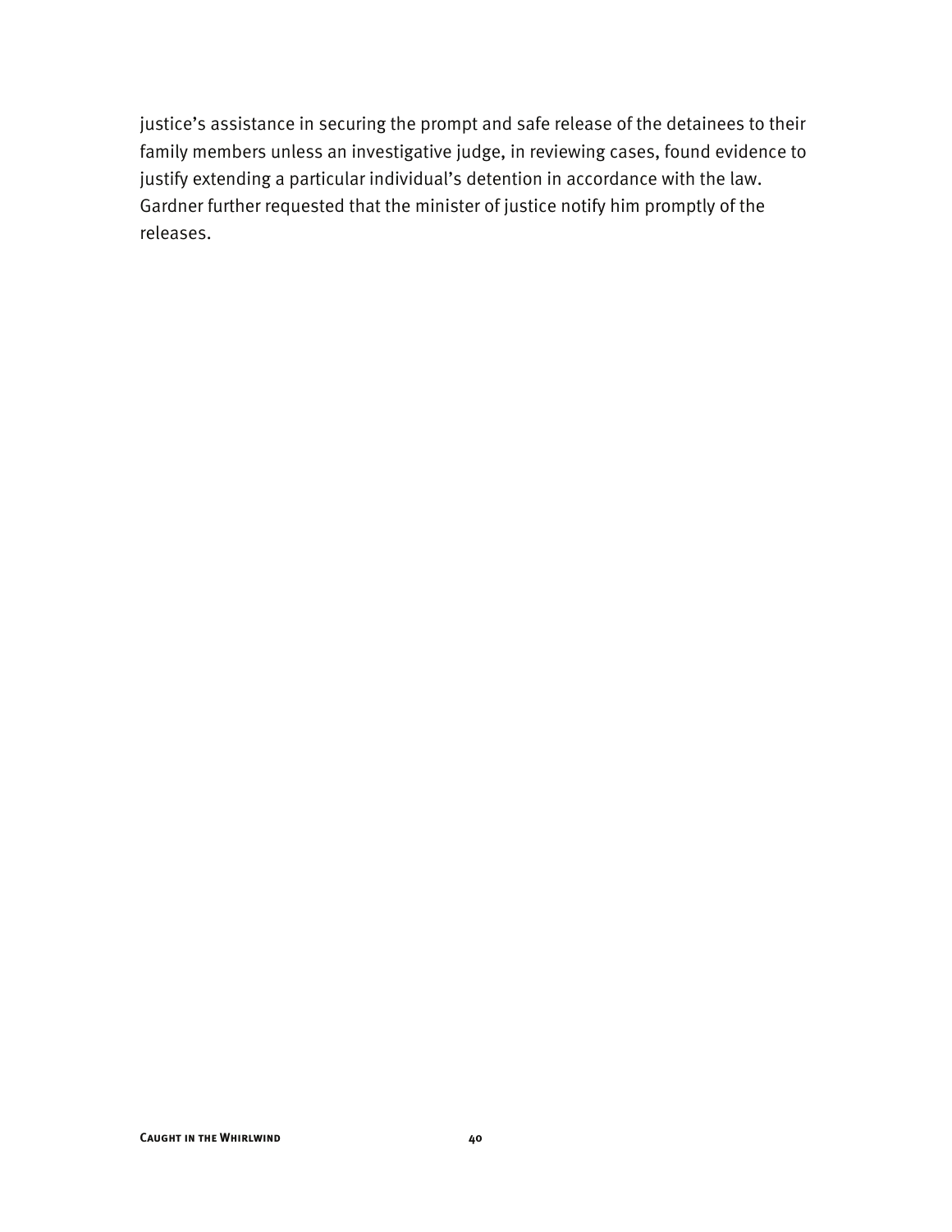justice's assistance in securing the prompt and safe release of the detainees to their family members unless an investigative judge, in reviewing cases, found evidence to justify extending a particular individual's detention in accordance with the law. Gardner further requested that the minister of justice notify him promptly of the releases.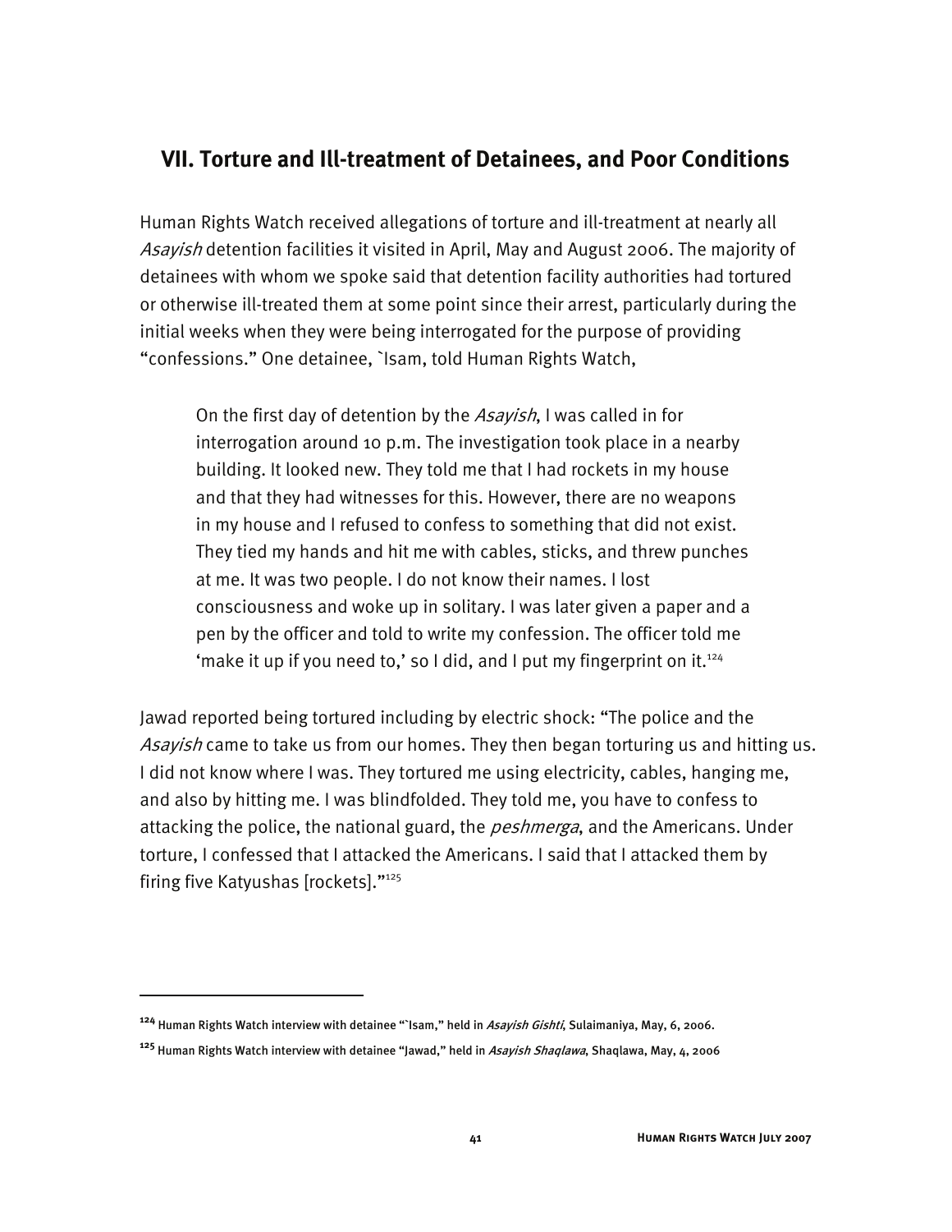## VII. Torture and Ill-treatment of Detainees, and Poor Conditions

Human Rights Watch received allegations of torture and ill-treatment at nearly all *Asayish* detention facilities it visited in April, May and August 2006. The majority of detainees with whom we spoke said that detention facility authorities had tortured or otherwise ill-treated them at some point since their arrest, particularly during the initial weeks when they were being interrogated for the purpose of providing "confessions." One detainee, `Isam, told Human Rights Watch,

> On the first day of detention by the *Asayish*, I was called in for interrogation around 10 p.m. The investigation took place in a nearby building. It looked new. They told me that I had rockets in my house and that they had witnesses for this. However, there are no weapons in my house and I refused to confess to something that did not exist. They tied my hands and hit me with cables, sticks, and threw punches at me. It was two people. I do not know their names. I lost consciousness and woke up in solitary. I was later given a paper and a pen by the officer and told to write my confession. The officer told me 'make it up if you need to,' so I did, and I put my fingerprint on it.[124]

Jawad reported being tortured including by electric shock: "The police and the *Asayish* came to take us from our homes. They then began torturing us and hitting us. I did not know where I was. They tortured me using electricity, cables, hanging me, and also by hitting me. I was blindfolded. They told me, you have to confess to attacking the police, the national guard, the *peshmerga*, and the Americans. Under torture, I confessed that I attacked the Americans. I said that I attacked them by firing five Katyushas [rockets]."[125]

---

[124] Human Rights Watch interview with detainee "`Isam," held in *Asayish Gishti*, Sulaimaniya, May, 6, 2006.

[125] Human Rights Watch interview with detainee "Jawad," held in *Asayish Shaqlawa*, Shaqlawa, May, 4, 2006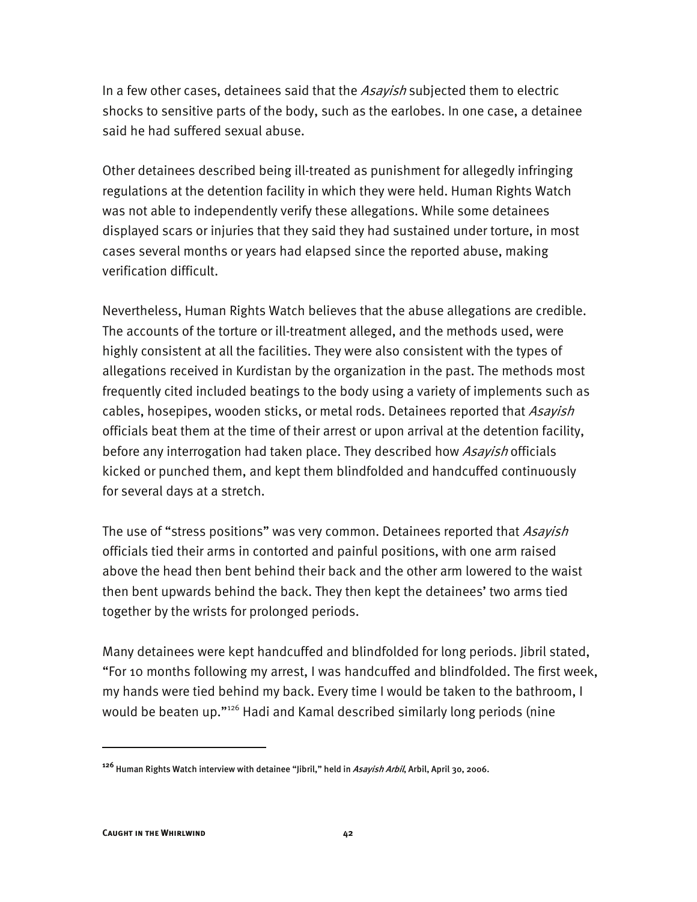In a few other cases, detainees said that the *Asayish* subjected them to electric shocks to sensitive parts of the body, such as the earlobes. In one case, a detainee said he had suffered sexual abuse.

Other detainees described being ill-treated as punishment for allegedly infringing regulations at the detention facility in which they were held. Human Rights Watch was not able to independently verify these allegations. While some detainees displayed scars or injuries that they said they had sustained under torture, in most cases several months or years had elapsed since the reported abuse, making verification difficult.

Nevertheless, Human Rights Watch believes that the abuse allegations are credible. The accounts of the torture or ill-treatment alleged, and the methods used, were highly consistent at all the facilities. They were also consistent with the types of allegations received in Kurdistan by the organization in the past. The methods most frequently cited included beatings to the body using a variety of implements such as cables, hosepipes, wooden sticks, or metal rods. Detainees reported that *Asayish* officials beat them at the time of their arrest or upon arrival at the detention facility, before any interrogation had taken place. They described how *Asayish* officials kicked or punched them, and kept them blindfolded and handcuffed continuously for several days at a stretch.

The use of "stress positions" was very common. Detainees reported that *Asayish* officials tied their arms in contorted and painful positions, with one arm raised above the head then bent behind their back and the other arm lowered to the waist then bent upwards behind the back. They then kept the detainees' two arms tied together by the wrists for prolonged periods.

Many detainees were kept handcuffed and blindfolded for long periods. Jibril stated, "For 10 months following my arrest, I was handcuffed and blindfolded. The first week, my hands were tied behind my back. Every time I would be taken to the bathroom, I would be beaten up."[126] Hadi and Kamal described similarly long periods (nine

---

[126] Human Rights Watch interview with detainee "Jibril," held in *Asayish Arbil*, Arbil, April 30, 2006.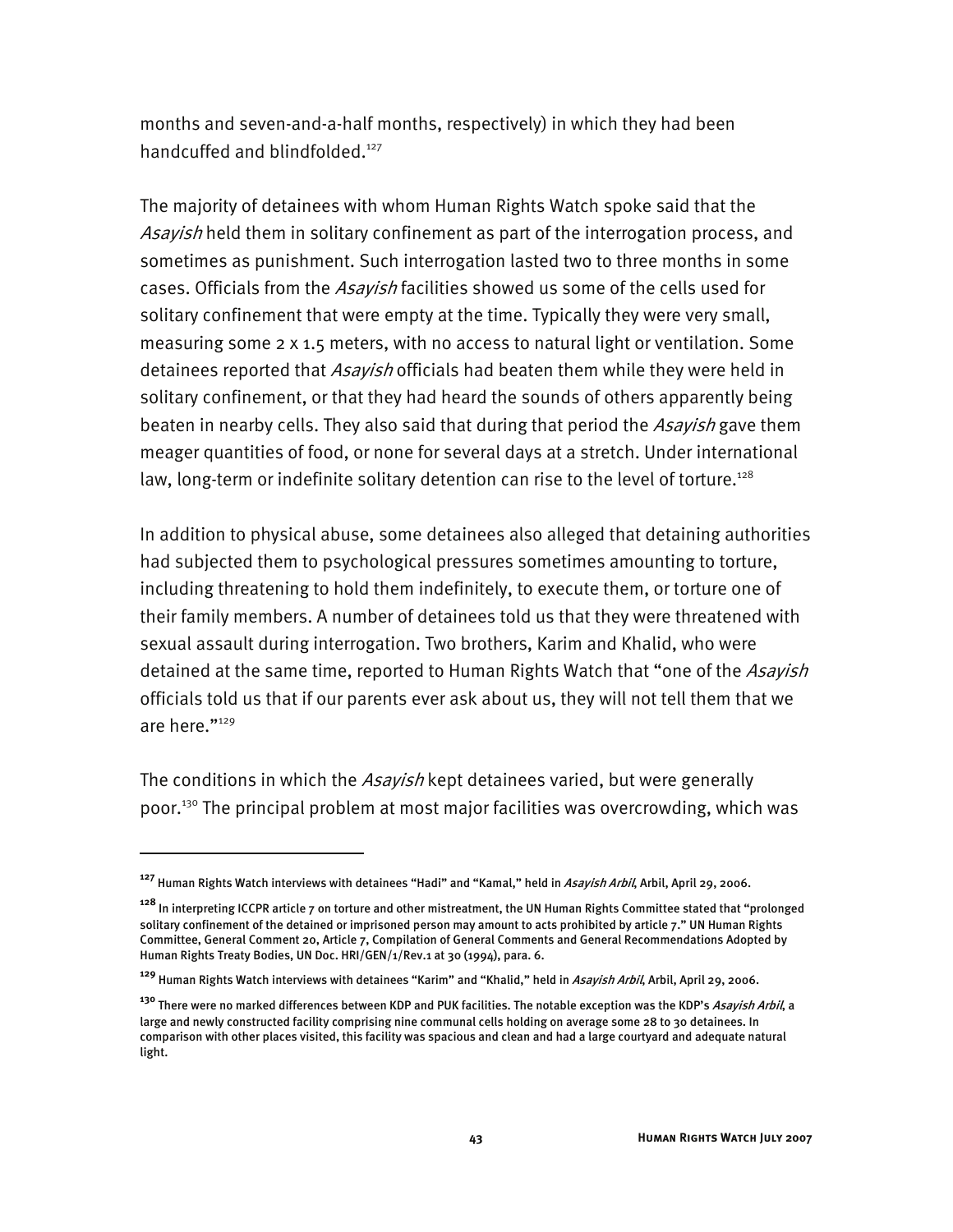months and seven-and-a-half months, respectively) in which they had been handcuffed and blindfolded.[127]

The majority of detainees with whom Human Rights Watch spoke said that the *Asayish* held them in solitary confinement as part of the interrogation process, and sometimes as punishment. Such interrogation lasted two to three months in some cases. Officials from the *Asayish* facilities showed us some of the cells used for solitary confinement that were empty at the time. Typically they were very small, measuring some 2 x 1.5 meters, with no access to natural light or ventilation. Some detainees reported that *Asayish* officials had beaten them while they were held in solitary confinement, or that they had heard the sounds of others apparently being beaten in nearby cells. They also said that during that period the *Asayish* gave them meager quantities of food, or none for several days at a stretch. Under international law, long-term or indefinite solitary detention can rise to the level of torture.[128]

In addition to physical abuse, some detainees also alleged that detaining authorities had subjected them to psychological pressures sometimes amounting to torture, including threatening to hold them indefinitely, to execute them, or torture one of their family members. A number of detainees told us that they were threatened with sexual assault during interrogation. Two brothers, Karim and Khalid, who were detained at the same time, reported to Human Rights Watch that "one of the *Asayish* officials told us that if our parents ever ask about us, they will not tell them that we are here."[129]

The conditions in which the *Asayish* kept detainees varied, but were generally poor.[130] The principal problem at most major facilities was overcrowding, which was

---

[127] Human Rights Watch interviews with detainees "Hadi" and "Kamal," held in *Asayish Arbil*, Arbil, April 29, 2006.

[128] In interpreting ICCPR article 7 on torture and other mistreatment, the UN Human Rights Committee stated that "prolonged solitary confinement of the detained or imprisoned person may amount to acts prohibited by article 7." UN Human Rights Committee, General Comment 20, Article 7, Compilation of General Comments and General Recommendations Adopted by Human Rights Treaty Bodies, UN Doc. HRI/GEN/1/Rev.1 at 30 (1994), para. 6.

[129] Human Rights Watch interviews with detainees "Karim" and "Khalid," held in *Asayish Arbil*, Arbil, April 29, 2006.

[130] There were no marked differences between KDP and PUK facilities. The notable exception was the KDP's *Asayish Arbil*, a large and newly constructed facility comprising nine communal cells holding on average some 28 to 30 detainees. In comparison with other places visited, this facility was spacious and clean and had a large courtyard and adequate natural light.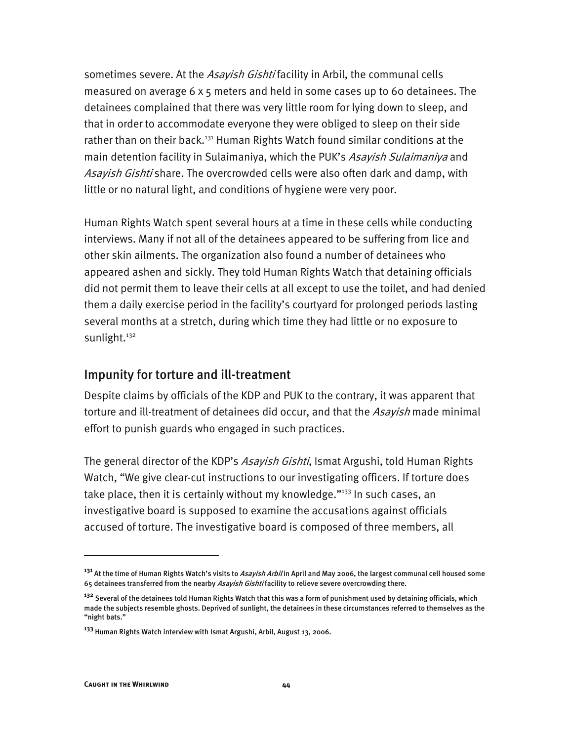sometimes severe. At the *Asayish Gishti* facility in Arbil, the communal cells measured on average 6 x 5 meters and held in some cases up to 60 detainees. The detainees complained that there was very little room for lying down to sleep, and that in order to accommodate everyone they were obliged to sleep on their side rather than on their back.[131] Human Rights Watch found similar conditions at the main detention facility in Sulaimaniya, which the PUK's *Asayish Sulaimaniya* and *Asayish Gishti* share. The overcrowded cells were also often dark and damp, with little or no natural light, and conditions of hygiene were very poor.

Human Rights Watch spent several hours at a time in these cells while conducting interviews. Many if not all of the detainees appeared to be suffering from lice and other skin ailments. The organization also found a number of detainees who appeared ashen and sickly. They told Human Rights Watch that detaining officials did not permit them to leave their cells at all except to use the toilet, and had denied them a daily exercise period in the facility's courtyard for prolonged periods lasting several months at a stretch, during which time they had little or no exposure to sunlight.[132]

## Impunity for torture and ill-treatment

Despite claims by officials of the KDP and PUK to the contrary, it was apparent that torture and ill-treatment of detainees did occur, and that the *Asayish* made minimal effort to punish guards who engaged in such practices.

The general director of the KDP's *Asayish Gishti*, Ismat Argushi, told Human Rights Watch, "We give clear-cut instructions to our investigating officers. If torture does take place, then it is certainly without my knowledge."[133] In such cases, an investigative board is supposed to examine the accusations against officials accused of torture. The investigative board is composed of three members, all

---

[131] At the time of Human Rights Watch's visits to *Asayish Arbil* in April and May 2006, the largest communal cell housed some 65 detainees transferred from the nearby *Asayish Gishti* facility to relieve severe overcrowding there.

[132] Several of the detainees told Human Rights Watch that this was a form of punishment used by detaining officials, which made the subjects resemble ghosts. Deprived of sunlight, the detainees in these circumstances referred to themselves as the "night bats."

[133] Human Rights Watch interview with Ismat Argushi, Arbil, August 13, 2006.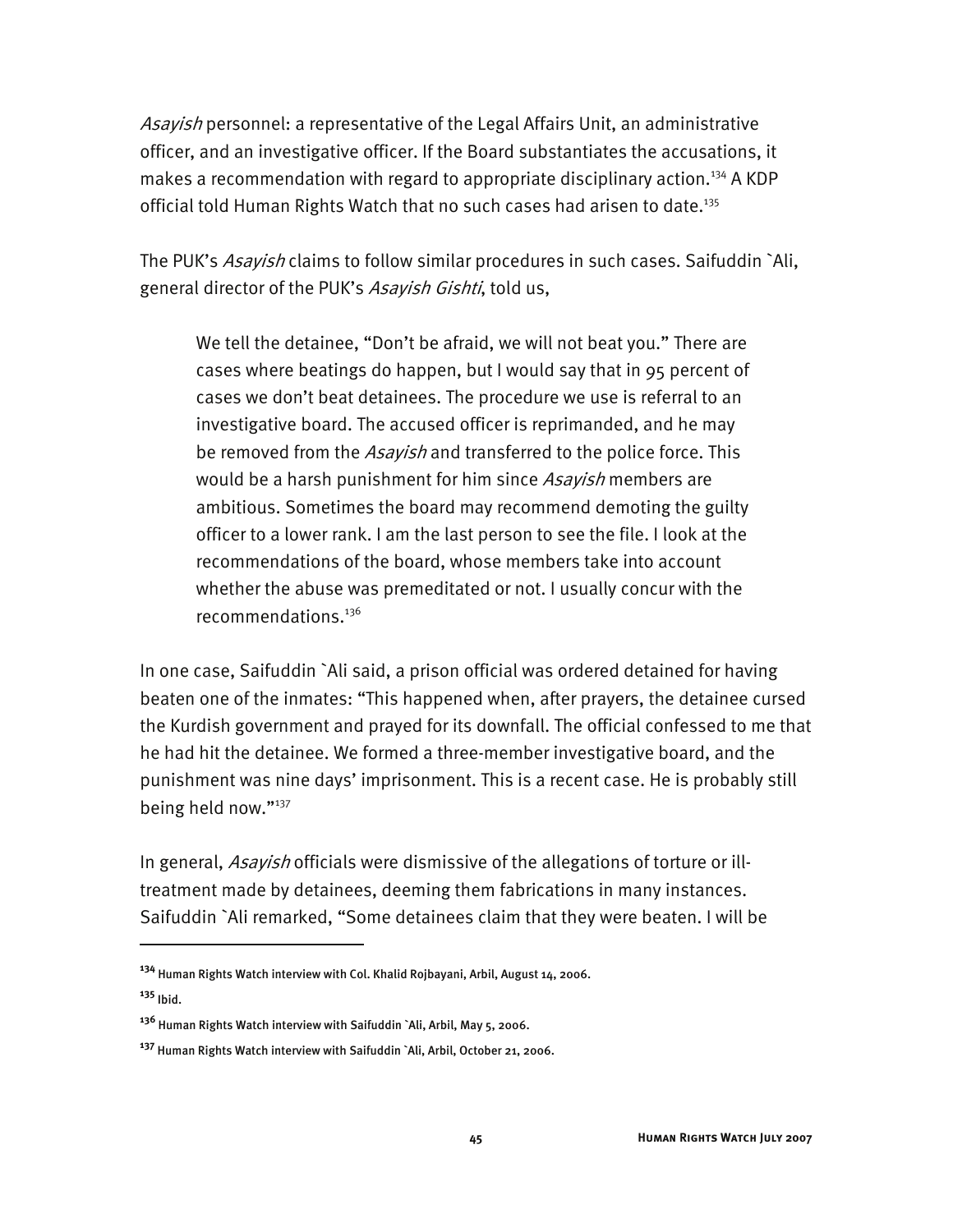*Asayish* personnel: a representative of the Legal Affairs Unit, an administrative officer, and an investigative officer. If the Board substantiates the accusations, it makes a recommendation with regard to appropriate disciplinary action.[134] A KDP official told Human Rights Watch that no such cases had arisen to date.[135]

The PUK's *Asayish* claims to follow similar procedures in such cases. Saifuddin `Ali, general director of the PUK's *Asayish Gishti*, told us,

> We tell the detainee, "Don't be afraid, we will not beat you." There are cases where beatings do happen, but I would say that in 95 percent of cases we don't beat detainees. The procedure we use is referral to an investigative board. The accused officer is reprimanded, and he may be removed from the *Asayish* and transferred to the police force. This would be a harsh punishment for him since *Asayish* members are ambitious. Sometimes the board may recommend demoting the guilty officer to a lower rank. I am the last person to see the file. I look at the recommendations of the board, whose members take into account whether the abuse was premeditated or not. I usually concur with the recommendations.[136]

In one case, Saifuddin `Ali said, a prison official was ordered detained for having beaten one of the inmates: "This happened when, after prayers, the detainee cursed the Kurdish government and prayed for its downfall. The official confessed to me that he had hit the detainee. We formed a three-member investigative board, and the punishment was nine days' imprisonment. This is a recent case. He is probably still being held now."[137]

In general, *Asayish* officials were dismissive of the allegations of torture or ill-treatment made by detainees, deeming them fabrications in many instances. Saifuddin `Ali remarked, "Some detainees claim that they were beaten. I will be

---

[134] Human Rights Watch interview with Col. Khalid Rojbayani, Arbil, August 14, 2006.

[135] Ibid.

[136] Human Rights Watch interview with Saifuddin `Ali, Arbil, May 5, 2006.

[137] Human Rights Watch interview with Saifuddin `Ali, Arbil, October 21, 2006.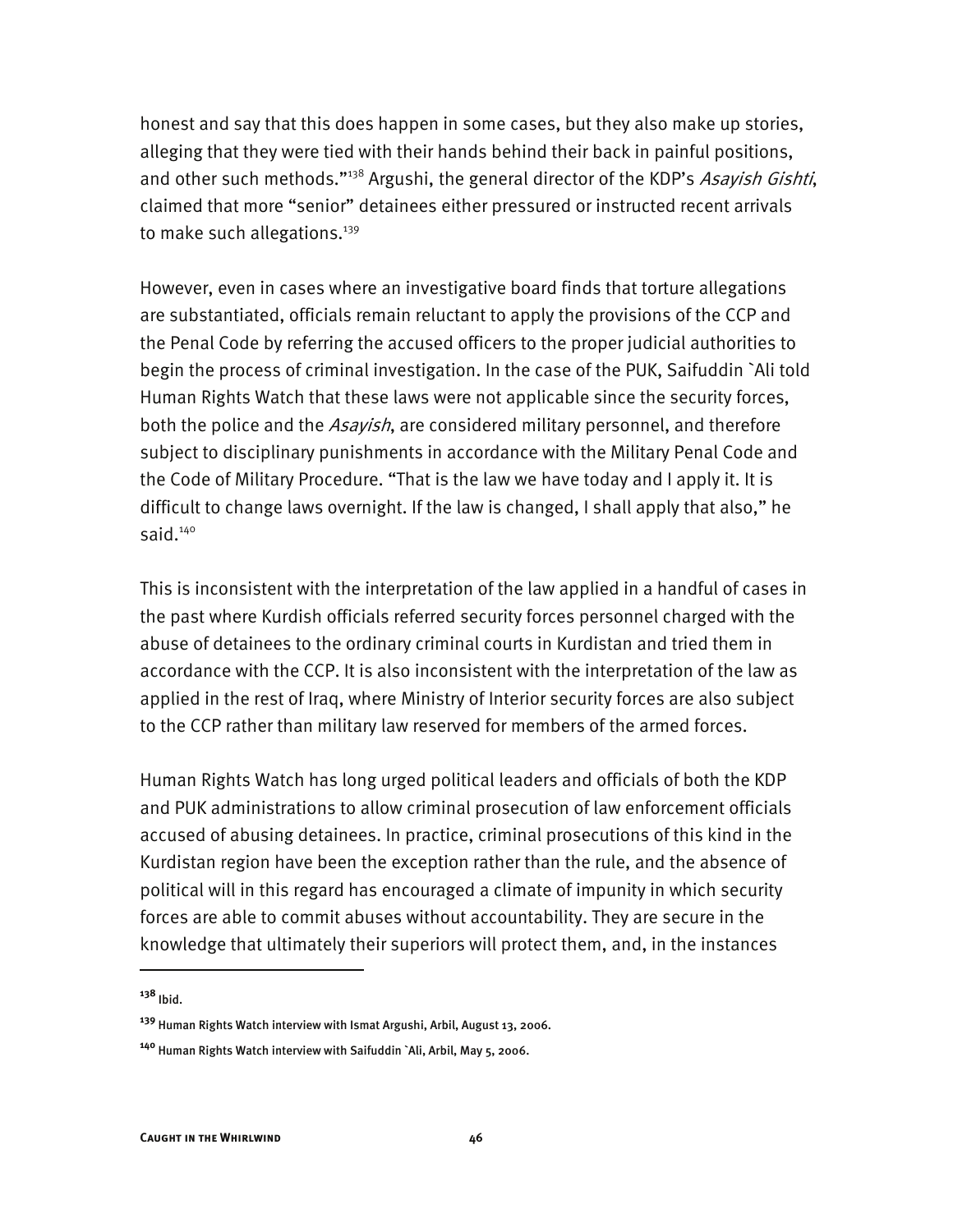honest and say that this does happen in some cases, but they also make up stories, alleging that they were tied with their hands behind their back in painful positions, and other such methods."[138] Argushi, the general director of the KDP's *Asayish Gishti*, claimed that more "senior" detainees either pressured or instructed recent arrivals to make such allegations.[139]

However, even in cases where an investigative board finds that torture allegations are substantiated, officials remain reluctant to apply the provisions of the CCP and the Penal Code by referring the accused officers to the proper judicial authorities to begin the process of criminal investigation. In the case of the PUK, Saifuddin `Ali told Human Rights Watch that these laws were not applicable since the security forces, both the police and the *Asayish*, are considered military personnel, and therefore subject to disciplinary punishments in accordance with the Military Penal Code and the Code of Military Procedure. "That is the law we have today and I apply it. It is difficult to change laws overnight. If the law is changed, I shall apply that also," he said.[140]

This is inconsistent with the interpretation of the law applied in a handful of cases in the past where Kurdish officials referred security forces personnel charged with the abuse of detainees to the ordinary criminal courts in Kurdistan and tried them in accordance with the CCP. It is also inconsistent with the interpretation of the law as applied in the rest of Iraq, where Ministry of Interior security forces are also subject to the CCP rather than military law reserved for members of the armed forces.

Human Rights Watch has long urged political leaders and officials of both the KDP and PUK administrations to allow criminal prosecution of law enforcement officials accused of abusing detainees. In practice, criminal prosecutions of this kind in the Kurdistan region have been the exception rather than the rule, and the absence of political will in this regard has encouraged a climate of impunity in which security forces are able to commit abuses without accountability. They are secure in the knowledge that ultimately their superiors will protect them, and, in the instances

---

[138] Ibid.

[139] Human Rights Watch interview with Ismat Argushi, Arbil, August 13, 2006.

[140] Human Rights Watch interview with Saifuddin `Ali, Arbil, May 5, 2006.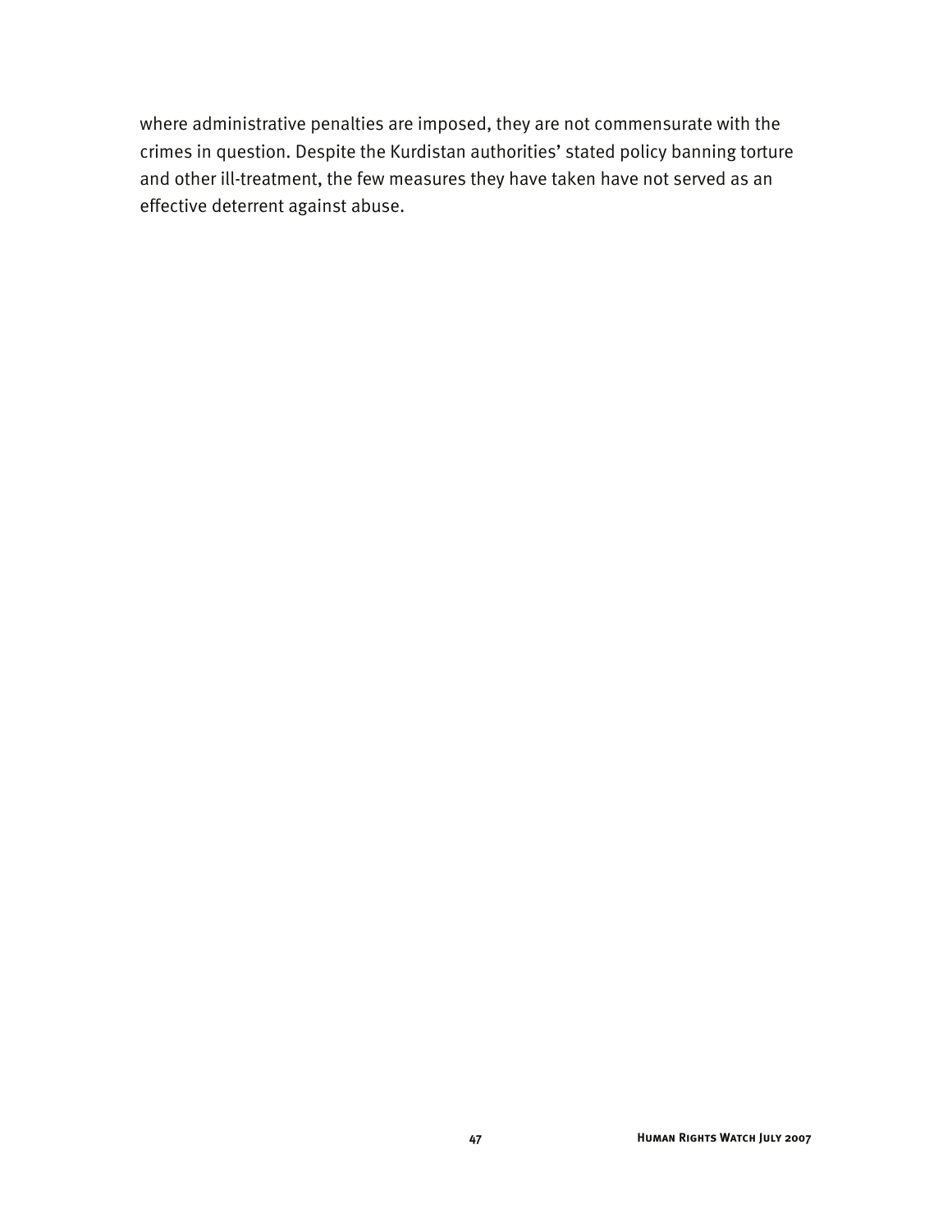where administrative penalties are imposed, they are not commensurate with the crimes in question. Despite the Kurdistan authorities' stated policy banning torture and other ill-treatment, the few measures they have taken have not served as an effective deterrent against abuse.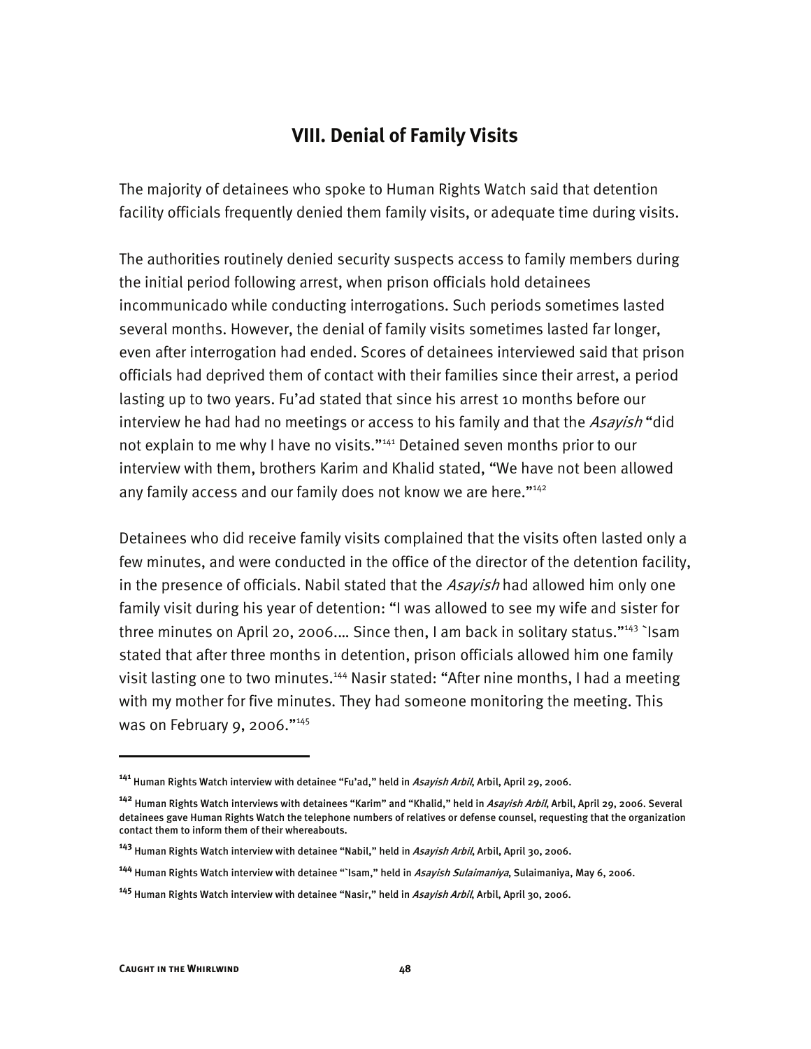## VIII. Denial of Family Visits

The majority of detainees who spoke to Human Rights Watch said that detention facility officials frequently denied them family visits, or adequate time during visits.

The authorities routinely denied security suspects access to family members during the initial period following arrest, when prison officials hold detainees incommunicado while conducting interrogations. Such periods sometimes lasted several months. However, the denial of family visits sometimes lasted far longer, even after interrogation had ended. Scores of detainees interviewed said that prison officials had deprived them of contact with their families since their arrest, a period lasting up to two years. Fu'ad stated that since his arrest 10 months before our interview he had had no meetings or access to his family and that the *Asayish* "did not explain to me why I have no visits."[141] Detained seven months prior to our interview with them, brothers Karim and Khalid stated, "We have not been allowed any family access and our family does not know we are here."[142]

Detainees who did receive family visits complained that the visits often lasted only a few minutes, and were conducted in the office of the director of the detention facility, in the presence of officials. Nabil stated that the *Asayish* had allowed him only one family visit during his year of detention: "I was allowed to see my wife and sister for three minutes on April 20, 2006.… Since then, I am back in solitary status."[143] `Isam stated that after three months in detention, prison officials allowed him one family visit lasting one to two minutes.[144] Nasir stated: "After nine months, I had a meeting with my mother for five minutes. They had someone monitoring the meeting. This was on February 9, 2006."[145]

---

[141] Human Rights Watch interview with detainee "Fu'ad," held in *Asayish Arbil*, Arbil, April 29, 2006.

[142] Human Rights Watch interviews with detainees "Karim" and "Khalid," held in *Asayish Arbil*, Arbil, April 29, 2006. Several detainees gave Human Rights Watch the telephone numbers of relatives or defense counsel, requesting that the organization contact them to inform them of their whereabouts.

[143] Human Rights Watch interview with detainee "Nabil," held in *Asayish Arbil*, Arbil, April 30, 2006.

[144] Human Rights Watch interview with detainee "`Isam," held in *Asayish Sulaimaniya*, Sulaimaniya, May 6, 2006.

[145] Human Rights Watch interview with detainee "Nasir," held in *Asayish Arbil*, Arbil, April 30, 2006.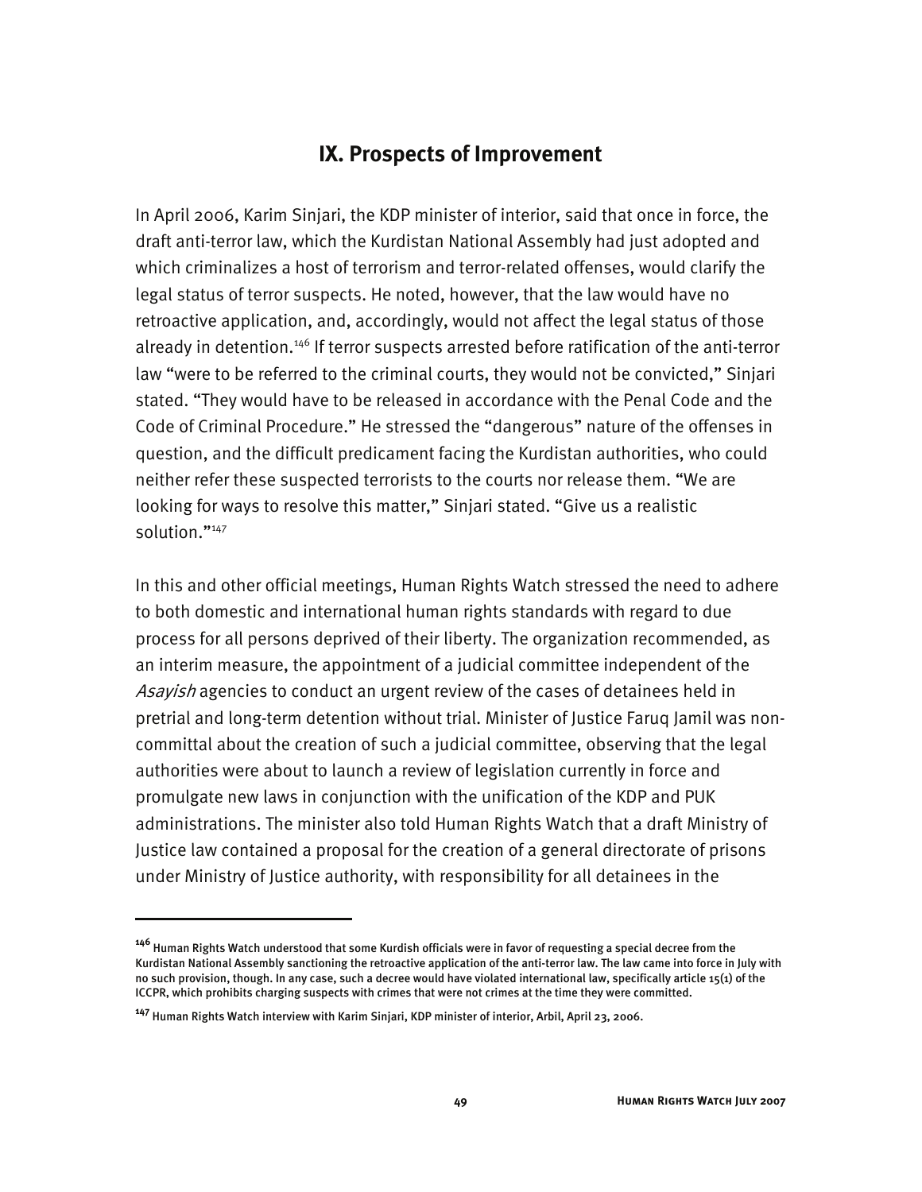## IX. Prospects of Improvement

In April 2006, Karim Sinjari, the KDP minister of interior, said that once in force, the draft anti-terror law, which the Kurdistan National Assembly had just adopted and which criminalizes a host of terrorism and terror-related offenses, would clarify the legal status of terror suspects. He noted, however, that the law would have no retroactive application, and, accordingly, would not affect the legal status of those already in detention.[146] If terror suspects arrested before ratification of the anti-terror law "were to be referred to the criminal courts, they would not be convicted," Sinjari stated. "They would have to be released in accordance with the Penal Code and the Code of Criminal Procedure." He stressed the "dangerous" nature of the offenses in question, and the difficult predicament facing the Kurdistan authorities, who could neither refer these suspected terrorists to the courts nor release them. "We are looking for ways to resolve this matter," Sinjari stated. "Give us a realistic solution."[147]

In this and other official meetings, Human Rights Watch stressed the need to adhere to both domestic and international human rights standards with regard to due process for all persons deprived of their liberty. The organization recommended, as an interim measure, the appointment of a judicial committee independent of the *Asayish* agencies to conduct an urgent review of the cases of detainees held in pretrial and long-term detention without trial. Minister of Justice Faruq Jamil was non-committal about the creation of such a judicial committee, observing that the legal authorities were about to launch a review of legislation currently in force and promulgate new laws in conjunction with the unification of the KDP and PUK administrations. The minister also told Human Rights Watch that a draft Ministry of Justice law contained a proposal for the creation of a general directorate of prisons under Ministry of Justice authority, with responsibility for all detainees in the

---

[146] Human Rights Watch understood that some Kurdish officials were in favor of requesting a special decree from the Kurdistan National Assembly sanctioning the retroactive application of the anti-terror law. The law came into force in July with no such provision, though. In any case, such a decree would have violated international law, specifically article 15(1) of the ICCPR, which prohibits charging suspects with crimes that were not crimes at the time they were committed.

[147] Human Rights Watch interview with Karim Sinjari, KDP minister of interior, Arbil, April 23, 2006.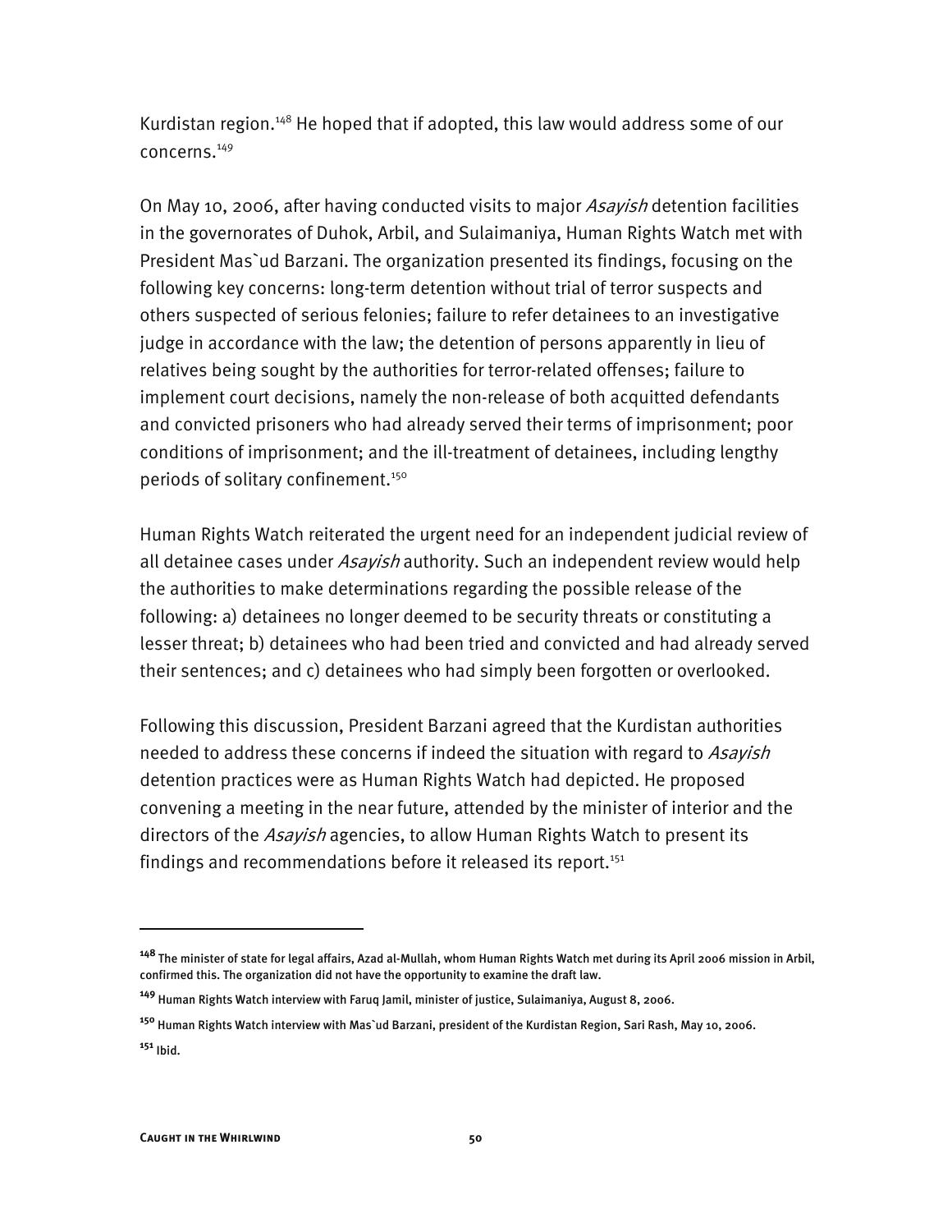Kurdistan region.[148] He hoped that if adopted, this law would address some of our concerns.[149]

On May 10, 2006, after having conducted visits to major *Asayish* detention facilities in the governorates of Duhok, Arbil, and Sulaimaniya, Human Rights Watch met with President Mas`ud Barzani. The organization presented its findings, focusing on the following key concerns: long-term detention without trial of terror suspects and others suspected of serious felonies; failure to refer detainees to an investigative judge in accordance with the law; the detention of persons apparently in lieu of relatives being sought by the authorities for terror-related offenses; failure to implement court decisions, namely the non-release of both acquitted defendants and convicted prisoners who had already served their terms of imprisonment; poor conditions of imprisonment; and the ill-treatment of detainees, including lengthy periods of solitary confinement.[150]

Human Rights Watch reiterated the urgent need for an independent judicial review of all detainee cases under *Asayish* authority. Such an independent review would help the authorities to make determinations regarding the possible release of the following: a) detainees no longer deemed to be security threats or constituting a lesser threat; b) detainees who had been tried and convicted and had already served their sentences; and c) detainees who had simply been forgotten or overlooked.

Following this discussion, President Barzani agreed that the Kurdistan authorities needed to address these concerns if indeed the situation with regard to *Asayish* detention practices were as Human Rights Watch had depicted. He proposed convening a meeting in the near future, attended by the minister of interior and the directors of the *Asayish* agencies, to allow Human Rights Watch to present its findings and recommendations before it released its report.[151]

---

**148** The minister of state for legal affairs, Azad al-Mullah, whom Human Rights Watch met during its April 2006 mission in Arbil, confirmed this. The organization did not have the opportunity to examine the draft law.

**149** Human Rights Watch interview with Faruq Jamil, minister of justice, Sulaimaniya, August 8, 2006.

**150** Human Rights Watch interview with Mas`ud Barzani, president of the Kurdistan Region, Sari Rash, May 10, 2006.

**151** Ibid.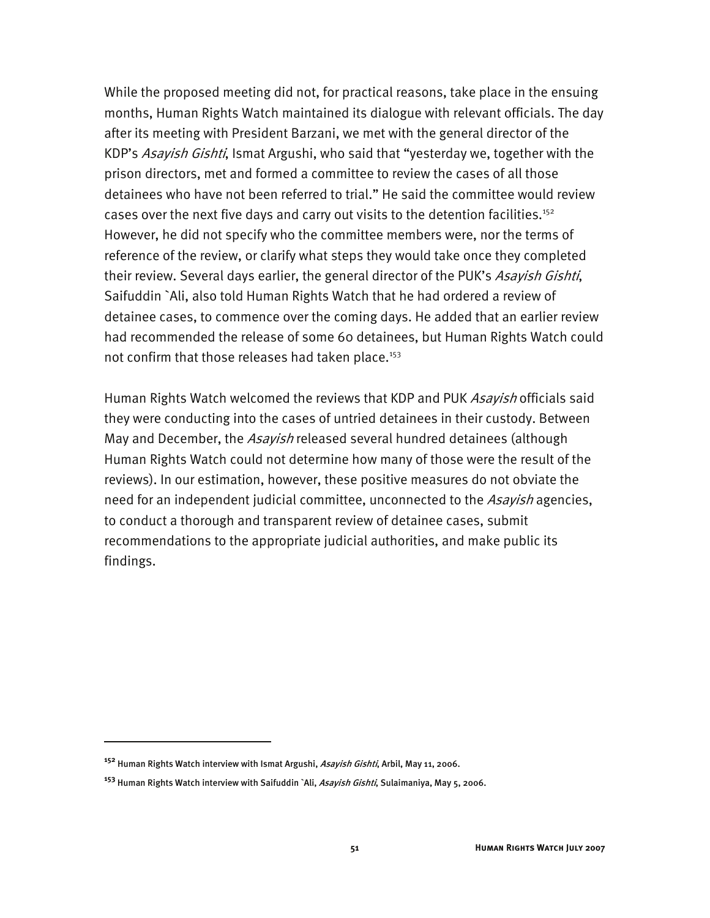While the proposed meeting did not, for practical reasons, take place in the ensuing months, Human Rights Watch maintained its dialogue with relevant officials. The day after its meeting with President Barzani, we met with the general director of the KDP's *Asayish Gishti*, Ismat Argushi, who said that "yesterday we, together with the prison directors, met and formed a committee to review the cases of all those detainees who have not been referred to trial." He said the committee would review cases over the next five days and carry out visits to the detention facilities.[152] However, he did not specify who the committee members were, nor the terms of reference of the review, or clarify what steps they would take once they completed their review. Several days earlier, the general director of the PUK's *Asayish Gishti*, Saifuddin `Ali, also told Human Rights Watch that he had ordered a review of detainee cases, to commence over the coming days. He added that an earlier review had recommended the release of some 60 detainees, but Human Rights Watch could not confirm that those releases had taken place.[153]

Human Rights Watch welcomed the reviews that KDP and PUK *Asayish* officials said they were conducting into the cases of untried detainees in their custody. Between May and December, the *Asayish* released several hundred detainees (although Human Rights Watch could not determine how many of those were the result of the reviews). In our estimation, however, these positive measures do not obviate the need for an independent judicial committee, unconnected to the *Asayish* agencies, to conduct a thorough and transparent review of detainee cases, submit recommendations to the appropriate judicial authorities, and make public its findings.

---

[152] Human Rights Watch interview with Ismat Argushi, *Asayish Gishti*, Arbil, May 11, 2006.

[153] Human Rights Watch interview with Saifuddin `Ali, *Asayish Gishti*, Sulaimaniya, May 5, 2006.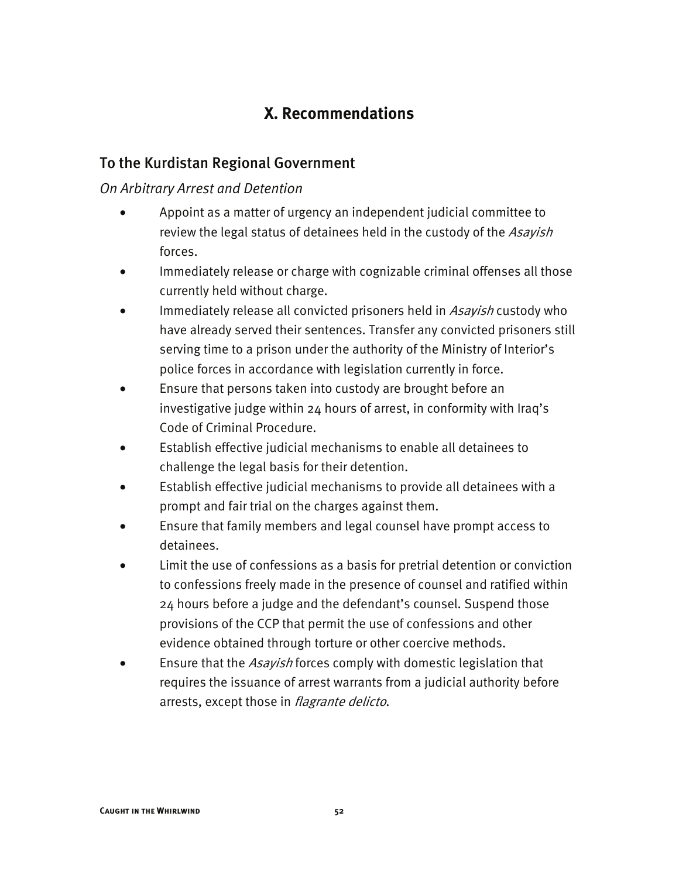# X. Recommendations

## To the Kurdistan Regional Government

*On Arbitrary Arrest and Detention*

- Appoint as a matter of urgency an independent judicial committee to review the legal status of detainees held in the custody of the *Asayish* forces.
- Immediately release or charge with cognizable criminal offenses all those currently held without charge.
- Immediately release all convicted prisoners held in *Asayish* custody who have already served their sentences. Transfer any convicted prisoners still serving time to a prison under the authority of the Ministry of Interior's police forces in accordance with legislation currently in force.
- Ensure that persons taken into custody are brought before an investigative judge within 24 hours of arrest, in conformity with Iraq's Code of Criminal Procedure.
- Establish effective judicial mechanisms to enable all detainees to challenge the legal basis for their detention.
- Establish effective judicial mechanisms to provide all detainees with a prompt and fair trial on the charges against them.
- Ensure that family members and legal counsel have prompt access to detainees.
- Limit the use of confessions as a basis for pretrial detention or conviction to confessions freely made in the presence of counsel and ratified within 24 hours before a judge and the defendant's counsel. Suspend those provisions of the CCP that permit the use of confessions and other evidence obtained through torture or other coercive methods.
- Ensure that the *Asayish* forces comply with domestic legislation that requires the issuance of arrest warrants from a judicial authority before arrests, except those in *flagrante delicto*.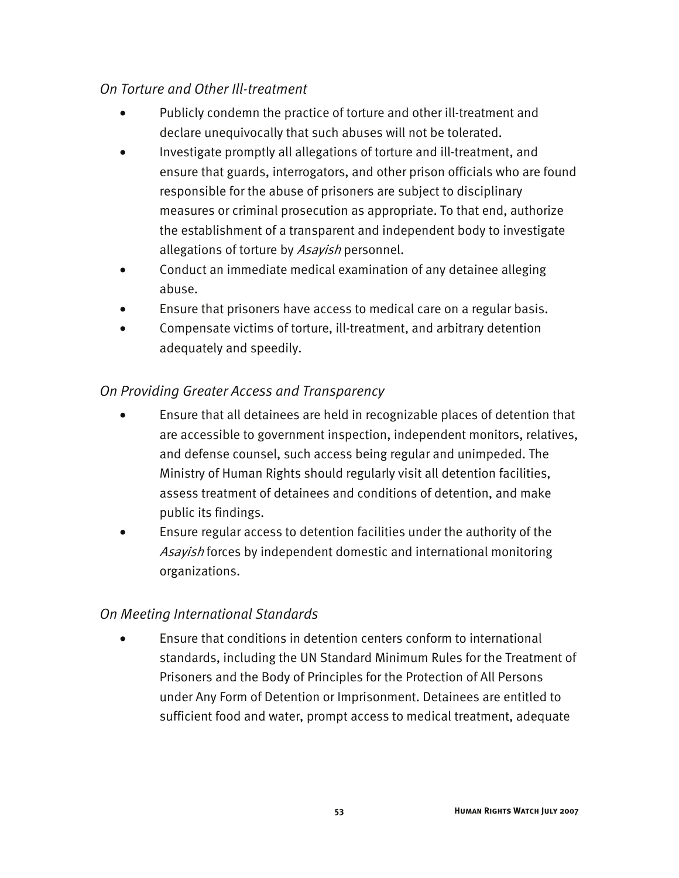*On Torture and Other Ill-treatment*

- Publicly condemn the practice of torture and other ill-treatment and declare unequivocally that such abuses will not be tolerated.
- Investigate promptly all allegations of torture and ill-treatment, and ensure that guards, interrogators, and other prison officials who are found responsible for the abuse of prisoners are subject to disciplinary measures or criminal prosecution as appropriate. To that end, authorize the establishment of a transparent and independent body to investigate allegations of torture by *Asayish* personnel.
- Conduct an immediate medical examination of any detainee alleging abuse.
- Ensure that prisoners have access to medical care on a regular basis.
- Compensate victims of torture, ill-treatment, and arbitrary detention adequately and speedily.

*On Providing Greater Access and Transparency*

- Ensure that all detainees are held in recognizable places of detention that are accessible to government inspection, independent monitors, relatives, and defense counsel, such access being regular and unimpeded. The Ministry of Human Rights should regularly visit all detention facilities, assess treatment of detainees and conditions of detention, and make public its findings.
- Ensure regular access to detention facilities under the authority of the *Asayish* forces by independent domestic and international monitoring organizations.

*On Meeting International Standards*

- Ensure that conditions in detention centers conform to international standards, including the UN Standard Minimum Rules for the Treatment of Prisoners and the Body of Principles for the Protection of All Persons under Any Form of Detention or Imprisonment. Detainees are entitled to sufficient food and water, prompt access to medical treatment, adequate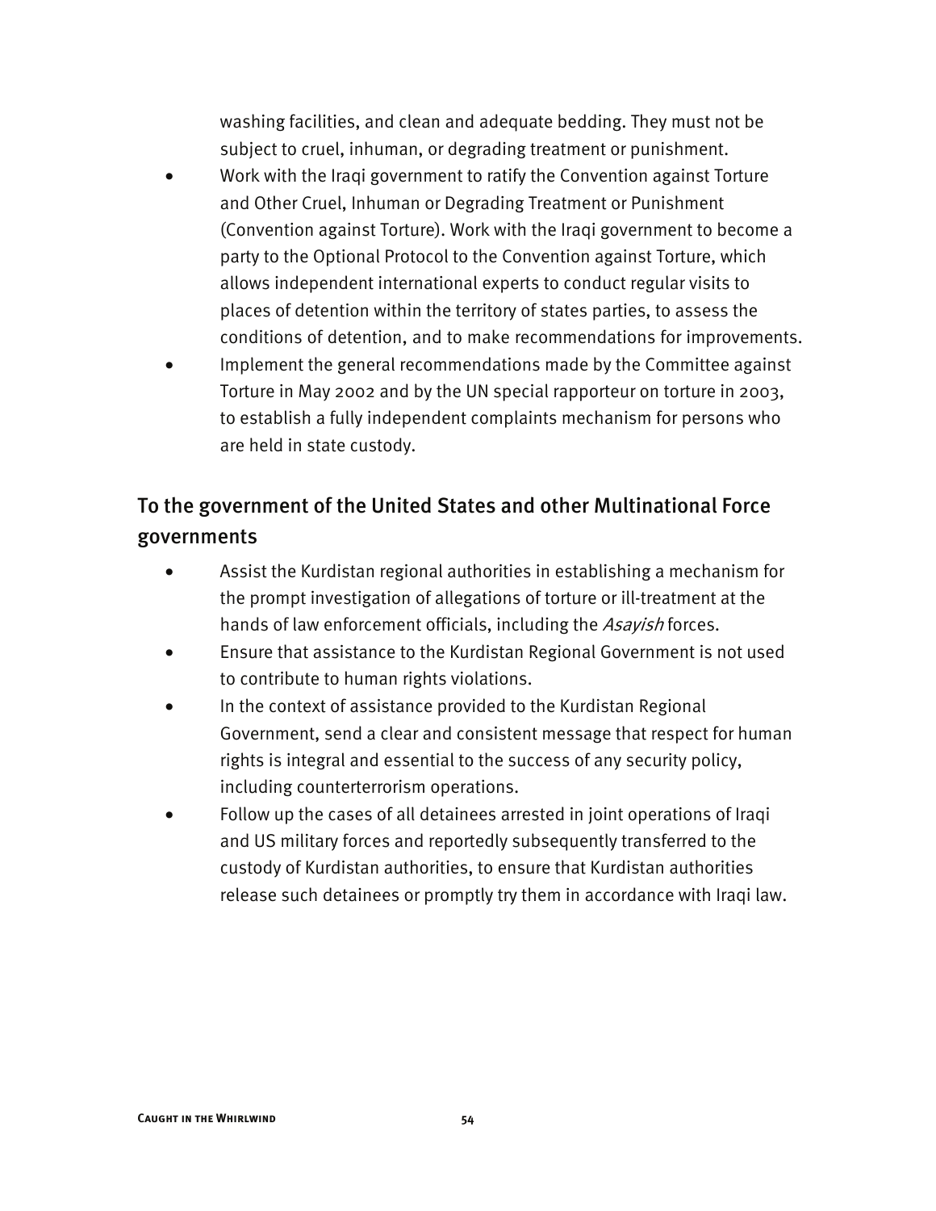washing facilities, and clean and adequate bedding. They must not be subject to cruel, inhuman, or degrading treatment or punishment.

- Work with the Iraqi government to ratify the Convention against Torture and Other Cruel, Inhuman or Degrading Treatment or Punishment (Convention against Torture). Work with the Iraqi government to become a party to the Optional Protocol to the Convention against Torture, which allows independent international experts to conduct regular visits to places of detention within the territory of states parties, to assess the conditions of detention, and to make recommendations for improvements.
- Implement the general recommendations made by the Committee against Torture in May 2002 and by the UN special rapporteur on torture in 2003, to establish a fully independent complaints mechanism for persons who are held in state custody.

## To the government of the United States and other Multinational Force governments

- Assist the Kurdistan regional authorities in establishing a mechanism for the prompt investigation of allegations of torture or ill-treatment at the hands of law enforcement officials, including the *Asayish* forces.
- Ensure that assistance to the Kurdistan Regional Government is not used to contribute to human rights violations.
- In the context of assistance provided to the Kurdistan Regional Government, send a clear and consistent message that respect for human rights is integral and essential to the success of any security policy, including counterterrorism operations.
- Follow up the cases of all detainees arrested in joint operations of Iraqi and US military forces and reportedly subsequently transferred to the custody of Kurdistan authorities, to ensure that Kurdistan authorities release such detainees or promptly try them in accordance with Iraqi law.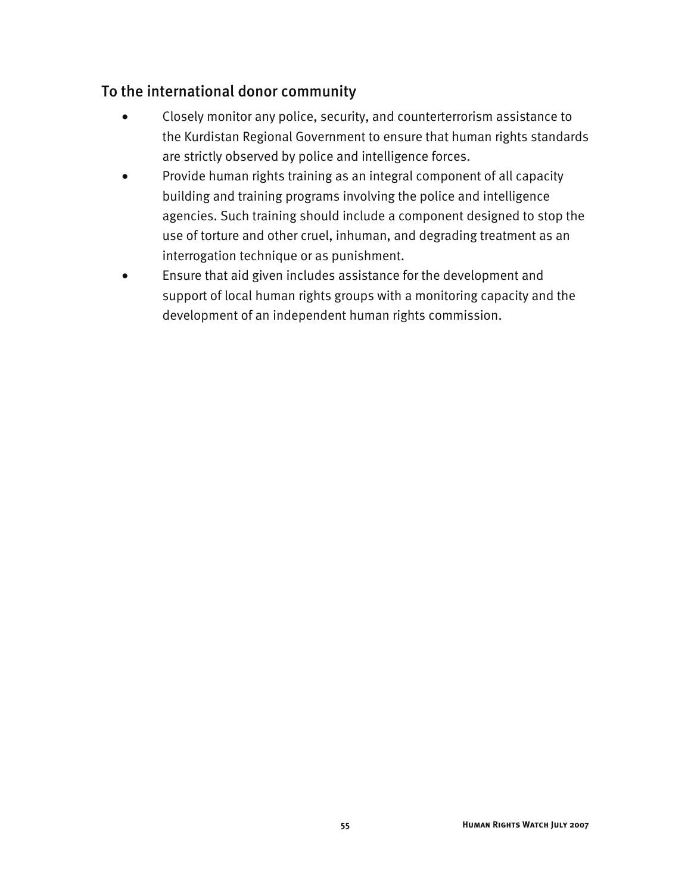## To the international donor community

- Closely monitor any police, security, and counterterrorism assistance to the Kurdistan Regional Government to ensure that human rights standards are strictly observed by police and intelligence forces.
- Provide human rights training as an integral component of all capacity building and training programs involving the police and intelligence agencies. Such training should include a component designed to stop the use of torture and other cruel, inhuman, and degrading treatment as an interrogation technique or as punishment.
- Ensure that aid given includes assistance for the development and support of local human rights groups with a monitoring capacity and the development of an independent human rights commission.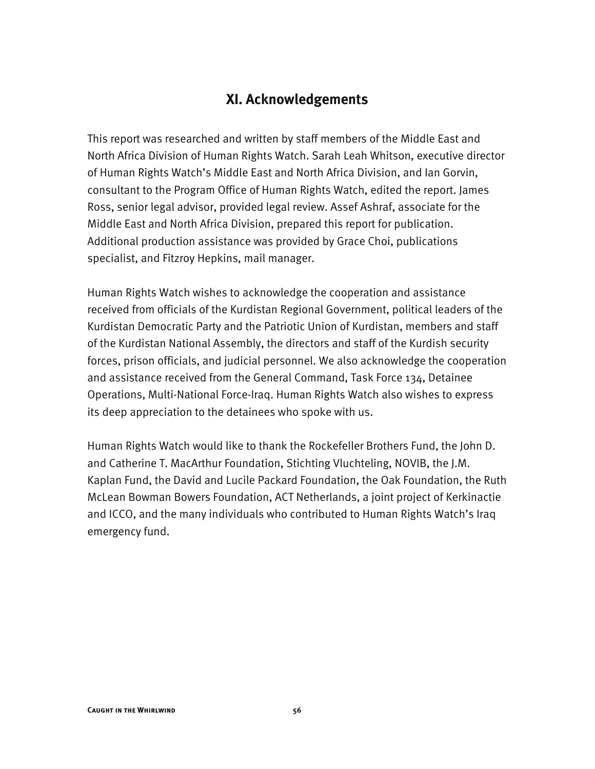## XI. Acknowledgements

This report was researched and written by staff members of the Middle East and North Africa Division of Human Rights Watch. Sarah Leah Whitson, executive director of Human Rights Watch's Middle East and North Africa Division, and Ian Gorvin, consultant to the Program Office of Human Rights Watch, edited the report. James Ross, senior legal advisor, provided legal review. Assef Ashraf, associate for the Middle East and North Africa Division, prepared this report for publication. Additional production assistance was provided by Grace Choi, publications specialist, and Fitzroy Hepkins, mail manager.

Human Rights Watch wishes to acknowledge the cooperation and assistance received from officials of the Kurdistan Regional Government, political leaders of the Kurdistan Democratic Party and the Patriotic Union of Kurdistan, members and staff of the Kurdistan National Assembly, the directors and staff of the Kurdish security forces, prison officials, and judicial personnel. We also acknowledge the cooperation and assistance received from the General Command, Task Force 134, Detainee Operations, Multi-National Force-Iraq. Human Rights Watch also wishes to express its deep appreciation to the detainees who spoke with us.

Human Rights Watch would like to thank the Rockefeller Brothers Fund, the John D. and Catherine T. MacArthur Foundation, Stichting Vluchteling, NOVIB, the J.M. Kaplan Fund, the David and Lucile Packard Foundation, the Oak Foundation, the Ruth McLean Bowman Bowers Foundation, ACT Netherlands, a joint project of Kerkinactie and ICCO, and the many individuals who contributed to Human Rights Watch's Iraq emergency fund.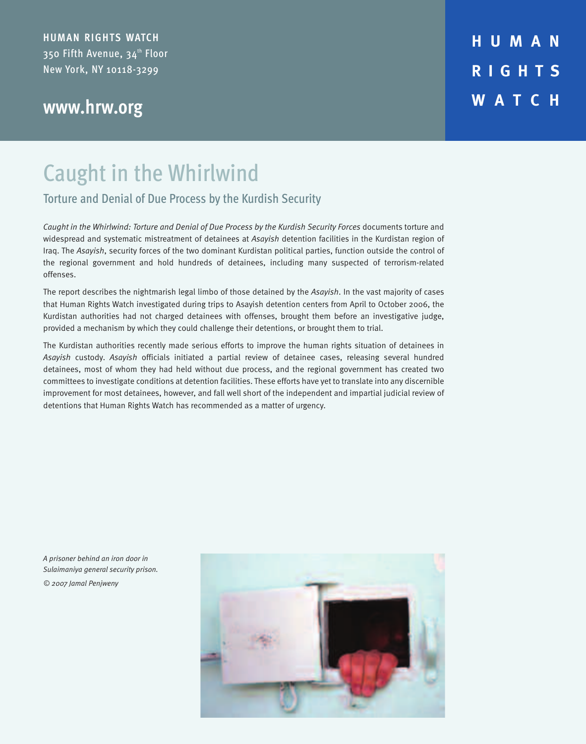HUMAN RIGHTS WATCH
350 Fifth Avenue, 34th Floor
New York, NY 10118-3299

**www.hrw.org**

HUMAN
RIGHTS
WATCH

# Caught in the Whirlwind

## Torture and Denial of Due Process by the Kurdish Security

*Caught in the Whirlwind: Torture and Denial of Due Process by the Kurdish Security Forces* documents torture and widespread and systematic mistreatment of detainees at *Asayish* detention facilities in the Kurdistan region of Iraq. The *Asayish*, security forces of the two dominant Kurdistan political parties, function outside the control of the regional government and hold hundreds of detainees, including many suspected of terrorism-related offenses.

The report describes the nightmarish legal limbo of those detained by the *Asayish*. In the vast majority of cases that Human Rights Watch investigated during trips to Asayish detention centers from April to October 2006, the Kurdistan authorities had not charged detainees with offenses, brought them before an investigative judge, provided a mechanism by which they could challenge their detentions, or brought them to trial.

The Kurdistan authorities recently made serious efforts to improve the human rights situation of detainees in *Asayish* custody. *Asayish* officials initiated a partial review of detainee cases, releasing several hundred detainees, most of whom they had held without due process, and the regional government has created two committees to investigate conditions at detention facilities. These efforts have yet to translate into any discernible improvement for most detainees, however, and fall well short of the independent and impartial judicial review of detentions that Human Rights Watch has recommended as a matter of urgency.

*A prisoner behind an iron door in Sulaimaniya general security prison.*

*© 2007 Jamal Penjweny*